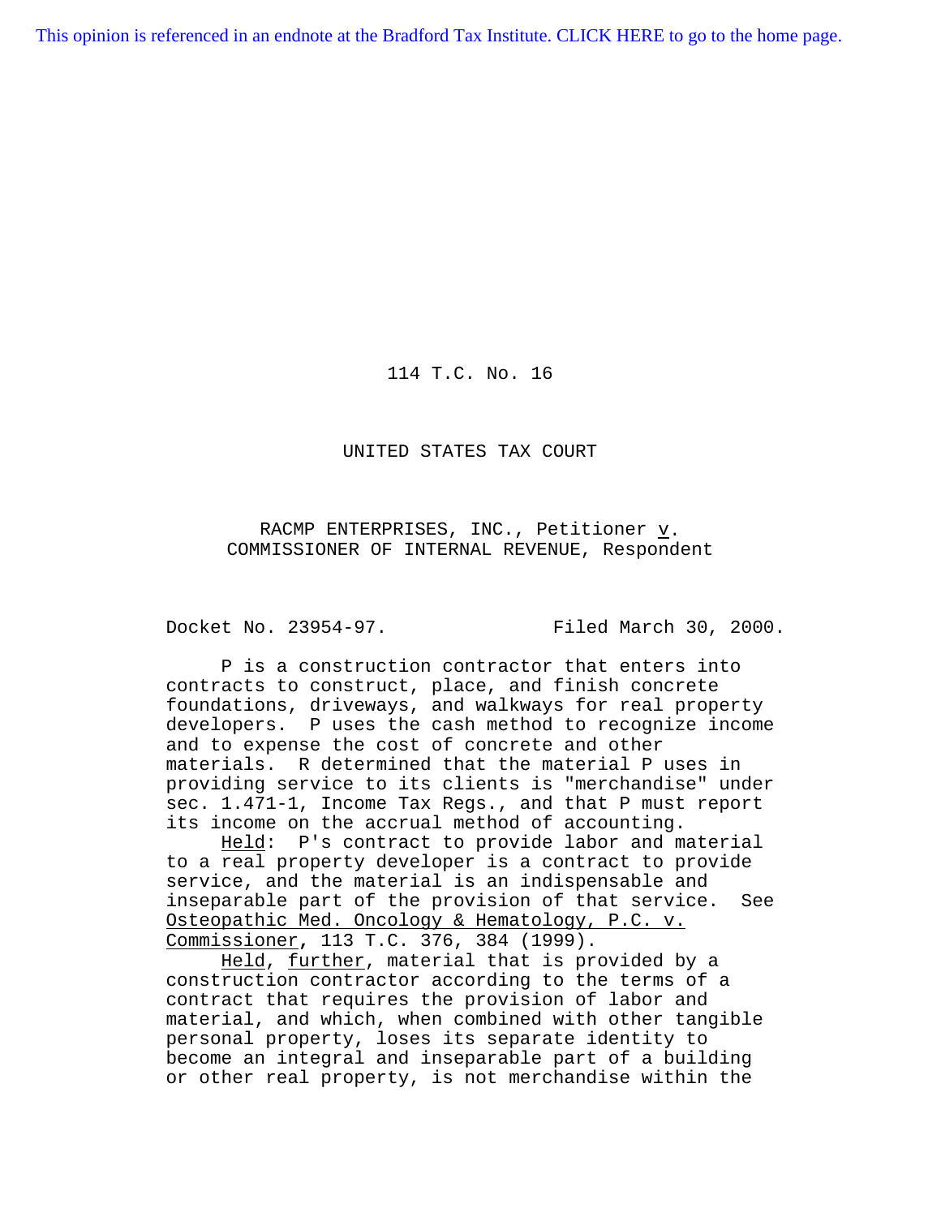This opinion is referenced in an endnote at the Bradford Tax Institute. CLICK HERE to go to the home page.

114 T.C. No. 16

UNITED STATES TAX COURT

RACMP ENTERPRISES, INC., Petitioner v. COMMISSIONER OF INTERNAL REVENUE, Respondent

Docket No. 23954-97. Filed March 30, 2000.

P is a construction contractor that enters into contracts to construct, place, and finish concrete foundations, driveways, and walkways for real property developers. P uses the cash method to recognize income and to expense the cost of concrete and other materials. R determined that the material P uses in providing service to its clients is "merchandise" under sec. 1.471-1, Income Tax Regs., and that P must report its income on the accrual method of accounting.

Held: P's contract to provide labor and material to a real property developer is a contract to provide service, and the material is an indispensable and inseparable part of the provision of that service. See Osteopathic Med. Oncology & Hematology, P.C. v. Commissioner, 113 T.C. 376, 384 (1999).

Held, further, material that is provided by a construction contractor according to the terms of a contract that requires the provision of labor and material, and which, when combined with other tangible personal property, loses its separate identity to become an integral and inseparable part of a building or other real property, is not merchandise within the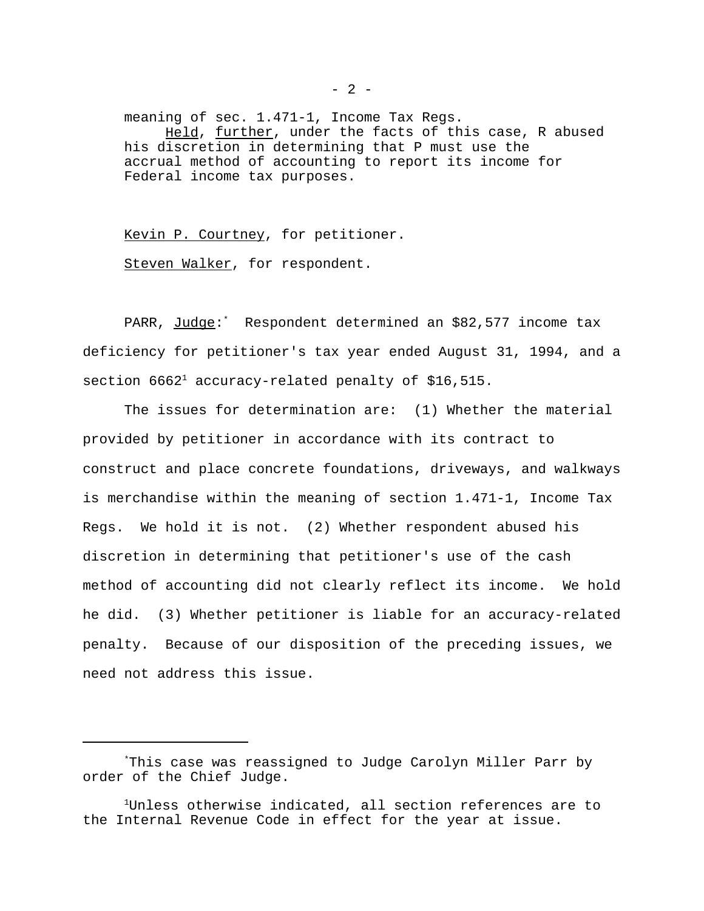meaning of sec. 1.471-1, Income Tax Regs.

Held, further, under the facts of this case, R abused his discretion in determining that P must use the accrual method of accounting to report its income for Federal income tax purposes.

Kevin P. Courtney, for petitioner.

Steven Walker, for respondent.

PARR, Judge:[*] Respondent determined an $82,577 income tax deficiency for petitioner's tax year ended August 31, 1994, and a section 6662[1] accuracy-related penalty of $16,515.

The issues for determination are: (1) Whether the material provided by petitioner in accordance with its contract to construct and place concrete foundations, driveways, and walkways is merchandise within the meaning of section 1.471-1, Income Tax Regs. We hold it is not. (2) Whether respondent abused his discretion in determining that petitioner's use of the cash method of accounting did not clearly reflect its income. We hold he did. (3) Whether petitioner is liable for an accuracy-related penalty. Because of our disposition of the preceding issues, we need not address this issue.

---

[*] This case was reassigned to Judge Carolyn Miller Parr by order of the Chief Judge.

[1] Unless otherwise indicated, all section references are to the Internal Revenue Code in effect for the year at issue.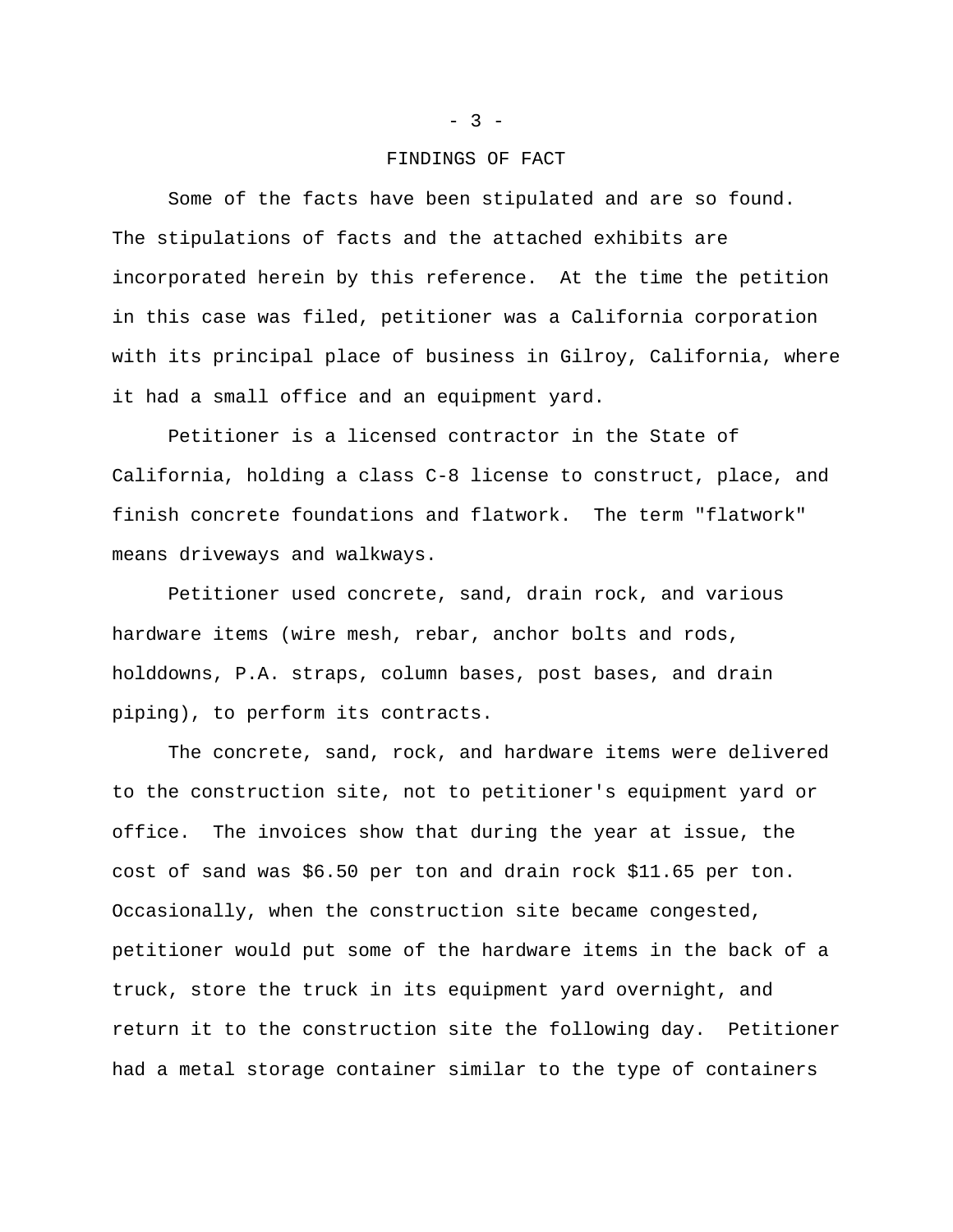## FINDINGS OF FACT

Some of the facts have been stipulated and are so found. The stipulations of facts and the attached exhibits are incorporated herein by this reference. At the time the petition in this case was filed, petitioner was a California corporation with its principal place of business in Gilroy, California, where it had a small office and an equipment yard.

Petitioner is a licensed contractor in the State of California, holding a class C-8 license to construct, place, and finish concrete foundations and flatwork. The term "flatwork" means driveways and walkways.

Petitioner used concrete, sand, drain rock, and various hardware items (wire mesh, rebar, anchor bolts and rods, holddowns, P.A. straps, column bases, post bases, and drain piping), to perform its contracts.

The concrete, sand, rock, and hardware items were delivered to the construction site, not to petitioner's equipment yard or office. The invoices show that during the year at issue, the cost of sand was $6.50 per ton and drain rock $11.65 per ton. Occasionally, when the construction site became congested, petitioner would put some of the hardware items in the back of a truck, store the truck in its equipment yard overnight, and return it to the construction site the following day. Petitioner had a metal storage container similar to the type of containers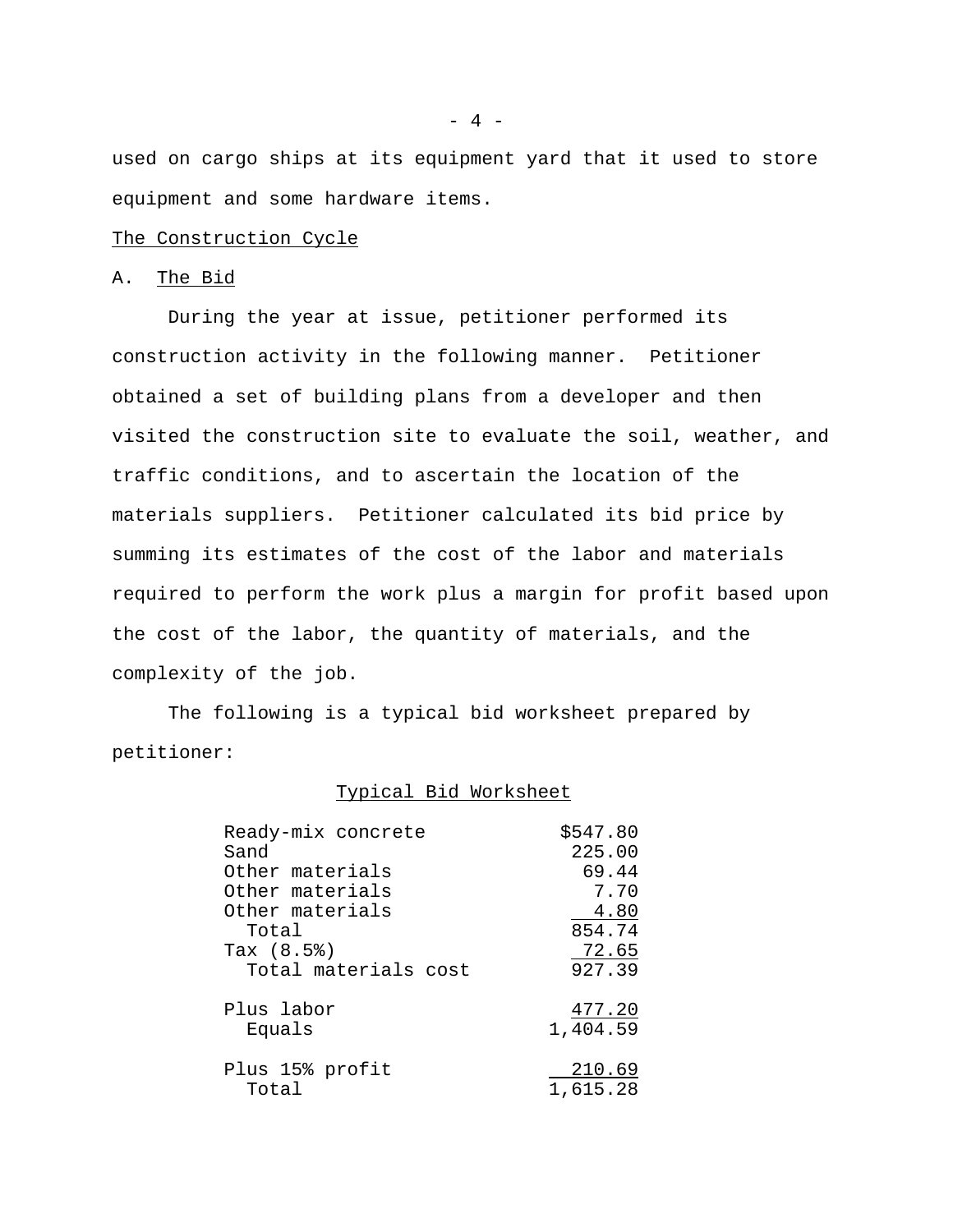used on cargo ships at its equipment yard that it used to store equipment and some hardware items.

The Construction Cycle

A. The Bid

During the year at issue, petitioner performed its construction activity in the following manner. Petitioner obtained a set of building plans from a developer and then visited the construction site to evaluate the soil, weather, and traffic conditions, and to ascertain the location of the materials suppliers. Petitioner calculated its bid price by summing its estimates of the cost of the labor and materials required to perform the work plus a margin for profit based upon the cost of the labor, the quantity of materials, and the complexity of the job.

The following is a typical bid worksheet prepared by petitioner:

Typical Bid Worksheet

| Item | Amount |
|---|---|
| Ready-mix concrete | $547.80 |
| Sand | 225.00 |
| Other materials | 69.44 |
| Other materials | 7.70 |
| Other materials | 4.80 |
| Total | 854.74 |
| Tax (8.5%) | 72.65 |
| Total materials cost | 927.39 |
| Plus labor | 477.20 |
| Equals | 1,404.59 |
| Plus 15% profit | 210.69 |
| Total | 1,615.28 |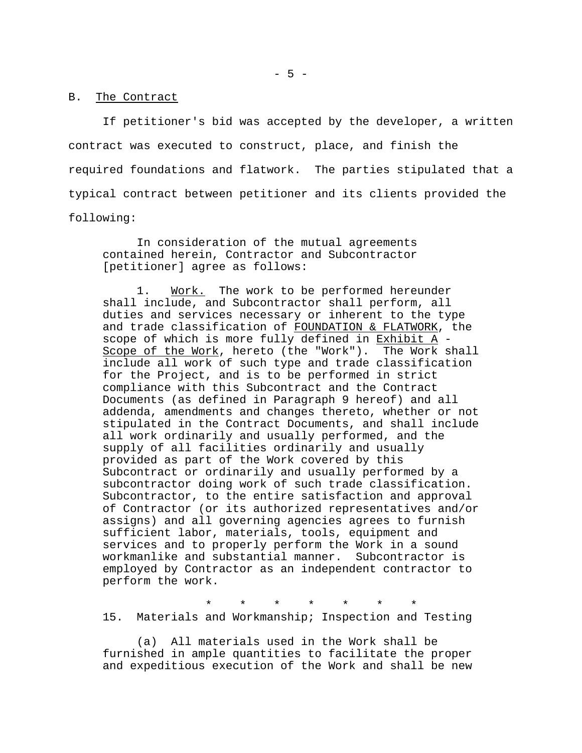B. The Contract

If petitioner's bid was accepted by the developer, a written contract was executed to construct, place, and finish the required foundations and flatwork. The parties stipulated that a typical contract between petitioner and its clients provided the following:

> In consideration of the mutual agreements contained herein, Contractor and Subcontractor [petitioner] agree as follows:
>
> 1. Work. The work to be performed hereunder shall include, and Subcontractor shall perform, all duties and services necessary or inherent to the type and trade classification of FOUNDATION & FLATWORK, the scope of which is more fully defined in Exhibit A - Scope of the Work, hereto (the "Work"). The Work shall include all work of such type and trade classification for the Project, and is to be performed in strict compliance with this Subcontract and the Contract Documents (as defined in Paragraph 9 hereof) and all addenda, amendments and changes thereto, whether or not stipulated in the Contract Documents, and shall include all work ordinarily and usually performed, and the supply of all facilities ordinarily and usually provided as part of the Work covered by this Subcontract or ordinarily and usually performed by a subcontractor doing work of such trade classification. Subcontractor, to the entire satisfaction and approval of Contractor (or its authorized representatives and/or assigns) and all governing agencies agrees to furnish sufficient labor, materials, tools, equipment and services and to properly perform the Work in a sound workmanlike and substantial manner. Subcontractor is employed by Contractor as an independent contractor to perform the work.
>
> \* \* \* \* \* \* \*
>
> 15. Materials and Workmanship; Inspection and Testing
>
> (a) All materials used in the Work shall be furnished in ample quantities to facilitate the proper and expeditious execution of the Work and shall be new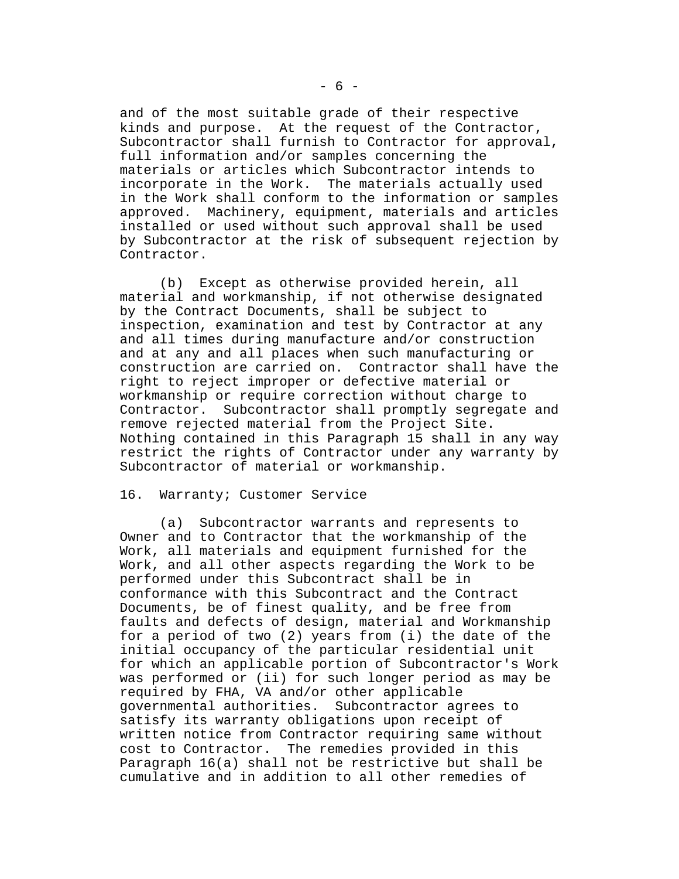and of the most suitable grade of their respective kinds and purpose. At the request of the Contractor, Subcontractor shall furnish to Contractor for approval, full information and/or samples concerning the materials or articles which Subcontractor intends to incorporate in the Work. The materials actually used in the Work shall conform to the information or samples approved. Machinery, equipment, materials and articles installed or used without such approval shall be used by Subcontractor at the risk of subsequent rejection by Contractor.

(b) Except as otherwise provided herein, all material and workmanship, if not otherwise designated by the Contract Documents, shall be subject to inspection, examination and test by Contractor at any and all times during manufacture and/or construction and at any and all places when such manufacturing or construction are carried on. Contractor shall have the right to reject improper or defective material or workmanship or require correction without charge to Contractor. Subcontractor shall promptly segregate and remove rejected material from the Project Site. Nothing contained in this Paragraph 15 shall in any way restrict the rights of Contractor under any warranty by Subcontractor of material or workmanship.

16. Warranty; Customer Service

(a) Subcontractor warrants and represents to Owner and to Contractor that the workmanship of the Work, all materials and equipment furnished for the Work, and all other aspects regarding the Work to be performed under this Subcontract shall be in conformance with this Subcontract and the Contract Documents, be of finest quality, and be free from faults and defects of design, material and Workmanship for a period of two (2) years from (i) the date of the initial occupancy of the particular residential unit for which an applicable portion of Subcontractor's Work was performed or (ii) for such longer period as may be required by FHA, VA and/or other applicable governmental authorities. Subcontractor agrees to satisfy its warranty obligations upon receipt of written notice from Contractor requiring same without cost to Contractor. The remedies provided in this Paragraph 16(a) shall not be restrictive but shall be cumulative and in addition to all other remedies of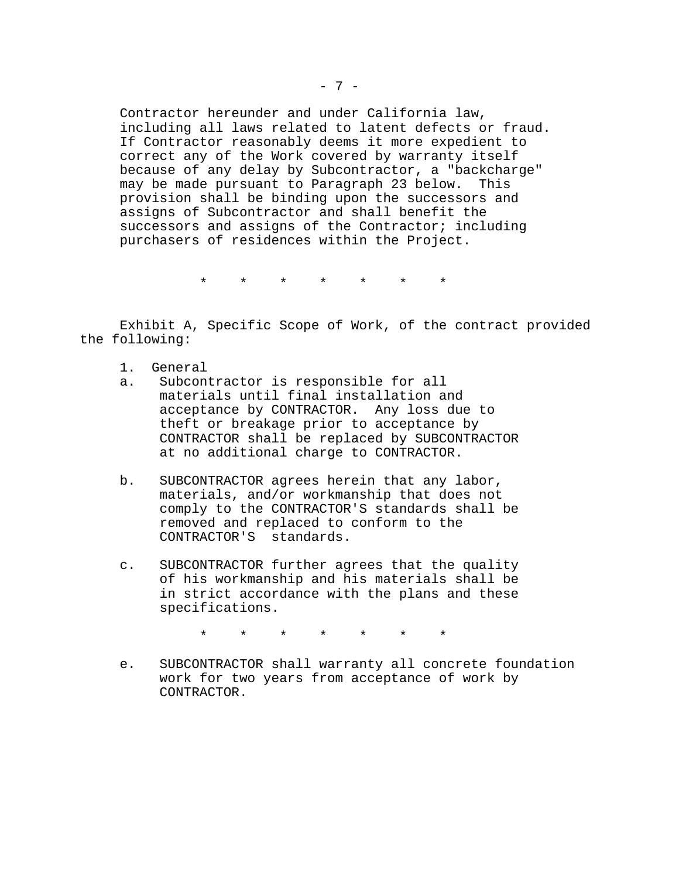> Contractor hereunder and under California law, including all laws related to latent defects or fraud. If Contractor reasonably deems it more expedient to correct any of the Work covered by warranty itself because of any delay by Subcontractor, a "backcharge" may be made pursuant to Paragraph 23 below. This provision shall be binding upon the successors and assigns of Subcontractor and shall benefit the successors and assigns of the Contractor; including purchasers of residences within the Project.

\*     \*     \*     \*     \*     \*     \*

Exhibit A, Specific Scope of Work, of the contract provided the following:

> 1. General
>
> a. Subcontractor is responsible for all materials until final installation and acceptance by CONTRACTOR. Any loss due to theft or breakage prior to acceptance by CONTRACTOR shall be replaced by SUBCONTRACTOR at no additional charge to CONTRACTOR.
>
> b. SUBCONTRACTOR agrees herein that any labor, materials, and/or workmanship that does not comply to the CONTRACTOR'S standards shall be removed and replaced to conform to the CONTRACTOR'S standards.
>
> c. SUBCONTRACTOR further agrees that the quality of his workmanship and his materials shall be in strict accordance with the plans and these specifications.
>
> \*     \*     \*     \*     \*     \*     \*
>
> e. SUBCONTRACTOR shall warranty all concrete foundation work for two years from acceptance of work by CONTRACTOR.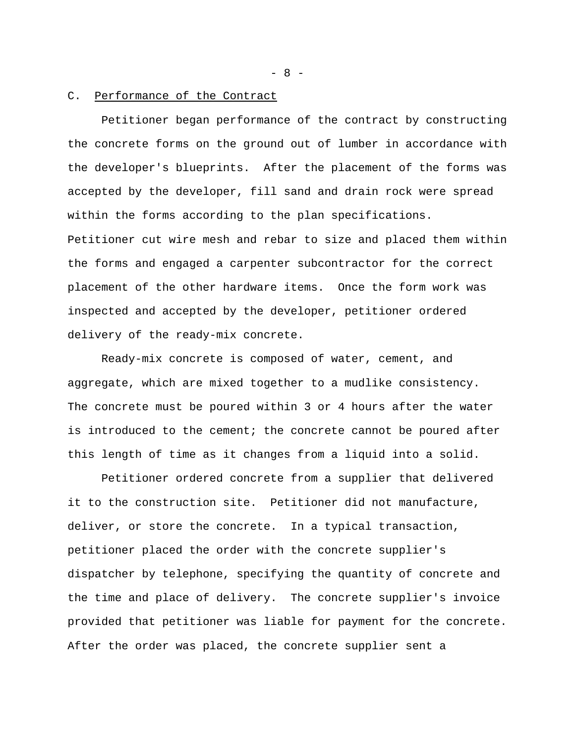C. Performance of the Contract

Petitioner began performance of the contract by constructing the concrete forms on the ground out of lumber in accordance with the developer's blueprints. After the placement of the forms was accepted by the developer, fill sand and drain rock were spread within the forms according to the plan specifications. Petitioner cut wire mesh and rebar to size and placed them within the forms and engaged a carpenter subcontractor for the correct placement of the other hardware items. Once the form work was inspected and accepted by the developer, petitioner ordered delivery of the ready-mix concrete.

Ready-mix concrete is composed of water, cement, and aggregate, which are mixed together to a mudlike consistency. The concrete must be poured within 3 or 4 hours after the water is introduced to the cement; the concrete cannot be poured after this length of time as it changes from a liquid into a solid.

Petitioner ordered concrete from a supplier that delivered it to the construction site. Petitioner did not manufacture, deliver, or store the concrete. In a typical transaction, petitioner placed the order with the concrete supplier's dispatcher by telephone, specifying the quantity of concrete and the time and place of delivery. The concrete supplier's invoice provided that petitioner was liable for payment for the concrete. After the order was placed, the concrete supplier sent a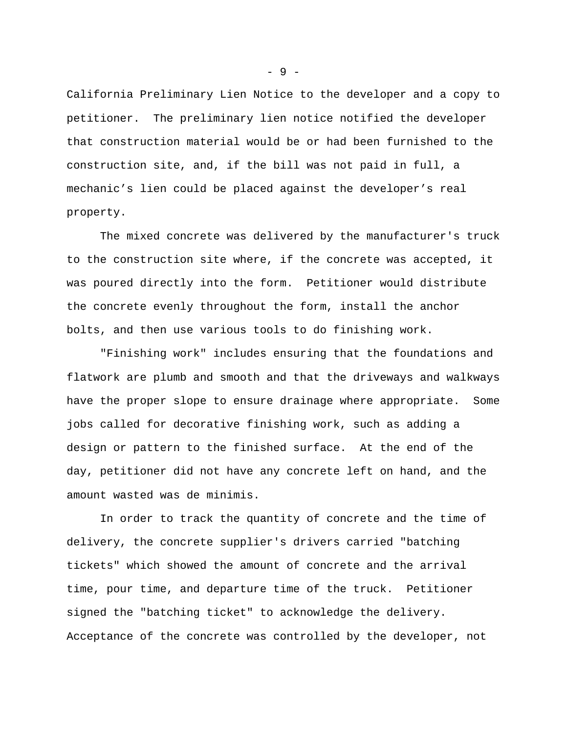California Preliminary Lien Notice to the developer and a copy to petitioner. The preliminary lien notice notified the developer that construction material would be or had been furnished to the construction site, and, if the bill was not paid in full, a mechanic’s lien could be placed against the developer’s real property.

The mixed concrete was delivered by the manufacturer's truck to the construction site where, if the concrete was accepted, it was poured directly into the form. Petitioner would distribute the concrete evenly throughout the form, install the anchor bolts, and then use various tools to do finishing work.

"Finishing work" includes ensuring that the foundations and flatwork are plumb and smooth and that the driveways and walkways have the proper slope to ensure drainage where appropriate. Some jobs called for decorative finishing work, such as adding a design or pattern to the finished surface. At the end of the day, petitioner did not have any concrete left on hand, and the amount wasted was de minimis.

In order to track the quantity of concrete and the time of delivery, the concrete supplier's drivers carried "batching tickets" which showed the amount of concrete and the arrival time, pour time, and departure time of the truck. Petitioner signed the "batching ticket" to acknowledge the delivery. Acceptance of the concrete was controlled by the developer, not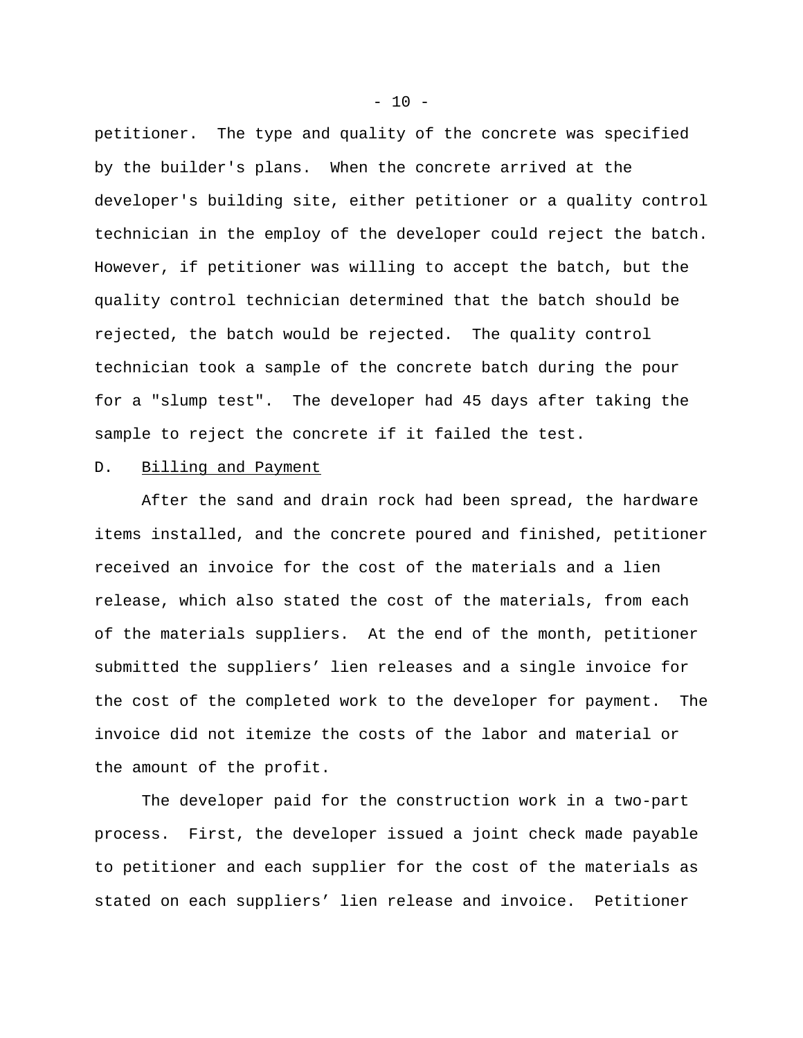petitioner. The type and quality of the concrete was specified by the builder's plans. When the concrete arrived at the developer's building site, either petitioner or a quality control technician in the employ of the developer could reject the batch. However, if petitioner was willing to accept the batch, but the quality control technician determined that the batch should be rejected, the batch would be rejected. The quality control technician took a sample of the concrete batch during the pour for a "slump test". The developer had 45 days after taking the sample to reject the concrete if it failed the test.

D. Billing and Payment

After the sand and drain rock had been spread, the hardware items installed, and the concrete poured and finished, petitioner received an invoice for the cost of the materials and a lien release, which also stated the cost of the materials, from each of the materials suppliers. At the end of the month, petitioner submitted the suppliers' lien releases and a single invoice for the cost of the completed work to the developer for payment. The invoice did not itemize the costs of the labor and material or the amount of the profit.

The developer paid for the construction work in a two-part process. First, the developer issued a joint check made payable to petitioner and each supplier for the cost of the materials as stated on each suppliers' lien release and invoice. Petitioner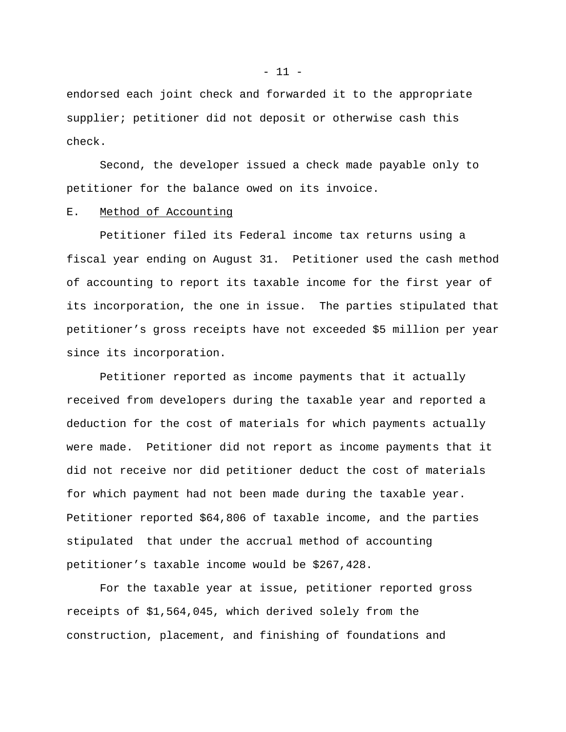endorsed each joint check and forwarded it to the appropriate supplier; petitioner did not deposit or otherwise cash this check.

Second, the developer issued a check made payable only to petitioner for the balance owed on its invoice.

E. <u>Method of Accounting</u>

Petitioner filed its Federal income tax returns using a fiscal year ending on August 31. Petitioner used the cash method of accounting to report its taxable income for the first year of its incorporation, the one in issue. The parties stipulated that petitioner's gross receipts have not exceeded $5 million per year since its incorporation.

Petitioner reported as income payments that it actually received from developers during the taxable year and reported a deduction for the cost of materials for which payments actually were made. Petitioner did not report as income payments that it did not receive nor did petitioner deduct the cost of materials for which payment had not been made during the taxable year. Petitioner reported $64,806 of taxable income, and the parties stipulated that under the accrual method of accounting petitioner's taxable income would be $267,428.

For the taxable year at issue, petitioner reported gross receipts of $1,564,045, which derived solely from the construction, placement, and finishing of foundations and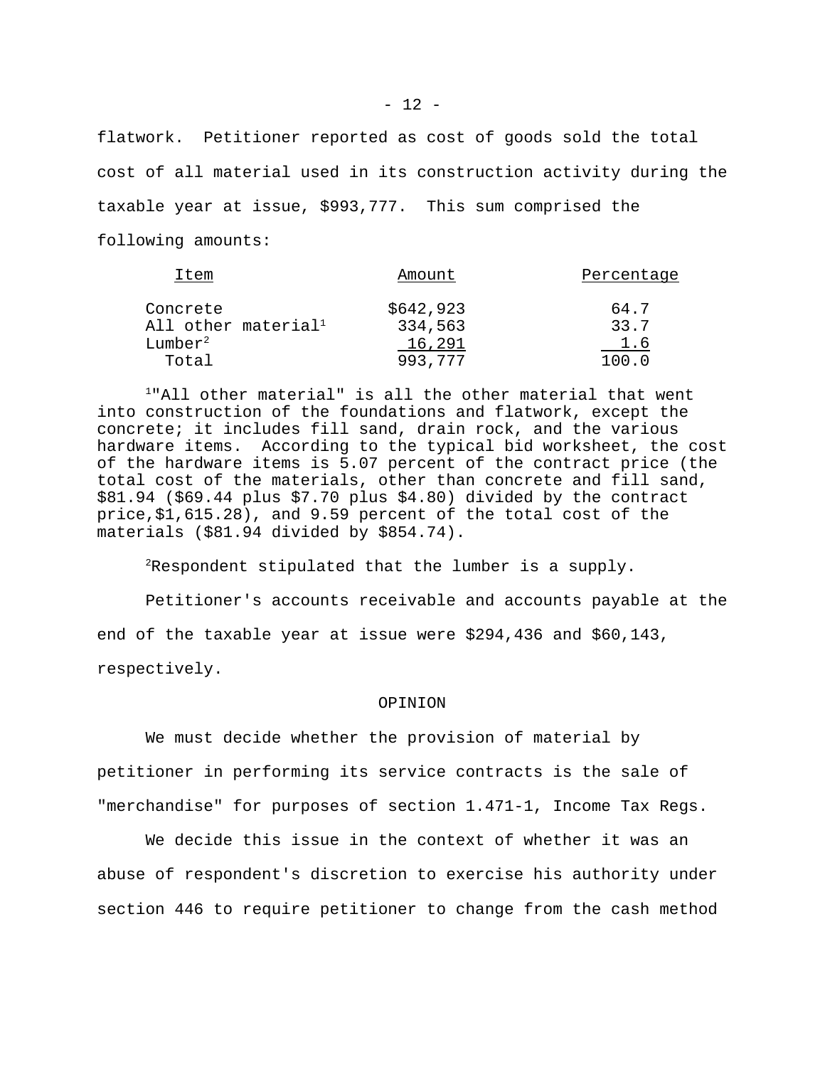flatwork. Petitioner reported as cost of goods sold the total cost of all material used in its construction activity during the taxable year at issue, $993,777. This sum comprised the following amounts:

| Item | Amount | Percentage |
|---|---|---|
| Concrete | $642,923 | 64.7 |
| All other material[1] | 334,563 | 33.7 |
| Lumber[2] | 16,291 | 1.6 |
| Total | 993,777 | 100.0 |

[1]"All other material" is all the other material that went into construction of the foundations and flatwork, except the concrete; it includes fill sand, drain rock, and the various hardware items. According to the typical bid worksheet, the cost of the hardware items is 5.07 percent of the contract price (the total cost of the materials, other than concrete and fill sand, $81.94 ($69.44 plus $7.70 plus $4.80) divided by the contract price,$1,615.28), and 9.59 percent of the total cost of the materials ($81.94 divided by $854.74).

[2]Respondent stipulated that the lumber is a supply.

Petitioner's accounts receivable and accounts payable at the end of the taxable year at issue were $294,436 and $60,143, respectively.

OPINION

We must decide whether the provision of material by petitioner in performing its service contracts is the sale of "merchandise" for purposes of section 1.471-1, Income Tax Regs.

We decide this issue in the context of whether it was an abuse of respondent's discretion to exercise his authority under section 446 to require petitioner to change from the cash method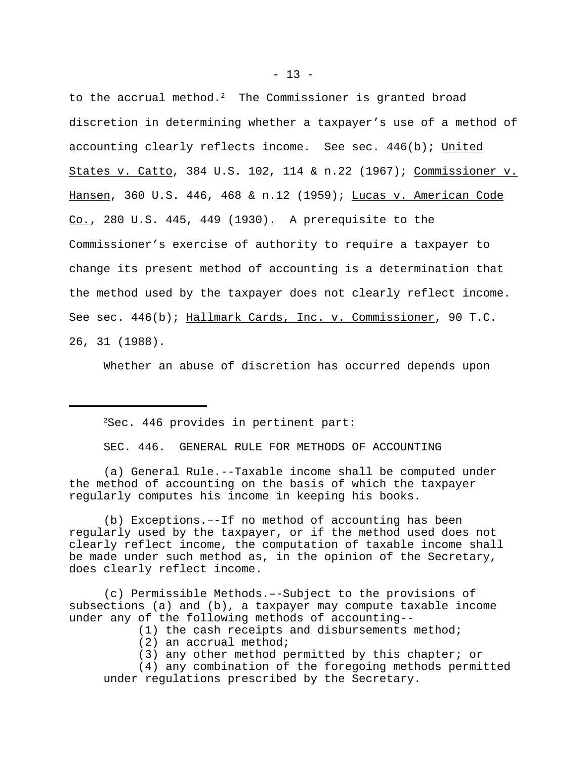to the accrual method.[2] The Commissioner is granted broad discretion in determining whether a taxpayer's use of a method of accounting clearly reflects income. See sec. 446(b); United States v. Catto, 384 U.S. 102, 114 & n.22 (1967); Commissioner v. Hansen, 360 U.S. 446, 468 & n.12 (1959); Lucas v. American Code Co., 280 U.S. 445, 449 (1930). A prerequisite to the Commissioner's exercise of authority to require a taxpayer to change its present method of accounting is a determination that the method used by the taxpayer does not clearly reflect income. See sec. 446(b); Hallmark Cards, Inc. v. Commissioner, 90 T.C. 26, 31 (1988).

Whether an abuse of discretion has occurred depends upon

---

[2]Sec. 446 provides in pertinent part:

SEC. 446. GENERAL RULE FOR METHODS OF ACCOUNTING

(a) General Rule.--Taxable income shall be computed under the method of accounting on the basis of which the taxpayer regularly computes his income in keeping his books.

(b) Exceptions.–-If no method of accounting has been regularly used by the taxpayer, or if the method used does not clearly reflect income, the computation of taxable income shall be made under such method as, in the opinion of the Secretary, does clearly reflect income.

(c) Permissible Methods.–-Subject to the provisions of subsections (a) and (b), a taxpayer may compute taxable income under any of the following methods of accounting--

(1) the cash receipts and disbursements method;

(2) an accrual method;

(3) any other method permitted by this chapter; or

(4) any combination of the foregoing methods permitted under regulations prescribed by the Secretary.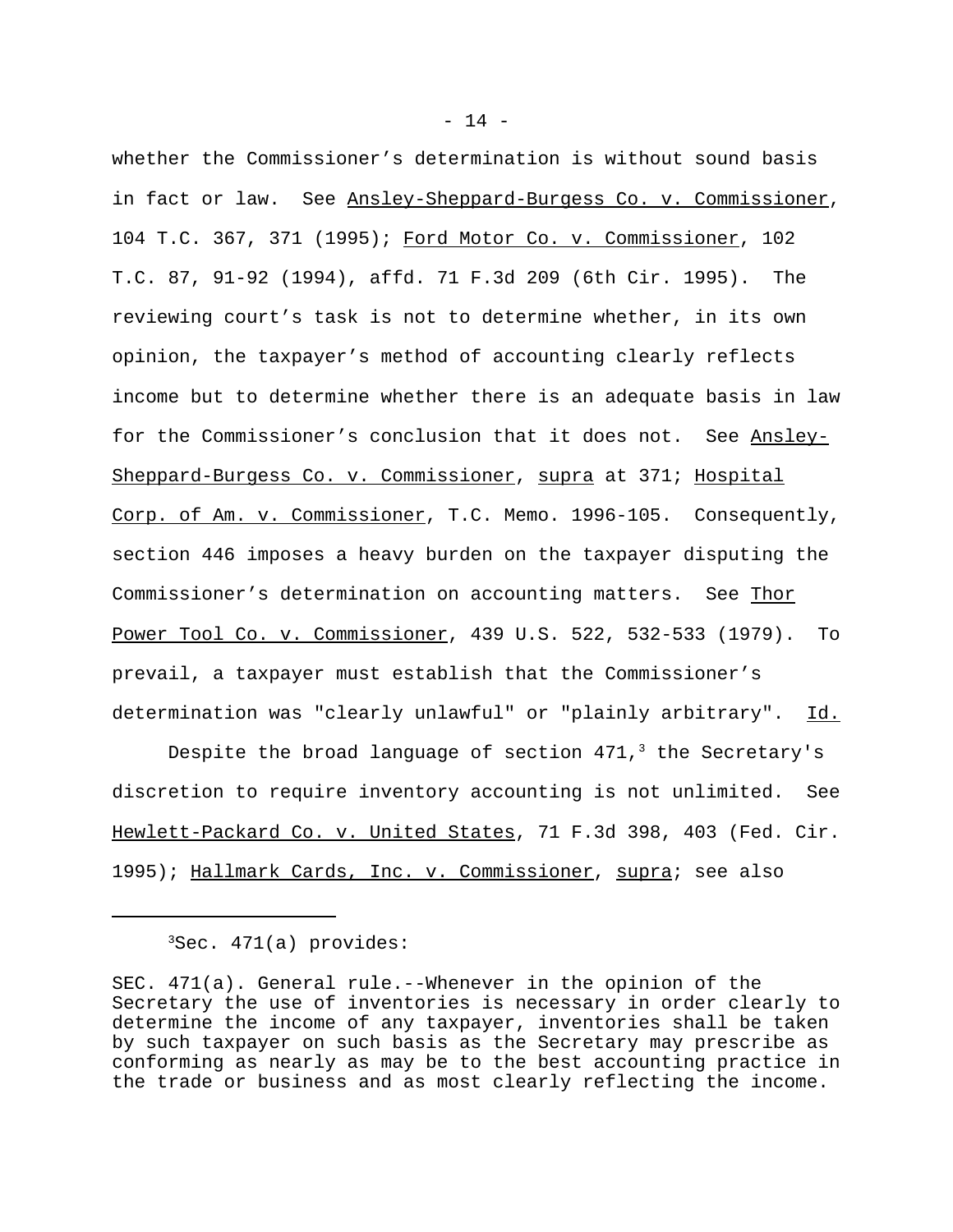whether the Commissioner’s determination is without sound basis in fact or law. See Ansley-Sheppard-Burgess Co. v. Commissioner, 104 T.C. 367, 371 (1995); Ford Motor Co. v. Commissioner, 102 T.C. 87, 91-92 (1994), affd. 71 F.3d 209 (6th Cir. 1995). The reviewing court’s task is not to determine whether, in its own opinion, the taxpayer’s method of accounting clearly reflects income but to determine whether there is an adequate basis in law for the Commissioner’s conclusion that it does not. See Ansley-Sheppard-Burgess Co. v. Commissioner, supra at 371; Hospital Corp. of Am. v. Commissioner, T.C. Memo. 1996-105. Consequently, section 446 imposes a heavy burden on the taxpayer disputing the Commissioner’s determination on accounting matters. See Thor Power Tool Co. v. Commissioner, 439 U.S. 522, 532-533 (1979). To prevail, a taxpayer must establish that the Commissioner’s determination was "clearly unlawful" or "plainly arbitrary". Id.

Despite the broad language of section 471,[3] the Secretary's discretion to require inventory accounting is not unlimited. See Hewlett-Packard Co. v. United States, 71 F.3d 398, 403 (Fed. Cir. 1995); Hallmark Cards, Inc. v. Commissioner, supra; see also

---

[3]Sec. 471(a) provides:

SEC. 471(a). General rule.--Whenever in the opinion of the Secretary the use of inventories is necessary in order clearly to determine the income of any taxpayer, inventories shall be taken by such taxpayer on such basis as the Secretary may prescribe as conforming as nearly as may be to the best accounting practice in the trade or business and as most clearly reflecting the income.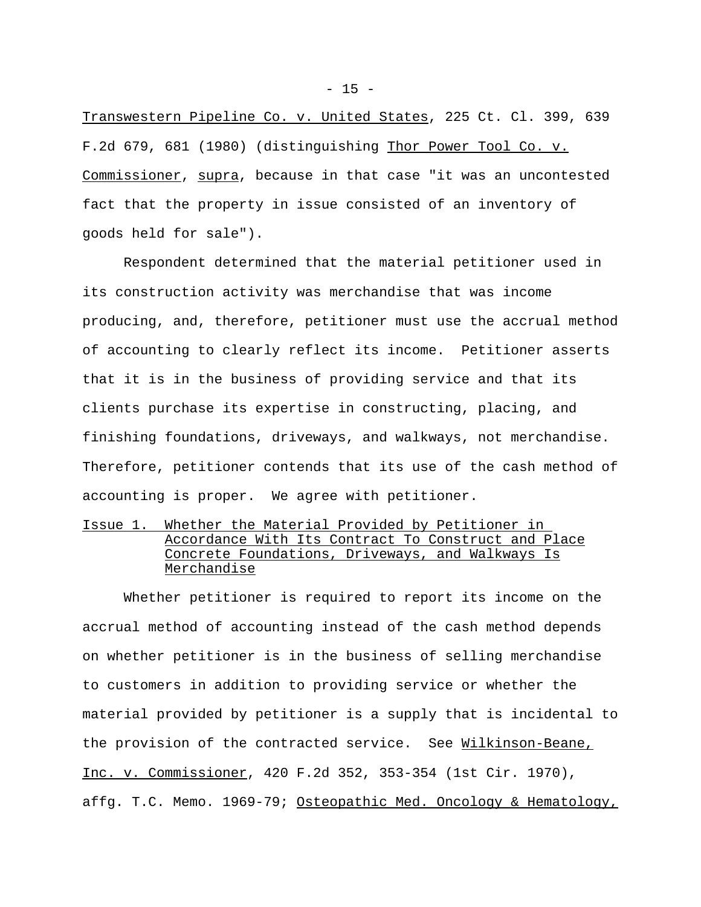Transwestern Pipeline Co. v. United States, 225 Ct. Cl. 399, 639 F.2d 679, 681 (1980) (distinguishing Thor Power Tool Co. v. Commissioner, supra, because in that case "it was an uncontested fact that the property in issue consisted of an inventory of goods held for sale").

Respondent determined that the material petitioner used in its construction activity was merchandise that was income producing, and, therefore, petitioner must use the accrual method of accounting to clearly reflect its income. Petitioner asserts that it is in the business of providing service and that its clients purchase its expertise in constructing, placing, and finishing foundations, driveways, and walkways, not merchandise. Therefore, petitioner contends that its use of the cash method of accounting is proper. We agree with petitioner.

Issue 1. Whether the Material Provided by Petitioner in Accordance With Its Contract To Construct and Place Concrete Foundations, Driveways, and Walkways Is Merchandise

Whether petitioner is required to report its income on the accrual method of accounting instead of the cash method depends on whether petitioner is in the business of selling merchandise to customers in addition to providing service or whether the material provided by petitioner is a supply that is incidental to the provision of the contracted service. See Wilkinson-Beane, Inc. v. Commissioner, 420 F.2d 352, 353-354 (1st Cir. 1970), affg. T.C. Memo. 1969-79; Osteopathic Med. Oncology & Hematology,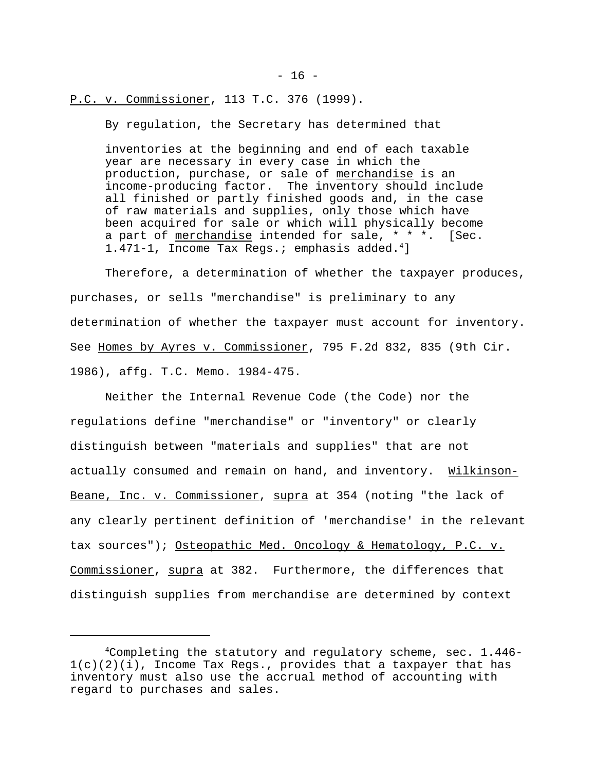P.C. v. Commissioner, 113 T.C. 376 (1999).

By regulation, the Secretary has determined that

> inventories at the beginning and end of each taxable year are necessary in every case in which the production, purchase, or sale of merchandise is an income-producing factor. The inventory should include all finished or partly finished goods and, in the case of raw materials and supplies, only those which have been acquired for sale or which will physically become a part of merchandise intended for sale, * * *. [Sec. 1.471-1, Income Tax Regs.; emphasis added.[4]]

Therefore, a determination of whether the taxpayer produces, purchases, or sells "merchandise" is preliminary to any determination of whether the taxpayer must account for inventory. See Homes by Ayres v. Commissioner, 795 F.2d 832, 835 (9th Cir. 1986), affg. T.C. Memo. 1984-475.

Neither the Internal Revenue Code (the Code) nor the regulations define "merchandise" or "inventory" or clearly distinguish between "materials and supplies" that are not actually consumed and remain on hand, and inventory. Wilkinson-Beane, Inc. v. Commissioner, supra at 354 (noting "the lack of any clearly pertinent definition of 'merchandise' in the relevant tax sources"); Osteopathic Med. Oncology & Hematology, P.C. v. Commissioner, supra at 382. Furthermore, the differences that distinguish supplies from merchandise are determined by context

---

[4]Completing the statutory and regulatory scheme, sec. 1.446-1(c)(2)(i), Income Tax Regs., provides that a taxpayer that has inventory must also use the accrual method of accounting with regard to purchases and sales.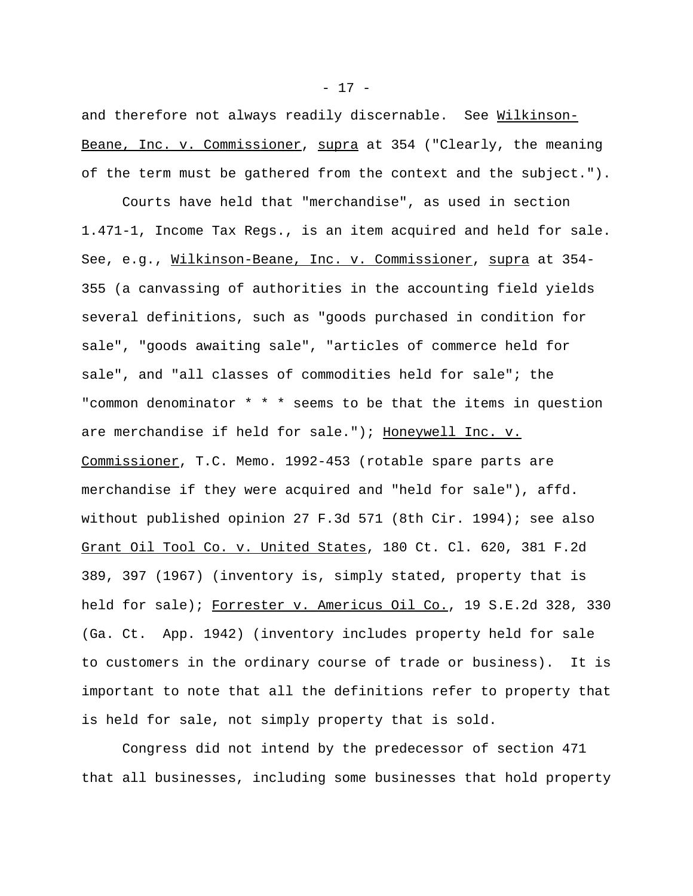and therefore not always readily discernable. See Wilkinson-Beane, Inc. v. Commissioner, supra at 354 ("Clearly, the meaning of the term must be gathered from the context and the subject.").

Courts have held that "merchandise", as used in section 1.471-1, Income Tax Regs., is an item acquired and held for sale. See, e.g., Wilkinson-Beane, Inc. v. Commissioner, supra at 354-355 (a canvassing of authorities in the accounting field yields several definitions, such as "goods purchased in condition for sale", "goods awaiting sale", "articles of commerce held for sale", and "all classes of commodities held for sale"; the "common denominator * * * seems to be that the items in question are merchandise if held for sale."); Honeywell Inc. v. Commissioner, T.C. Memo. 1992-453 (rotable spare parts are merchandise if they were acquired and "held for sale"), affd. without published opinion 27 F.3d 571 (8th Cir. 1994); see also Grant Oil Tool Co. v. United States, 180 Ct. Cl. 620, 381 F.2d 389, 397 (1967) (inventory is, simply stated, property that is held for sale); Forrester v. Americus Oil Co., 19 S.E.2d 328, 330 (Ga. Ct. App. 1942) (inventory includes property held for sale to customers in the ordinary course of trade or business). It is important to note that all the definitions refer to property that is held for sale, not simply property that is sold.

Congress did not intend by the predecessor of section 471 that all businesses, including some businesses that hold property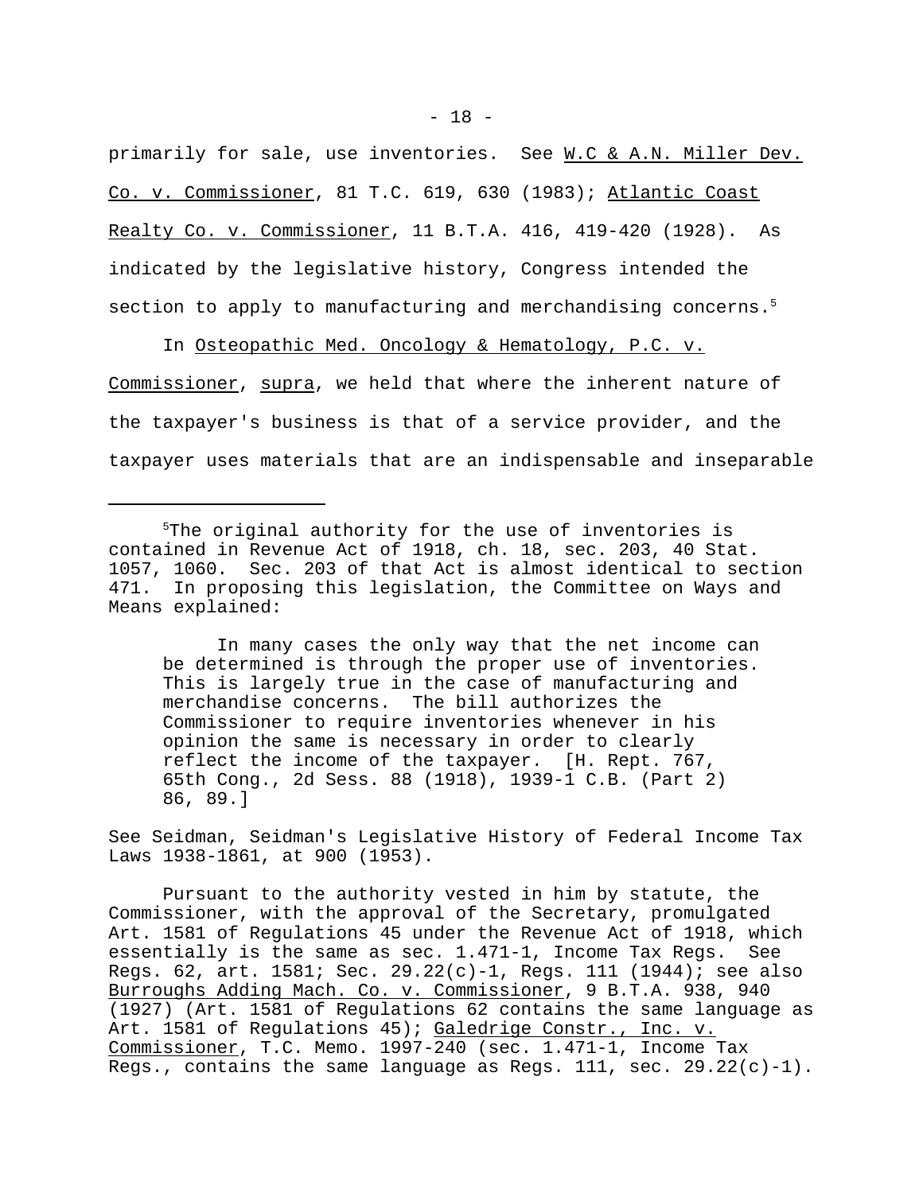primarily for sale, use inventories. See W.C & A.N. Miller Dev. Co. v. Commissioner, 81 T.C. 619, 630 (1983); Atlantic Coast Realty Co. v. Commissioner, 11 B.T.A. 416, 419-420 (1928). As indicated by the legislative history, Congress intended the section to apply to manufacturing and merchandising concerns.[5]

In Osteopathic Med. Oncology & Hematology, P.C. v. Commissioner, supra, we held that where the inherent nature of the taxpayer's business is that of a service provider, and the taxpayer uses materials that are an indispensable and inseparable

---

[5]The original authority for the use of inventories is contained in Revenue Act of 1918, ch. 18, sec. 203, 40 Stat. 1057, 1060. Sec. 203 of that Act is almost identical to section 471. In proposing this legislation, the Committee on Ways and Means explained:

> In many cases the only way that the net income can be determined is through the proper use of inventories. This is largely true in the case of manufacturing and merchandise concerns. The bill authorizes the Commissioner to require inventories whenever in his opinion the same is necessary in order to clearly reflect the income of the taxpayer. [H. Rept. 767, 65th Cong., 2d Sess. 88 (1918), 1939-1 C.B. (Part 2) 86, 89.]

See Seidman, Seidman's Legislative History of Federal Income Tax Laws 1938-1861, at 900 (1953).

Pursuant to the authority vested in him by statute, the Commissioner, with the approval of the Secretary, promulgated Art. 1581 of Regulations 45 under the Revenue Act of 1918, which essentially is the same as sec. 1.471-1, Income Tax Regs. See Regs. 62, art. 1581; Sec. 29.22(c)-1, Regs. 111 (1944); see also Burroughs Adding Mach. Co. v. Commissioner, 9 B.T.A. 938, 940 (1927) (Art. 1581 of Regulations 62 contains the same language as Art. 1581 of Regulations 45); Galedrige Constr., Inc. v. Commissioner, T.C. Memo. 1997-240 (sec. 1.471-1, Income Tax Regs., contains the same language as Regs. 111, sec. 29.22(c)-1).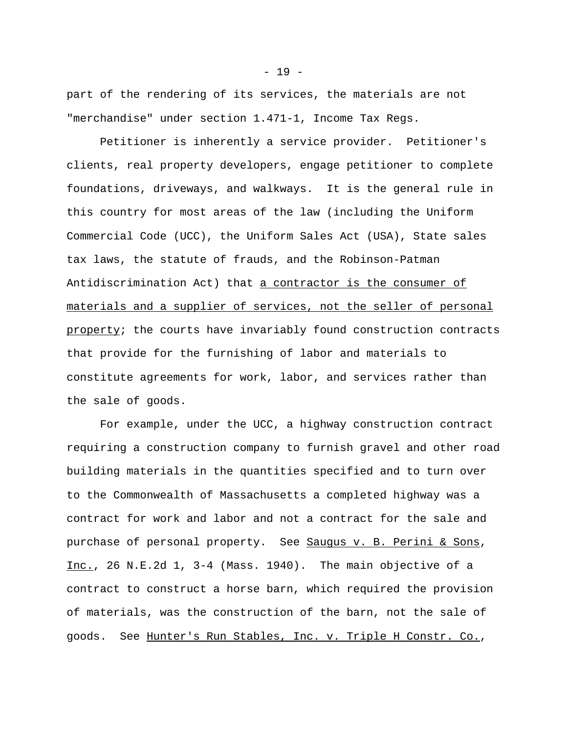part of the rendering of its services, the materials are not "merchandise" under section 1.471-1, Income Tax Regs.

Petitioner is inherently a service provider. Petitioner's clients, real property developers, engage petitioner to complete foundations, driveways, and walkways. It is the general rule in this country for most areas of the law (including the Uniform Commercial Code (UCC), the Uniform Sales Act (USA), State sales tax laws, the statute of frauds, and the Robinson-Patman Antidiscrimination Act) that <u>a contractor is the consumer of materials and a supplier of services, not the seller of personal property</u>; the courts have invariably found construction contracts that provide for the furnishing of labor and materials to constitute agreements for work, labor, and services rather than the sale of goods.

For example, under the UCC, a highway construction contract requiring a construction company to furnish gravel and other road building materials in the quantities specified and to turn over to the Commonwealth of Massachusetts a completed highway was a contract for work and labor and not a contract for the sale and purchase of personal property. See <u>Saugus v. B. Perini & Sons, Inc.</u>, 26 N.E.2d 1, 3-4 (Mass. 1940). The main objective of a contract to construct a horse barn, which required the provision of materials, was the construction of the barn, not the sale of goods. See <u>Hunter's Run Stables, Inc. v. Triple H Constr. Co.</u>,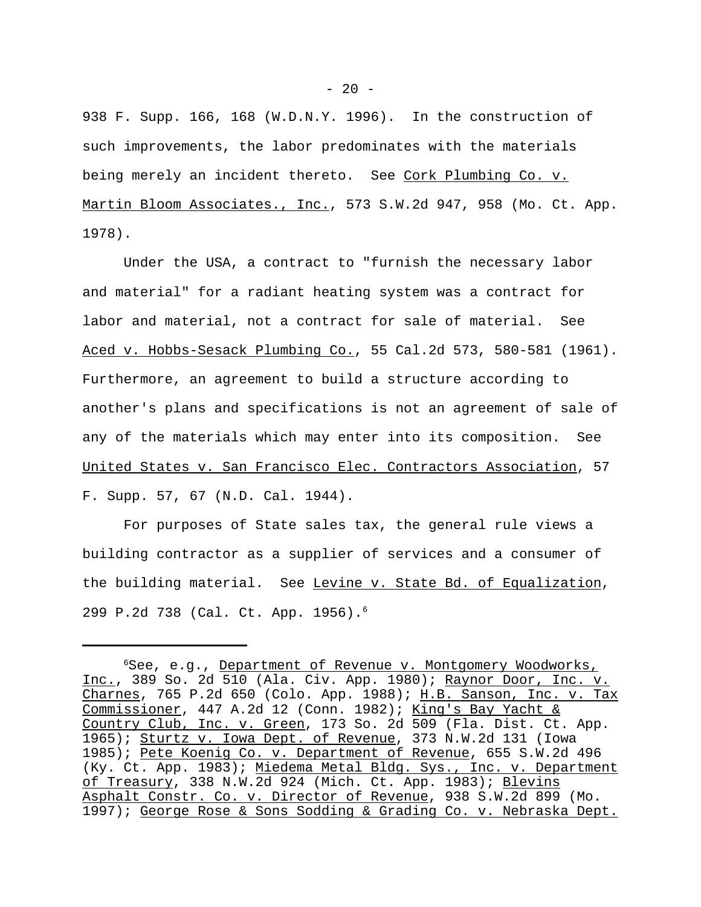938 F. Supp. 166, 168 (W.D.N.Y. 1996). In the construction of such improvements, the labor predominates with the materials being merely an incident thereto. See Cork Plumbing Co. v. Martin Bloom Associates., Inc., 573 S.W.2d 947, 958 (Mo. Ct. App. 1978).

Under the USA, a contract to "furnish the necessary labor and material" for a radiant heating system was a contract for labor and material, not a contract for sale of material. See Aced v. Hobbs-Sesack Plumbing Co., 55 Cal.2d 573, 580-581 (1961). Furthermore, an agreement to build a structure according to another's plans and specifications is not an agreement of sale of any of the materials which may enter into its composition. See United States v. San Francisco Elec. Contractors Association, 57 F. Supp. 57, 67 (N.D. Cal. 1944).

For purposes of State sales tax, the general rule views a building contractor as a supplier of services and a consumer of the building material. See Levine v. State Bd. of Equalization, 299 P.2d 738 (Cal. Ct. App. 1956).[6]

---

[6]See, e.g., Department of Revenue v. Montgomery Woodworks, Inc., 389 So. 2d 510 (Ala. Civ. App. 1980); Raynor Door, Inc. v. Charnes, 765 P.2d 650 (Colo. App. 1988); H.B. Sanson, Inc. v. Tax Commissioner, 447 A.2d 12 (Conn. 1982); King's Bay Yacht & Country Club, Inc. v. Green, 173 So. 2d 509 (Fla. Dist. Ct. App. 1965); Sturtz v. Iowa Dept. of Revenue, 373 N.W.2d 131 (Iowa 1985); Pete Koenig Co. v. Department of Revenue, 655 S.W.2d 496 (Ky. Ct. App. 1983); Miedema Metal Bldg. Sys., Inc. v. Department of Treasury, 338 N.W.2d 924 (Mich. Ct. App. 1983); Blevins Asphalt Constr. Co. v. Director of Revenue, 938 S.W.2d 899 (Mo. 1997); George Rose & Sons Sodding & Grading Co. v. Nebraska Dept.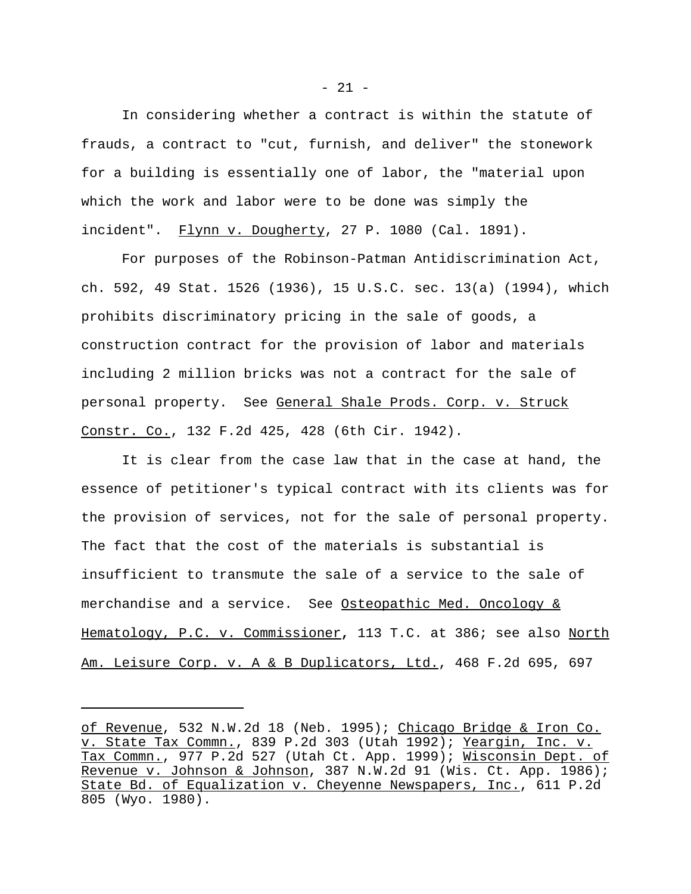In considering whether a contract is within the statute of frauds, a contract to "cut, furnish, and deliver" the stonework for a building is essentially one of labor, the "material upon which the work and labor were to be done was simply the incident". Flynn v. Dougherty, 27 P. 1080 (Cal. 1891).

For purposes of the Robinson-Patman Antidiscrimination Act, ch. 592, 49 Stat. 1526 (1936), 15 U.S.C. sec. 13(a) (1994), which prohibits discriminatory pricing in the sale of goods, a construction contract for the provision of labor and materials including 2 million bricks was not a contract for the sale of personal property. See General Shale Prods. Corp. v. Struck Constr. Co., 132 F.2d 425, 428 (6th Cir. 1942).

It is clear from the case law that in the case at hand, the essence of petitioner's typical contract with its clients was for the provision of services, not for the sale of personal property. The fact that the cost of the materials is substantial is insufficient to transmute the sale of a service to the sale of merchandise and a service. See Osteopathic Med. Oncology & Hematology, P.C. v. Commissioner, 113 T.C. at 386; see also North Am. Leisure Corp. v. A & B Duplicators, Ltd., 468 F.2d 695, 697

---

of Revenue, 532 N.W.2d 18 (Neb. 1995); Chicago Bridge & Iron Co. v. State Tax Commn., 839 P.2d 303 (Utah 1992); Yeargin, Inc. v. Tax Commn., 977 P.2d 527 (Utah Ct. App. 1999); Wisconsin Dept. of Revenue v. Johnson & Johnson, 387 N.W.2d 91 (Wis. Ct. App. 1986); State Bd. of Equalization v. Cheyenne Newspapers, Inc., 611 P.2d 805 (Wyo. 1980).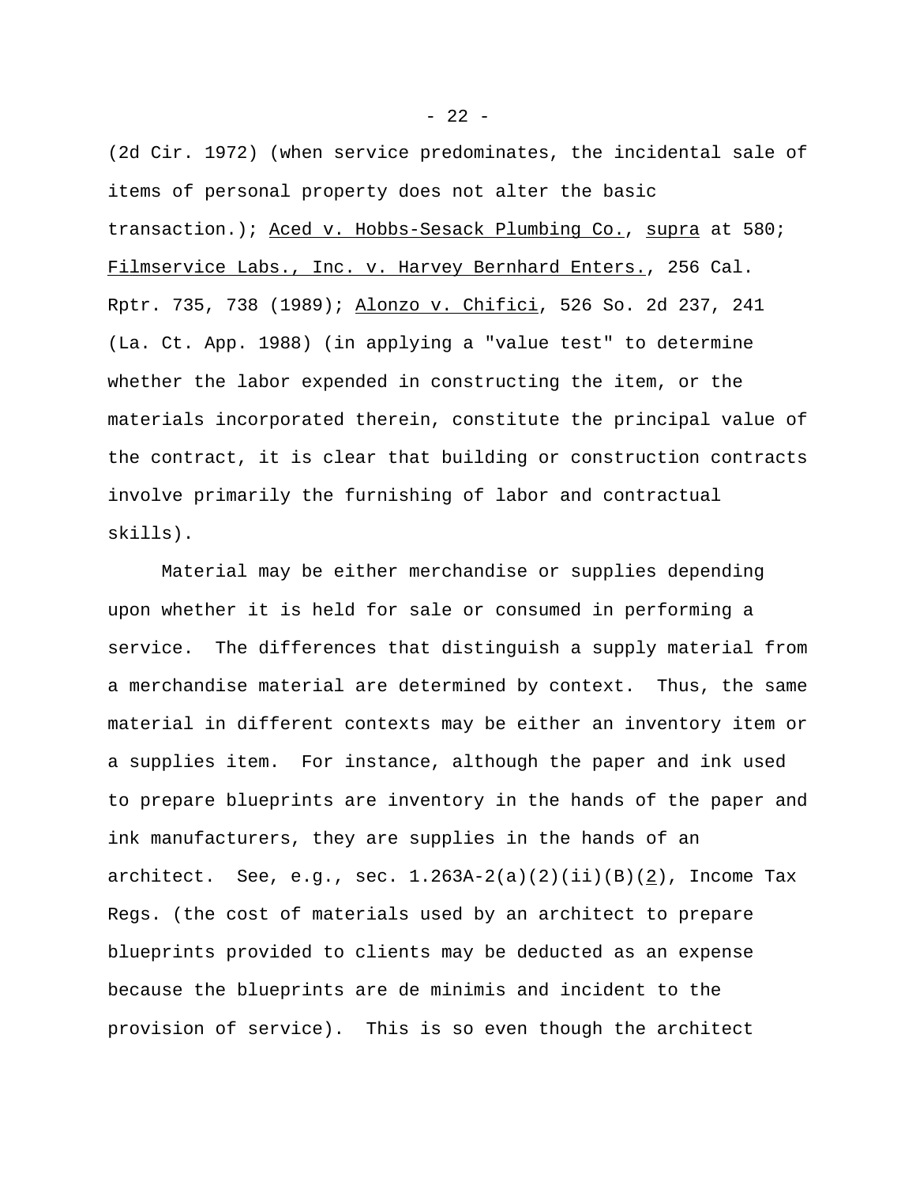(2d Cir. 1972) (when service predominates, the incidental sale of items of personal property does not alter the basic transaction.); Aced v. Hobbs-Sesack Plumbing Co., supra at 580; Filmservice Labs., Inc. v. Harvey Bernhard Enters., 256 Cal. Rptr. 735, 738 (1989); Alonzo v. Chifici, 526 So. 2d 237, 241 (La. Ct. App. 1988) (in applying a "value test" to determine whether the labor expended in constructing the item, or the materials incorporated therein, constitute the principal value of the contract, it is clear that building or construction contracts involve primarily the furnishing of labor and contractual skills).

Material may be either merchandise or supplies depending upon whether it is held for sale or consumed in performing a service. The differences that distinguish a supply material from a merchandise material are determined by context. Thus, the same material in different contexts may be either an inventory item or a supplies item. For instance, although the paper and ink used to prepare blueprints are inventory in the hands of the paper and ink manufacturers, they are supplies in the hands of an architect. See, e.g., sec. 1.263A-2(a)(2)(ii)(B)(2), Income Tax Regs. (the cost of materials used by an architect to prepare blueprints provided to clients may be deducted as an expense because the blueprints are de minimis and incident to the provision of service). This is so even though the architect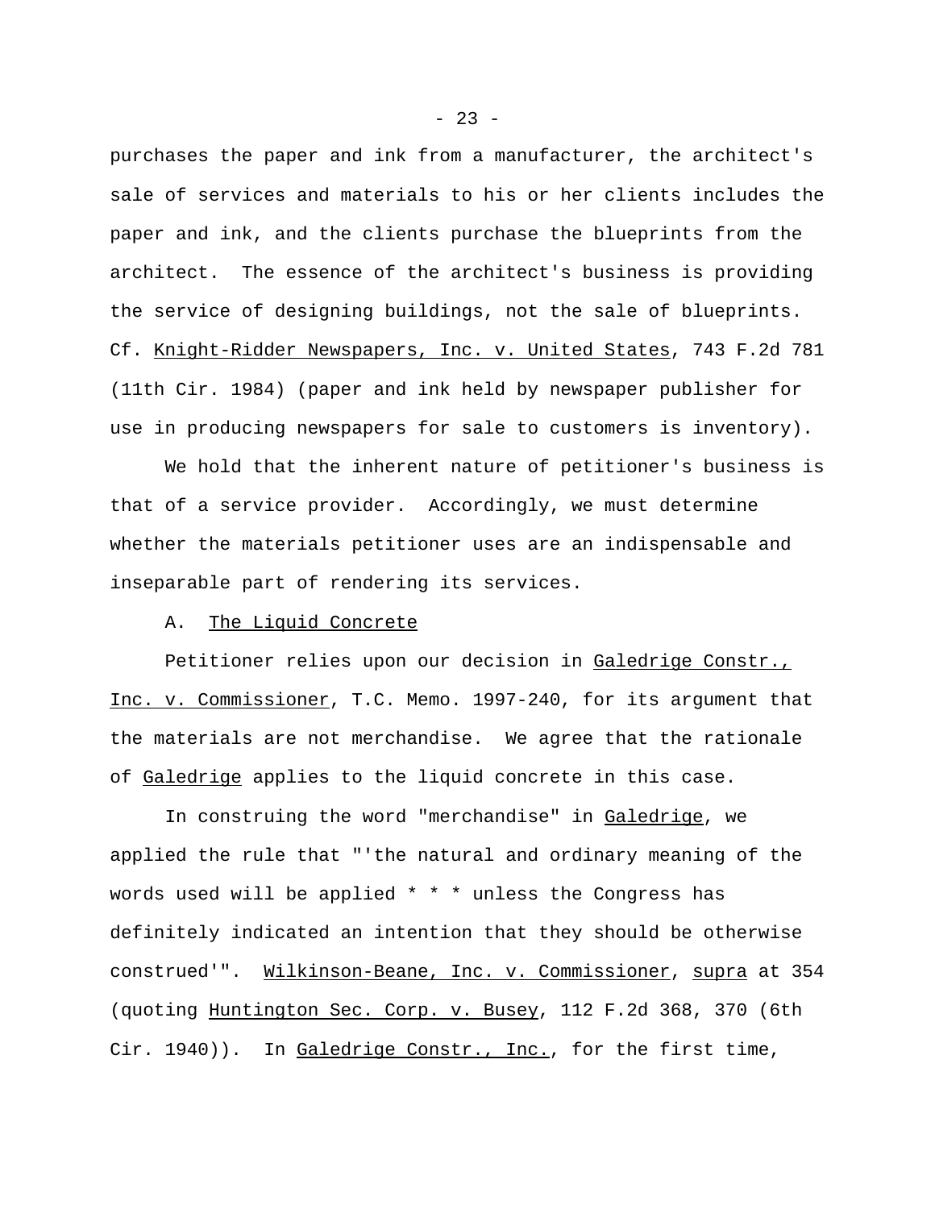purchases the paper and ink from a manufacturer, the architect's sale of services and materials to his or her clients includes the paper and ink, and the clients purchase the blueprints from the architect. The essence of the architect's business is providing the service of designing buildings, not the sale of blueprints. Cf. Knight-Ridder Newspapers, Inc. v. United States, 743 F.2d 781 (11th Cir. 1984) (paper and ink held by newspaper publisher for use in producing newspapers for sale to customers is inventory).

We hold that the inherent nature of petitioner's business is that of a service provider. Accordingly, we must determine whether the materials petitioner uses are an indispensable and inseparable part of rendering its services.

A. The Liquid Concrete

Petitioner relies upon our decision in Galedrige Constr., Inc. v. Commissioner, T.C. Memo. 1997-240, for its argument that the materials are not merchandise. We agree that the rationale of Galedrige applies to the liquid concrete in this case.

In construing the word "merchandise" in Galedrige, we applied the rule that "'the natural and ordinary meaning of the words used will be applied * * * unless the Congress has definitely indicated an intention that they should be otherwise construed'". Wilkinson-Beane, Inc. v. Commissioner, supra at 354 (quoting Huntington Sec. Corp. v. Busey, 112 F.2d 368, 370 (6th Cir. 1940)). In Galedrige Constr., Inc., for the first time,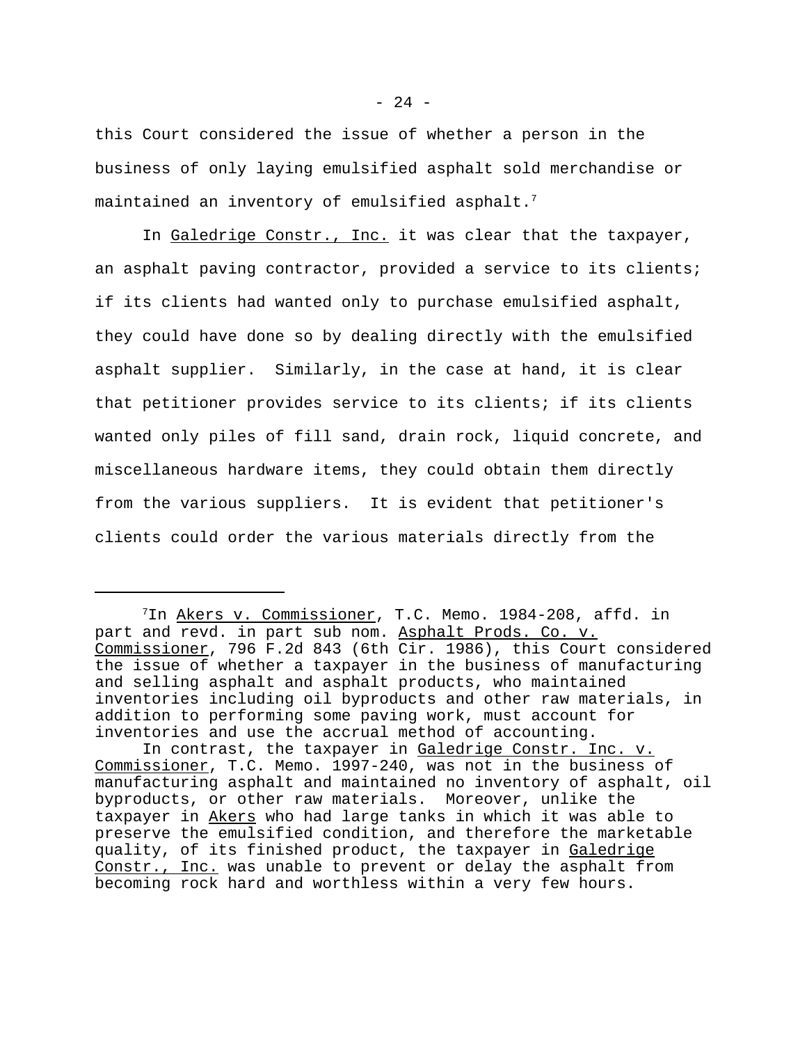this Court considered the issue of whether a person in the business of only laying emulsified asphalt sold merchandise or maintained an inventory of emulsified asphalt.[7]

In Galedrige Constr., Inc. it was clear that the taxpayer, an asphalt paving contractor, provided a service to its clients; if its clients had wanted only to purchase emulsified asphalt, they could have done so by dealing directly with the emulsified asphalt supplier. Similarly, in the case at hand, it is clear that petitioner provides service to its clients; if its clients wanted only piles of fill sand, drain rock, liquid concrete, and miscellaneous hardware items, they could obtain them directly from the various suppliers. It is evident that petitioner's clients could order the various materials directly from the

---

[7]In Akers v. Commissioner, T.C. Memo. 1984-208, affd. in part and revd. in part sub nom. Asphalt Prods. Co. v. Commissioner, 796 F.2d 843 (6th Cir. 1986), this Court considered the issue of whether a taxpayer in the business of manufacturing and selling asphalt and asphalt products, who maintained inventories including oil byproducts and other raw materials, in addition to performing some paving work, must account for inventories and use the accrual method of accounting.

In contrast, the taxpayer in Galedrige Constr. Inc. v. Commissioner, T.C. Memo. 1997-240, was not in the business of manufacturing asphalt and maintained no inventory of asphalt, oil byproducts, or other raw materials. Moreover, unlike the taxpayer in Akers who had large tanks in which it was able to preserve the emulsified condition, and therefore the marketable quality, of its finished product, the taxpayer in Galedrige Constr., Inc. was unable to prevent or delay the asphalt from becoming rock hard and worthless within a very few hours.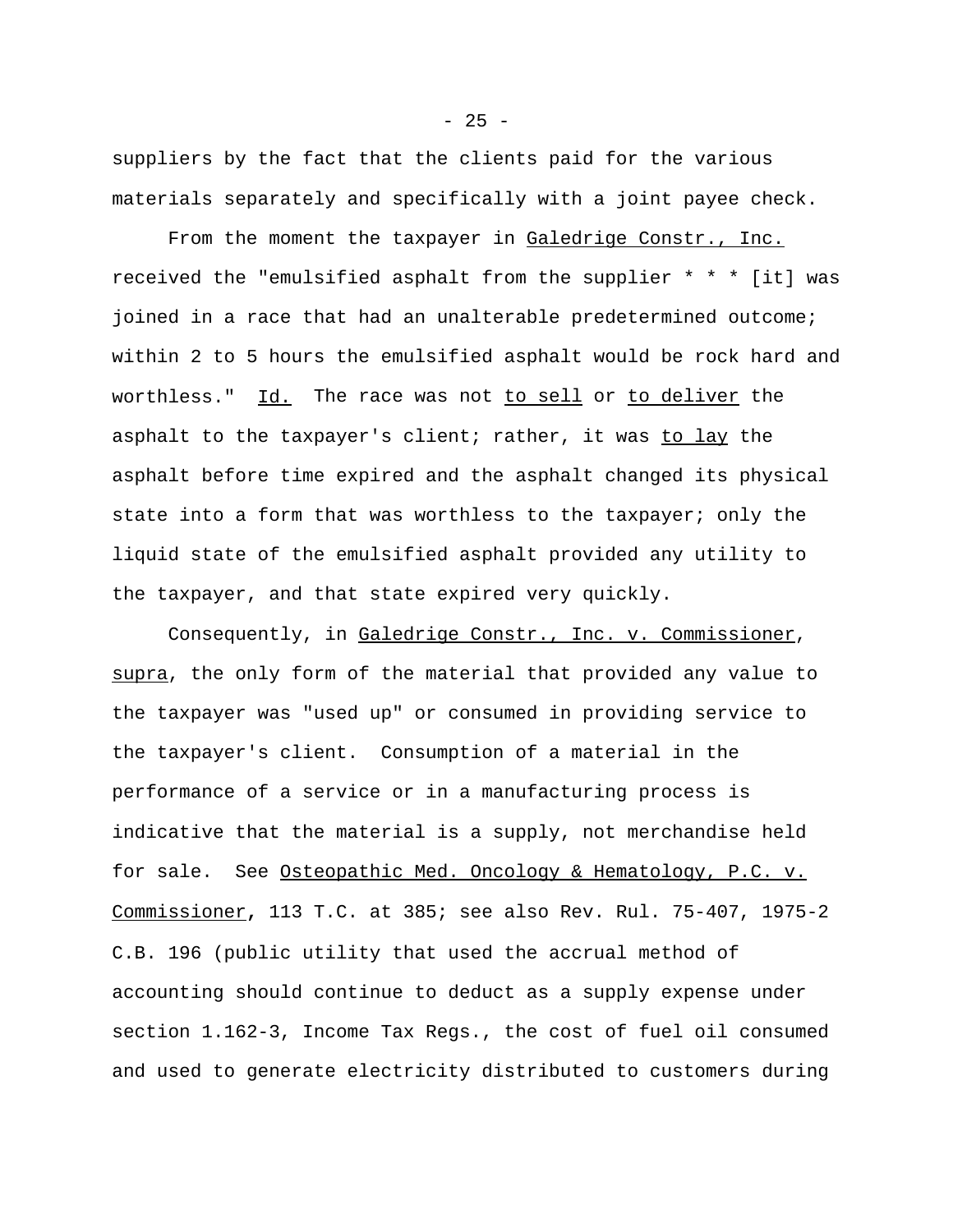suppliers by the fact that the clients paid for the various materials separately and specifically with a joint payee check.

From the moment the taxpayer in Galedrige Constr., Inc. received the "emulsified asphalt from the supplier * * * [it] was joined in a race that had an unalterable predetermined outcome; within 2 to 5 hours the emulsified asphalt would be rock hard and worthless." Id. The race was not to sell or to deliver the asphalt to the taxpayer's client; rather, it was to lay the asphalt before time expired and the asphalt changed its physical state into a form that was worthless to the taxpayer; only the liquid state of the emulsified asphalt provided any utility to the taxpayer, and that state expired very quickly.

Consequently, in Galedrige Constr., Inc. v. Commissioner, supra, the only form of the material that provided any value to the taxpayer was "used up" or consumed in providing service to the taxpayer's client. Consumption of a material in the performance of a service or in a manufacturing process is indicative that the material is a supply, not merchandise held for sale. See Osteopathic Med. Oncology & Hematology, P.C. v. Commissioner, 113 T.C. at 385; see also Rev. Rul. 75-407, 1975-2 C.B. 196 (public utility that used the accrual method of accounting should continue to deduct as a supply expense under section 1.162-3, Income Tax Regs., the cost of fuel oil consumed and used to generate electricity distributed to customers during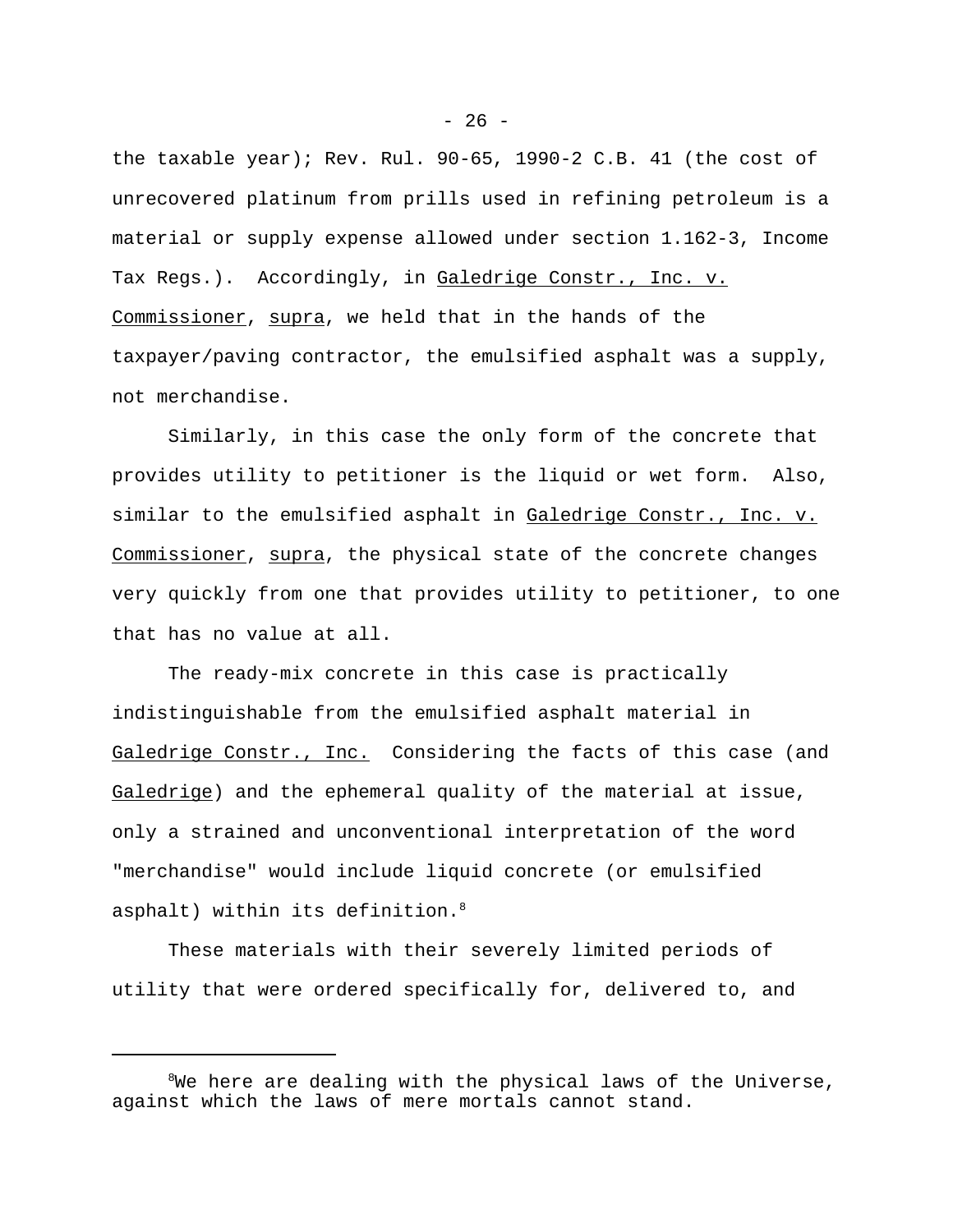the taxable year); Rev. Rul. 90-65, 1990-2 C.B. 41 (the cost of unrecovered platinum from prills used in refining petroleum is a material or supply expense allowed under section 1.162-3, Income Tax Regs.). Accordingly, in Galedrige Constr., Inc. v. Commissioner, supra, we held that in the hands of the taxpayer/paving contractor, the emulsified asphalt was a supply, not merchandise.

Similarly, in this case the only form of the concrete that provides utility to petitioner is the liquid or wet form. Also, similar to the emulsified asphalt in Galedrige Constr., Inc. v. Commissioner, supra, the physical state of the concrete changes very quickly from one that provides utility to petitioner, to one that has no value at all.

The ready-mix concrete in this case is practically indistinguishable from the emulsified asphalt material in Galedrige Constr., Inc. Considering the facts of this case (and Galedrige) and the ephemeral quality of the material at issue, only a strained and unconventional interpretation of the word "merchandise" would include liquid concrete (or emulsified asphalt) within its definition.[8]

These materials with their severely limited periods of utility that were ordered specifically for, delivered to, and

---

[8]We here are dealing with the physical laws of the Universe, against which the laws of mere mortals cannot stand.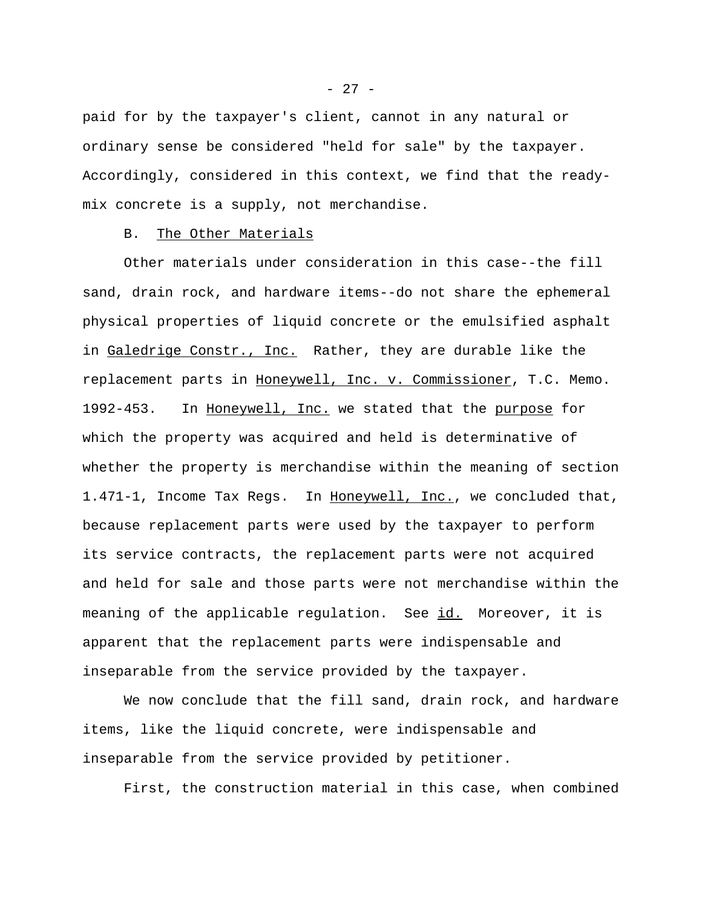paid for by the taxpayer's client, cannot in any natural or ordinary sense be considered "held for sale" by the taxpayer. Accordingly, considered in this context, we find that the ready-mix concrete is a supply, not merchandise.

B. The Other Materials

Other materials under consideration in this case--the fill sand, drain rock, and hardware items--do not share the ephemeral physical properties of liquid concrete or the emulsified asphalt in Galedrige Constr., Inc. Rather, they are durable like the replacement parts in Honeywell, Inc. v. Commissioner, T.C. Memo. 1992-453. In Honeywell, Inc. we stated that the purpose for which the property was acquired and held is determinative of whether the property is merchandise within the meaning of section 1.471-1, Income Tax Regs. In Honeywell, Inc., we concluded that, because replacement parts were used by the taxpayer to perform its service contracts, the replacement parts were not acquired and held for sale and those parts were not merchandise within the meaning of the applicable regulation. See id. Moreover, it is apparent that the replacement parts were indispensable and inseparable from the service provided by the taxpayer.

We now conclude that the fill sand, drain rock, and hardware items, like the liquid concrete, were indispensable and inseparable from the service provided by petitioner.

First, the construction material in this case, when combined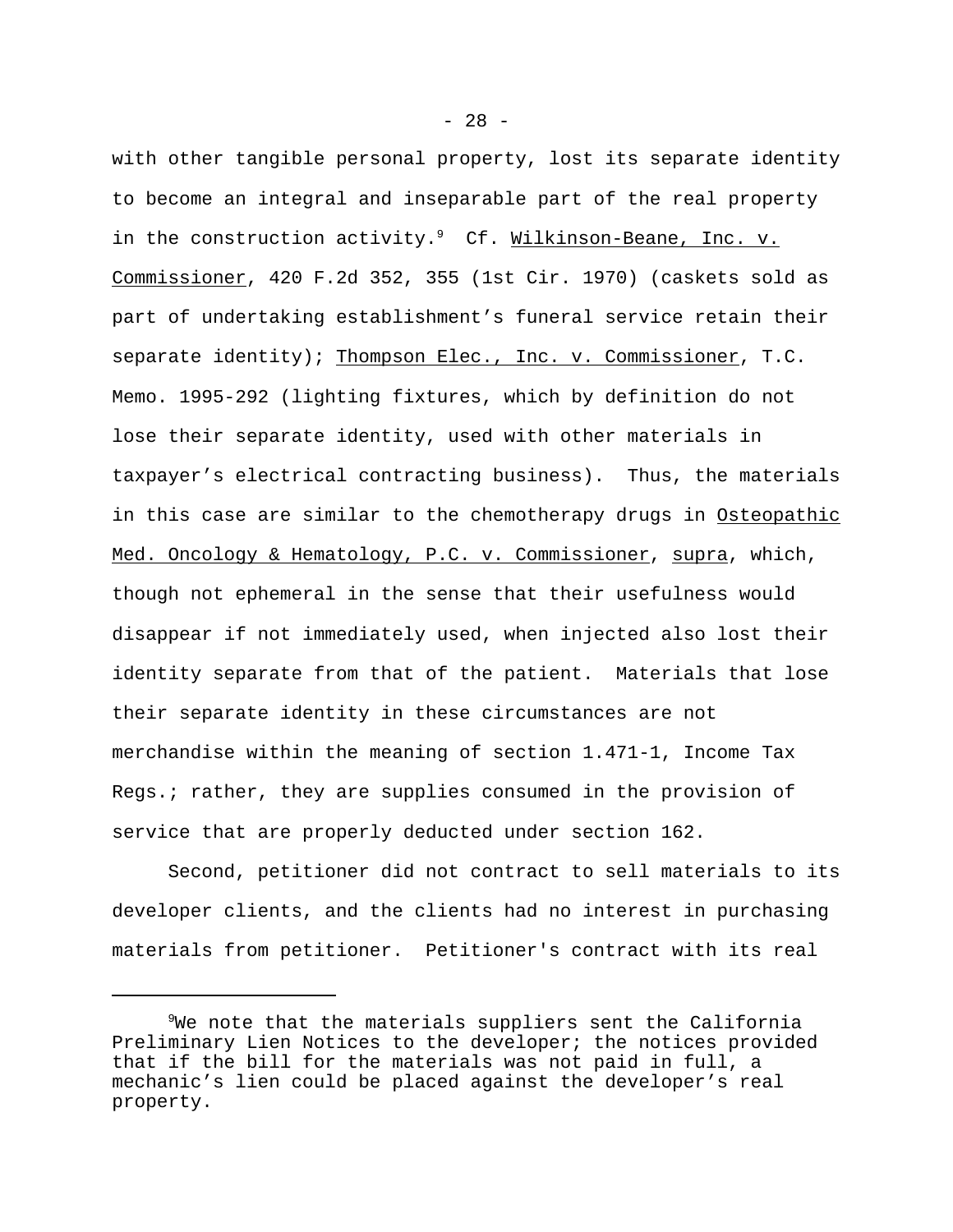with other tangible personal property, lost its separate identity to become an integral and inseparable part of the real property in the construction activity.[9] Cf. Wilkinson-Beane, Inc. v. Commissioner, 420 F.2d 352, 355 (1st Cir. 1970) (caskets sold as part of undertaking establishment's funeral service retain their separate identity); Thompson Elec., Inc. v. Commissioner, T.C. Memo. 1995-292 (lighting fixtures, which by definition do not lose their separate identity, used with other materials in taxpayer's electrical contracting business). Thus, the materials in this case are similar to the chemotherapy drugs in Osteopathic Med. Oncology & Hematology, P.C. v. Commissioner, supra, which, though not ephemeral in the sense that their usefulness would disappear if not immediately used, when injected also lost their identity separate from that of the patient. Materials that lose their separate identity in these circumstances are not merchandise within the meaning of section 1.471-1, Income Tax Regs.; rather, they are supplies consumed in the provision of service that are properly deducted under section 162.

Second, petitioner did not contract to sell materials to its developer clients, and the clients had no interest in purchasing materials from petitioner. Petitioner's contract with its real

---

[9] We note that the materials suppliers sent the California Preliminary Lien Notices to the developer; the notices provided that if the bill for the materials was not paid in full, a mechanic's lien could be placed against the developer's real property.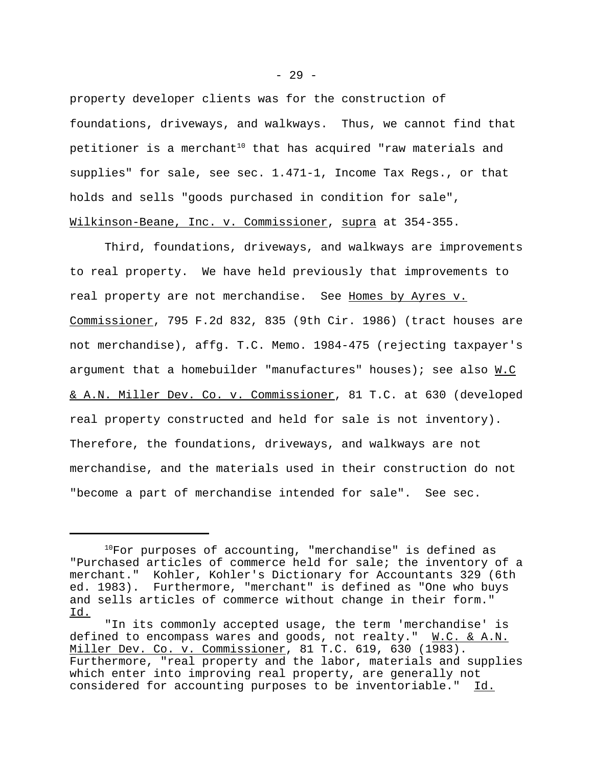property developer clients was for the construction of foundations, driveways, and walkways. Thus, we cannot find that petitioner is a merchant[10] that has acquired "raw materials and supplies" for sale, see sec. 1.471-1, Income Tax Regs., or that holds and sells "goods purchased in condition for sale", Wilkinson-Beane, Inc. v. Commissioner, supra at 354-355.

Third, foundations, driveways, and walkways are improvements to real property. We have held previously that improvements to real property are not merchandise. See Homes by Ayres v. Commissioner, 795 F.2d 832, 835 (9th Cir. 1986) (tract houses are not merchandise), affg. T.C. Memo. 1984-475 (rejecting taxpayer's argument that a homebuilder "manufactures" houses); see also W.C & A.N. Miller Dev. Co. v. Commissioner, 81 T.C. at 630 (developed real property constructed and held for sale is not inventory). Therefore, the foundations, driveways, and walkways are not merchandise, and the materials used in their construction do not "become a part of merchandise intended for sale". See sec.

---

[10] For purposes of accounting, "merchandise" is defined as "Purchased articles of commerce held for sale; the inventory of a merchant." Kohler, Kohler's Dictionary for Accountants 329 (6th ed. 1983). Furthermore, "merchant" is defined as "One who buys and sells articles of commerce without change in their form." Id.

"In its commonly accepted usage, the term 'merchandise' is defined to encompass wares and goods, not realty." W.C. & A.N. Miller Dev. Co. v. Commissioner, 81 T.C. 619, 630 (1983). Furthermore, "real property and the labor, materials and supplies which enter into improving real property, are generally not considered for accounting purposes to be inventoriable." Id.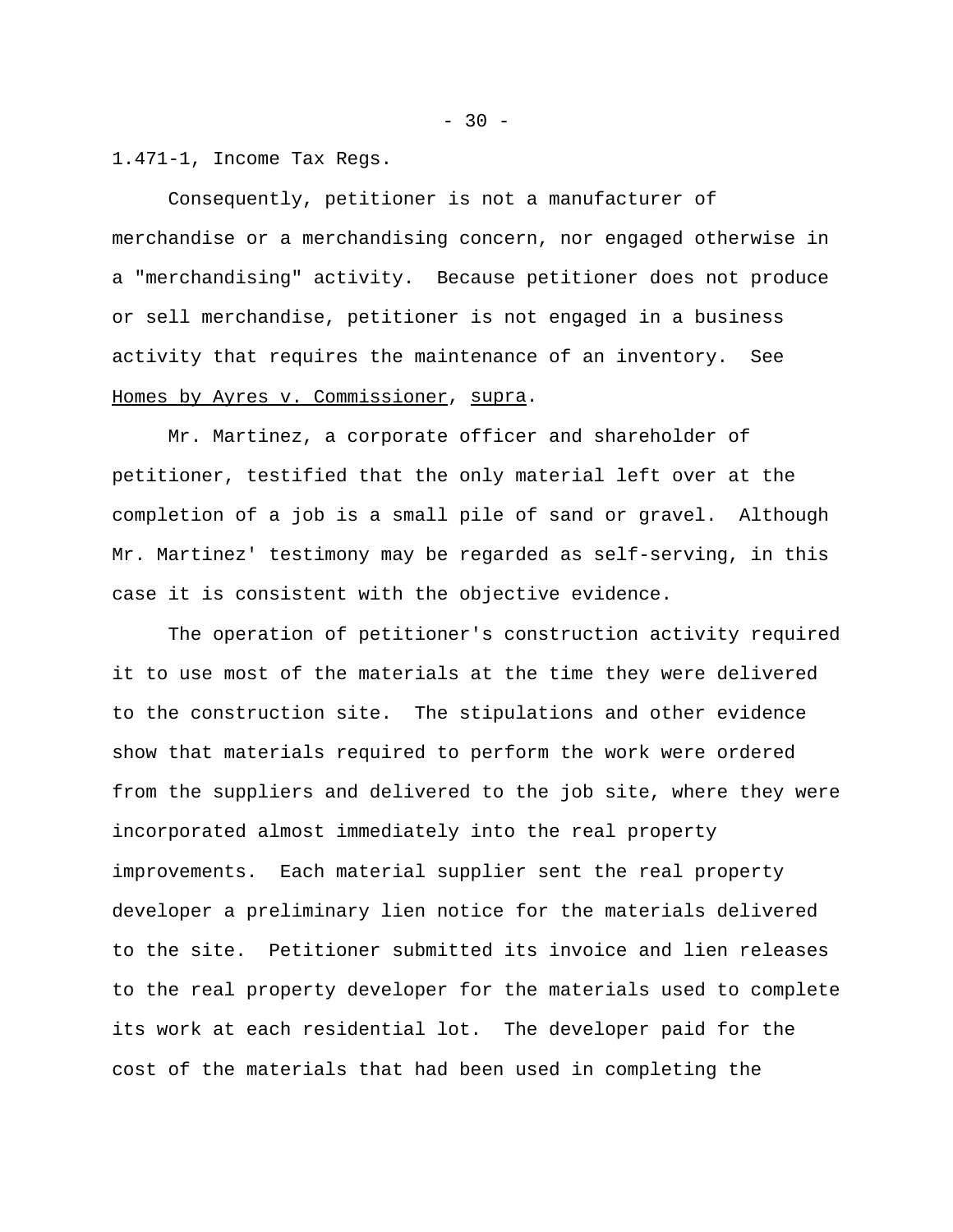1.471-1, Income Tax Regs.

Consequently, petitioner is not a manufacturer of merchandise or a merchandising concern, nor engaged otherwise in a "merchandising" activity. Because petitioner does not produce or sell merchandise, petitioner is not engaged in a business activity that requires the maintenance of an inventory. See Homes by Ayres v. Commissioner, supra.

Mr. Martinez, a corporate officer and shareholder of petitioner, testified that the only material left over at the completion of a job is a small pile of sand or gravel. Although Mr. Martinez' testimony may be regarded as self-serving, in this case it is consistent with the objective evidence.

The operation of petitioner's construction activity required it to use most of the materials at the time they were delivered to the construction site. The stipulations and other evidence show that materials required to perform the work were ordered from the suppliers and delivered to the job site, where they were incorporated almost immediately into the real property improvements. Each material supplier sent the real property developer a preliminary lien notice for the materials delivered to the site. Petitioner submitted its invoice and lien releases to the real property developer for the materials used to complete its work at each residential lot. The developer paid for the cost of the materials that had been used in completing the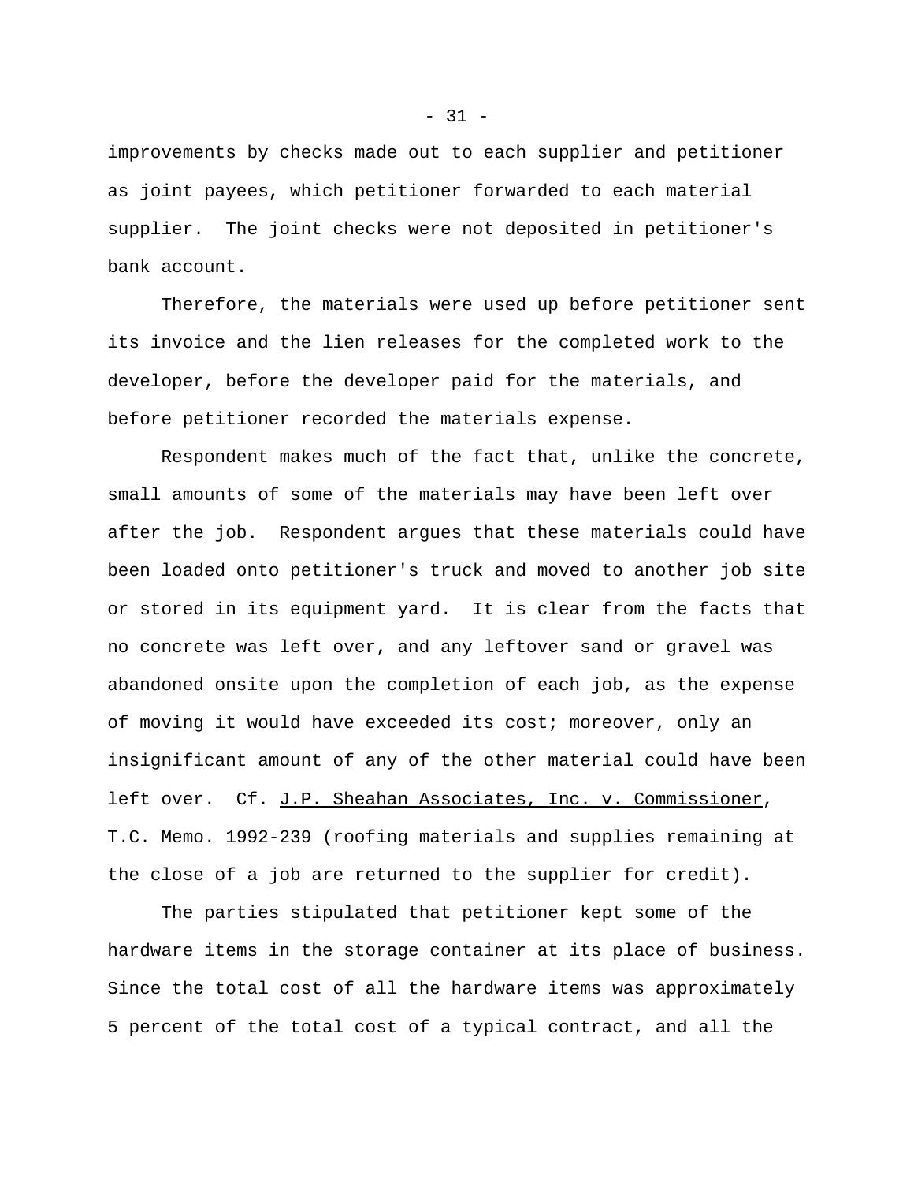improvements by checks made out to each supplier and petitioner as joint payees, which petitioner forwarded to each material supplier. The joint checks were not deposited in petitioner's bank account.

Therefore, the materials were used up before petitioner sent its invoice and the lien releases for the completed work to the developer, before the developer paid for the materials, and before petitioner recorded the materials expense.

Respondent makes much of the fact that, unlike the concrete, small amounts of some of the materials may have been left over after the job. Respondent argues that these materials could have been loaded onto petitioner's truck and moved to another job site or stored in its equipment yard. It is clear from the facts that no concrete was left over, and any leftover sand or gravel was abandoned onsite upon the completion of each job, as the expense of moving it would have exceeded its cost; moreover, only an insignificant amount of any of the other material could have been left over. Cf. J.P. Sheahan Associates, Inc. v. Commissioner, T.C. Memo. 1992-239 (roofing materials and supplies remaining at the close of a job are returned to the supplier for credit).

The parties stipulated that petitioner kept some of the hardware items in the storage container at its place of business. Since the total cost of all the hardware items was approximately 5 percent of the total cost of a typical contract, and all the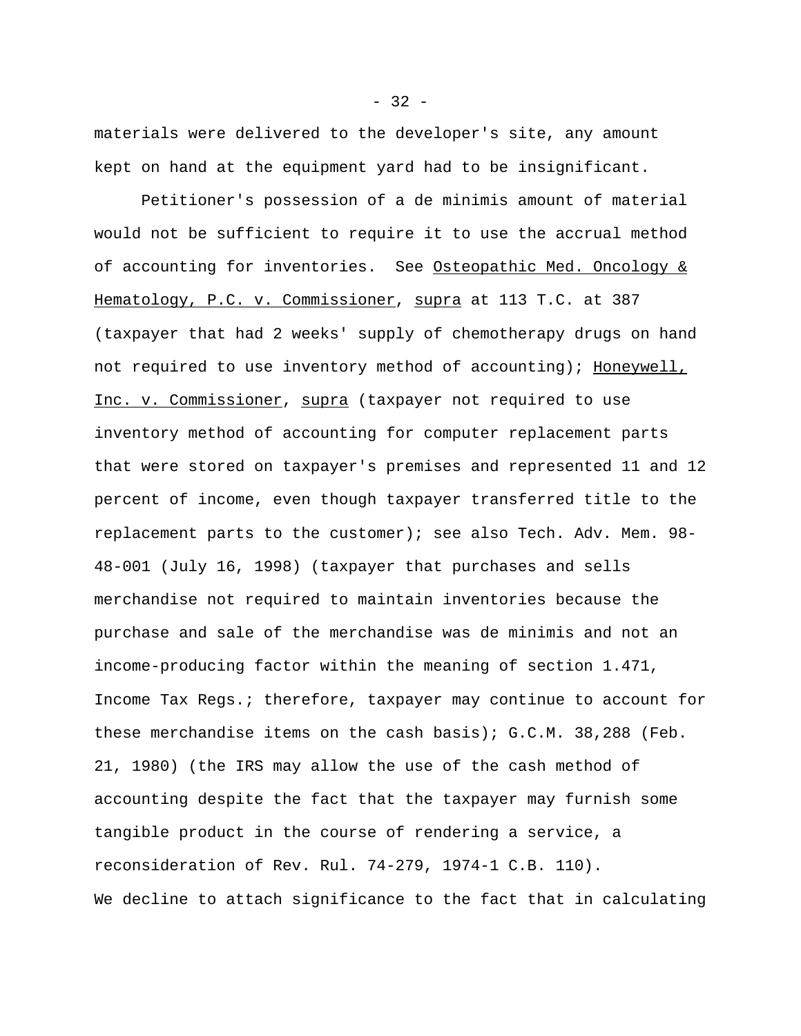materials were delivered to the developer's site, any amount kept on hand at the equipment yard had to be insignificant.

Petitioner's possession of a de minimis amount of material would not be sufficient to require it to use the accrual method of accounting for inventories. See Osteopathic Med. Oncology & Hematology, P.C. v. Commissioner, supra at 113 T.C. at 387 (taxpayer that had 2 weeks' supply of chemotherapy drugs on hand not required to use inventory method of accounting); Honeywell, Inc. v. Commissioner, supra (taxpayer not required to use inventory method of accounting for computer replacement parts that were stored on taxpayer's premises and represented 11 and 12 percent of income, even though taxpayer transferred title to the replacement parts to the customer); see also Tech. Adv. Mem. 98-48-001 (July 16, 1998) (taxpayer that purchases and sells merchandise not required to maintain inventories because the purchase and sale of the merchandise was de minimis and not an income-producing factor within the meaning of section 1.471, Income Tax Regs.; therefore, taxpayer may continue to account for these merchandise items on the cash basis); G.C.M. 38,288 (Feb. 21, 1980) (the IRS may allow the use of the cash method of accounting despite the fact that the taxpayer may furnish some tangible product in the course of rendering a service, a reconsideration of Rev. Rul. 74-279, 1974-1 C.B. 110).

We decline to attach significance to the fact that in calculating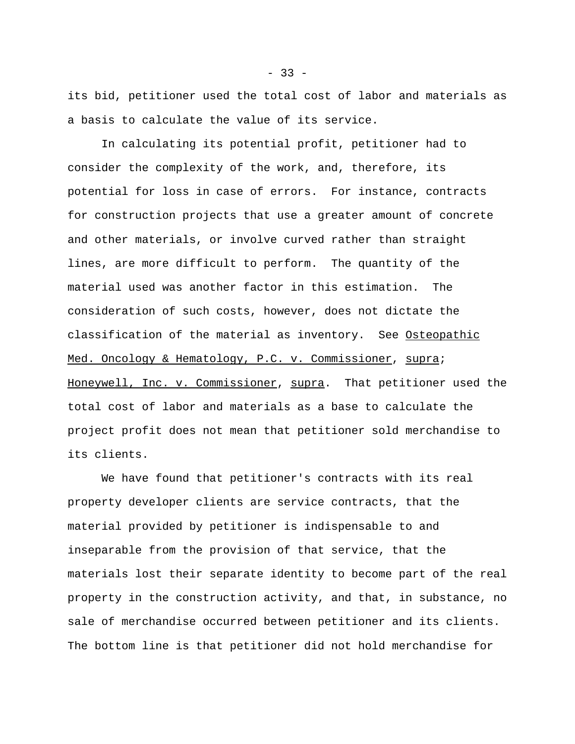its bid, petitioner used the total cost of labor and materials as a basis to calculate the value of its service.

In calculating its potential profit, petitioner had to consider the complexity of the work, and, therefore, its potential for loss in case of errors. For instance, contracts for construction projects that use a greater amount of concrete and other materials, or involve curved rather than straight lines, are more difficult to perform. The quantity of the material used was another factor in this estimation. The consideration of such costs, however, does not dictate the classification of the material as inventory. See _Osteopathic Med. Oncology & Hematology, P.C. v. Commissioner_, _supra_; _Honeywell, Inc. v. Commissioner_, _supra_. That petitioner used the total cost of labor and materials as a base to calculate the project profit does not mean that petitioner sold merchandise to its clients.

We have found that petitioner's contracts with its real property developer clients are service contracts, that the material provided by petitioner is indispensable to and inseparable from the provision of that service, that the materials lost their separate identity to become part of the real property in the construction activity, and that, in substance, no sale of merchandise occurred between petitioner and its clients. The bottom line is that petitioner did not hold merchandise for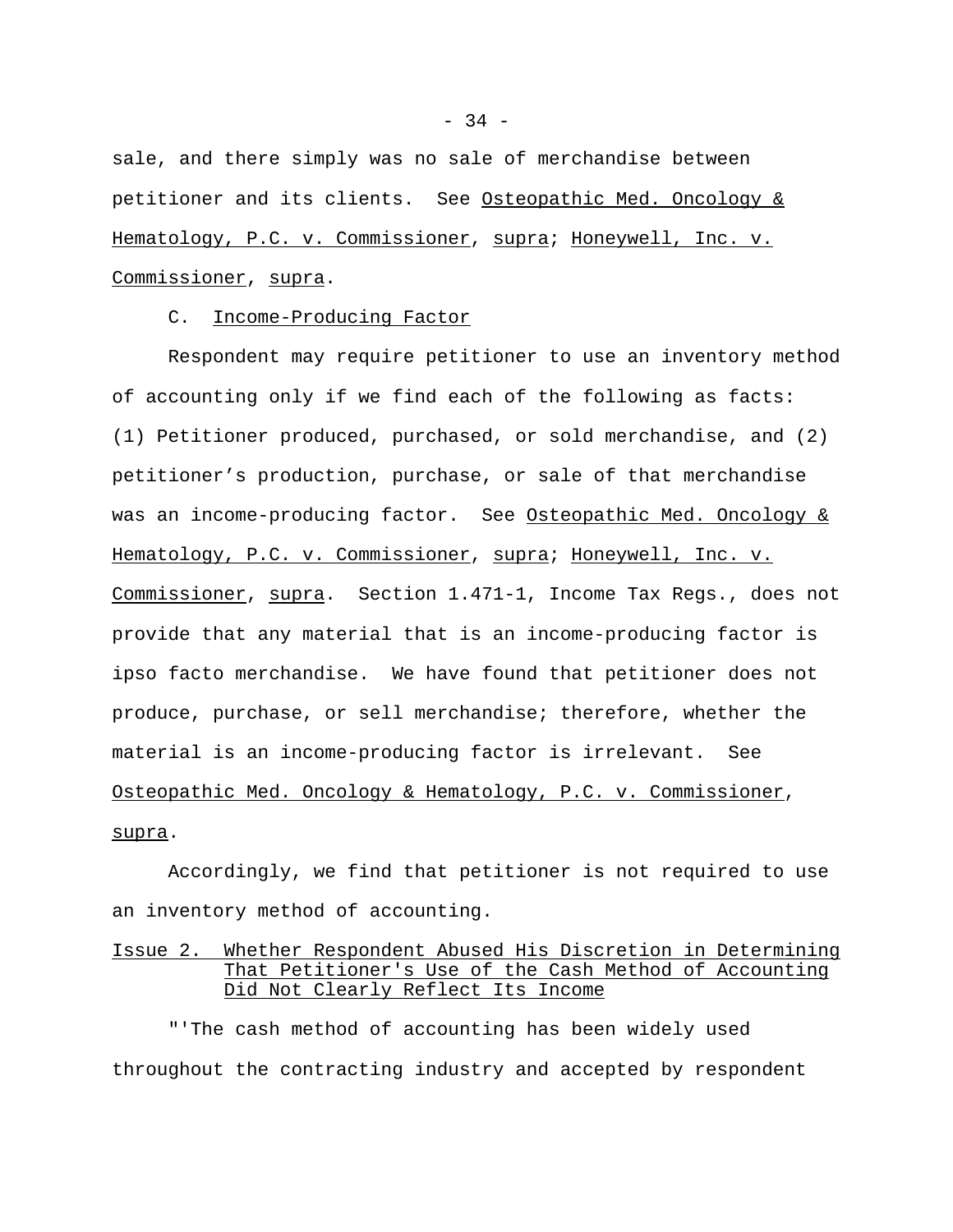sale, and there simply was no sale of merchandise between petitioner and its clients. See <u>Osteopathic Med. Oncology & Hematology, P.C. v. Commissioner</u>, <u>supra</u>; <u>Honeywell, Inc. v. Commissioner</u>, <u>supra</u>.

C. <u>Income-Producing Factor</u>

Respondent may require petitioner to use an inventory method of accounting only if we find each of the following as facts: (1) Petitioner produced, purchased, or sold merchandise, and (2) petitioner's production, purchase, or sale of that merchandise was an income-producing factor. See <u>Osteopathic Med. Oncology & Hematology, P.C. v. Commissioner</u>, <u>supra</u>; <u>Honeywell, Inc. v. Commissioner</u>, <u>supra</u>. Section 1.471-1, Income Tax Regs., does not provide that any material that is an income-producing factor is ipso facto merchandise. We have found that petitioner does not produce, purchase, or sell merchandise; therefore, whether the material is an income-producing factor is irrelevant. See <u>Osteopathic Med. Oncology & Hematology, P.C. v. Commissioner</u>, <u>supra</u>.

Accordingly, we find that petitioner is not required to use an inventory method of accounting.

<u>Issue 2. Whether Respondent Abused His Discretion in Determining That Petitioner's Use of the Cash Method of Accounting Did Not Clearly Reflect Its Income</u>

"'The cash method of accounting has been widely used throughout the contracting industry and accepted by respondent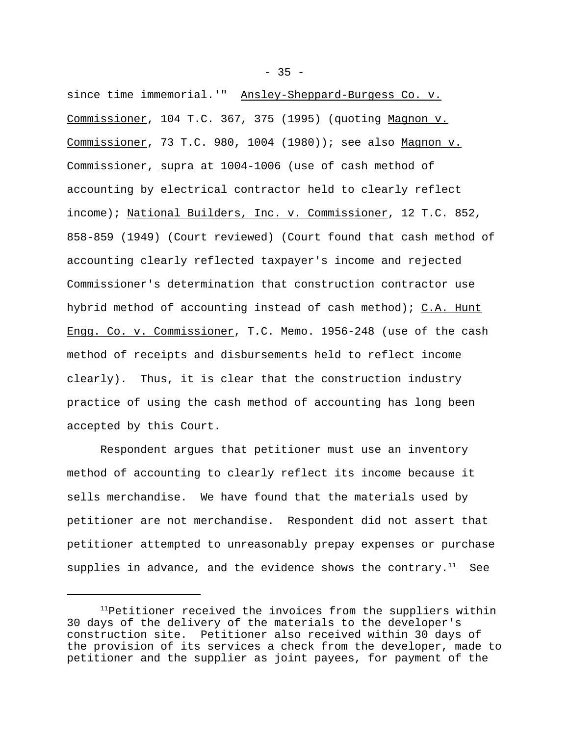since time immemorial.'" Ansley-Sheppard-Burgess Co. v. Commissioner, 104 T.C. 367, 375 (1995) (quoting Magnon v. Commissioner, 73 T.C. 980, 1004 (1980)); see also Magnon v. Commissioner, supra at 1004-1006 (use of cash method of accounting by electrical contractor held to clearly reflect income); National Builders, Inc. v. Commissioner, 12 T.C. 852, 858-859 (1949) (Court reviewed) (Court found that cash method of accounting clearly reflected taxpayer's income and rejected Commissioner's determination that construction contractor use hybrid method of accounting instead of cash method); C.A. Hunt Engg. Co. v. Commissioner, T.C. Memo. 1956-248 (use of the cash method of receipts and disbursements held to reflect income clearly). Thus, it is clear that the construction industry practice of using the cash method of accounting has long been accepted by this Court.

Respondent argues that petitioner must use an inventory method of accounting to clearly reflect its income because it sells merchandise. We have found that the materials used by petitioner are not merchandise. Respondent did not assert that petitioner attempted to unreasonably prepay expenses or purchase supplies in advance, and the evidence shows the contrary.[11] See

---

[11]Petitioner received the invoices from the suppliers within 30 days of the delivery of the materials to the developer's construction site. Petitioner also received within 30 days of the provision of its services a check from the developer, made to petitioner and the supplier as joint payees, for payment of the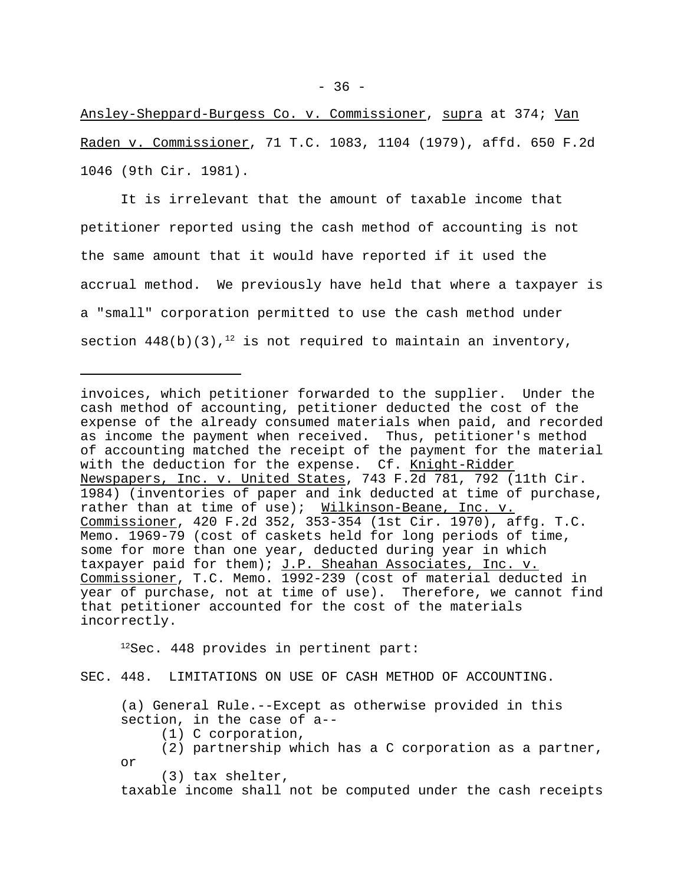Ansley-Sheppard-Burgess Co. v. Commissioner, supra at 374; Van Raden v. Commissioner, 71 T.C. 1083, 1104 (1979), affd. 650 F.2d 1046 (9th Cir. 1981).

It is irrelevant that the amount of taxable income that petitioner reported using the cash method of accounting is not the same amount that it would have reported if it used the accrual method. We previously have held that where a taxpayer is a "small" corporation permitted to use the cash method under section 448(b)(3),[12] is not required to maintain an inventory,

---

invoices, which petitioner forwarded to the supplier. Under the cash method of accounting, petitioner deducted the cost of the expense of the already consumed materials when paid, and recorded as income the payment when received. Thus, petitioner's method of accounting matched the receipt of the payment for the material with the deduction for the expense. Cf. Knight-Ridder Newspapers, Inc. v. United States, 743 F.2d 781, 792 (11th Cir. 1984) (inventories of paper and ink deducted at time of purchase, rather than at time of use); Wilkinson-Beane, Inc. v. Commissioner, 420 F.2d 352, 353-354 (1st Cir. 1970), affg. T.C. Memo. 1969-79 (cost of caskets held for long periods of time, some for more than one year, deducted during year in which taxpayer paid for them); J.P. Sheahan Associates, Inc. v. Commissioner, T.C. Memo. 1992-239 (cost of material deducted in year of purchase, not at time of use). Therefore, we cannot find that petitioner accounted for the cost of the materials incorrectly.

[12]Sec. 448 provides in pertinent part:

SEC. 448. LIMITATIONS ON USE OF CASH METHOD OF ACCOUNTING.

> (a) General Rule.--Except as otherwise provided in this section, in the case of a--
>
> (1) C corporation,
>
> (2) partnership which has a C corporation as a partner, or
>
> (3) tax shelter,
>
> taxable income shall not be computed under the cash receipts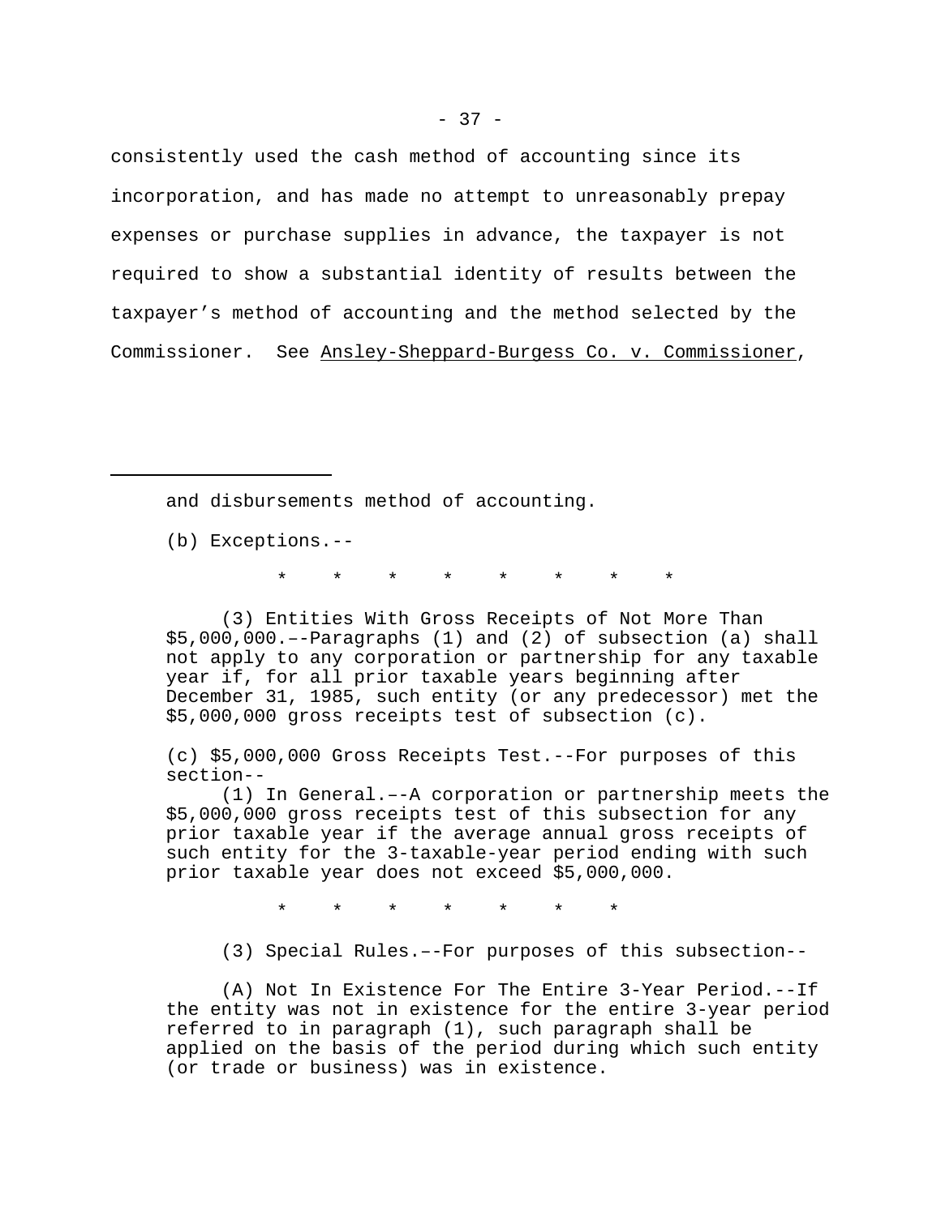consistently used the cash method of accounting since its incorporation, and has made no attempt to unreasonably prepay expenses or purchase supplies in advance, the taxpayer is not required to show a substantial identity of results between the taxpayer's method of accounting and the method selected by the Commissioner. See Ansley-Sheppard-Burgess Co. v. Commissioner,

---

and disbursements method of accounting.

(b) Exceptions.--

\*     \*     \*     \*     \*     \*     \*     \*

(3) Entities With Gross Receipts of Not More Than $5,000,000.–-Paragraphs (1) and (2) of subsection (a) shall not apply to any corporation or partnership for any taxable year if, for all prior taxable years beginning after December 31, 1985, such entity (or any predecessor) met the $5,000,000 gross receipts test of subsection (c).

(c) $5,000,000 Gross Receipts Test.--For purposes of this section--

(1) In General.–-A corporation or partnership meets the $5,000,000 gross receipts test of this subsection for any prior taxable year if the average annual gross receipts of such entity for the 3-taxable-year period ending with such prior taxable year does not exceed $5,000,000.

\*     \*     \*     \*     \*     \*     \*

(3) Special Rules.–-For purposes of this subsection--

(A) Not In Existence For The Entire 3-Year Period.--If the entity was not in existence for the entire 3-year period referred to in paragraph (1), such paragraph shall be applied on the basis of the period during which such entity (or trade or business) was in existence.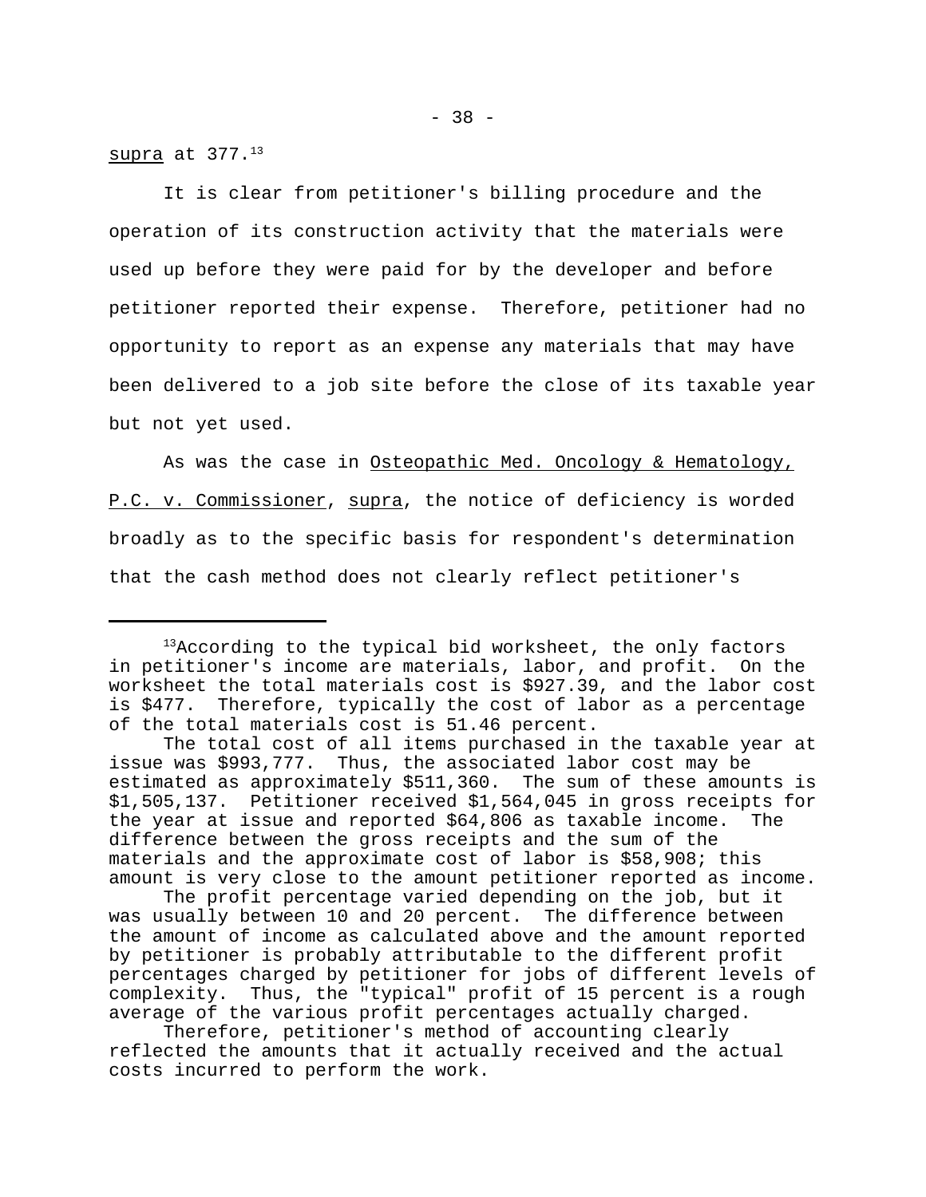_supra_ at 377.[13]

It is clear from petitioner's billing procedure and the operation of its construction activity that the materials were used up before they were paid for by the developer and before petitioner reported their expense. Therefore, petitioner had no opportunity to report as an expense any materials that may have been delivered to a job site before the close of its taxable year but not yet used.

As was the case in _Osteopathic Med. Oncology & Hematology, P.C. v. Commissioner_, _supra_, the notice of deficiency is worded broadly as to the specific basis for respondent's determination that the cash method does not clearly reflect petitioner's

---

[13]According to the typical bid worksheet, the only factors in petitioner's income are materials, labor, and profit. On the worksheet the total materials cost is $927.39, and the labor cost is $477. Therefore, typically the cost of labor as a percentage of the total materials cost is 51.46 percent.

The total cost of all items purchased in the taxable year at issue was $993,777. Thus, the associated labor cost may be estimated as approximately $511,360. The sum of these amounts is $1,505,137. Petitioner received $1,564,045 in gross receipts for the year at issue and reported $64,806 as taxable income. The difference between the gross receipts and the sum of the materials and the approximate cost of labor is $58,908; this amount is very close to the amount petitioner reported as income.

The profit percentage varied depending on the job, but it was usually between 10 and 20 percent. The difference between the amount of income as calculated above and the amount reported by petitioner is probably attributable to the different profit percentages charged by petitioner for jobs of different levels of complexity. Thus, the "typical" profit of 15 percent is a rough average of the various profit percentages actually charged.

Therefore, petitioner's method of accounting clearly reflected the amounts that it actually received and the actual costs incurred to perform the work.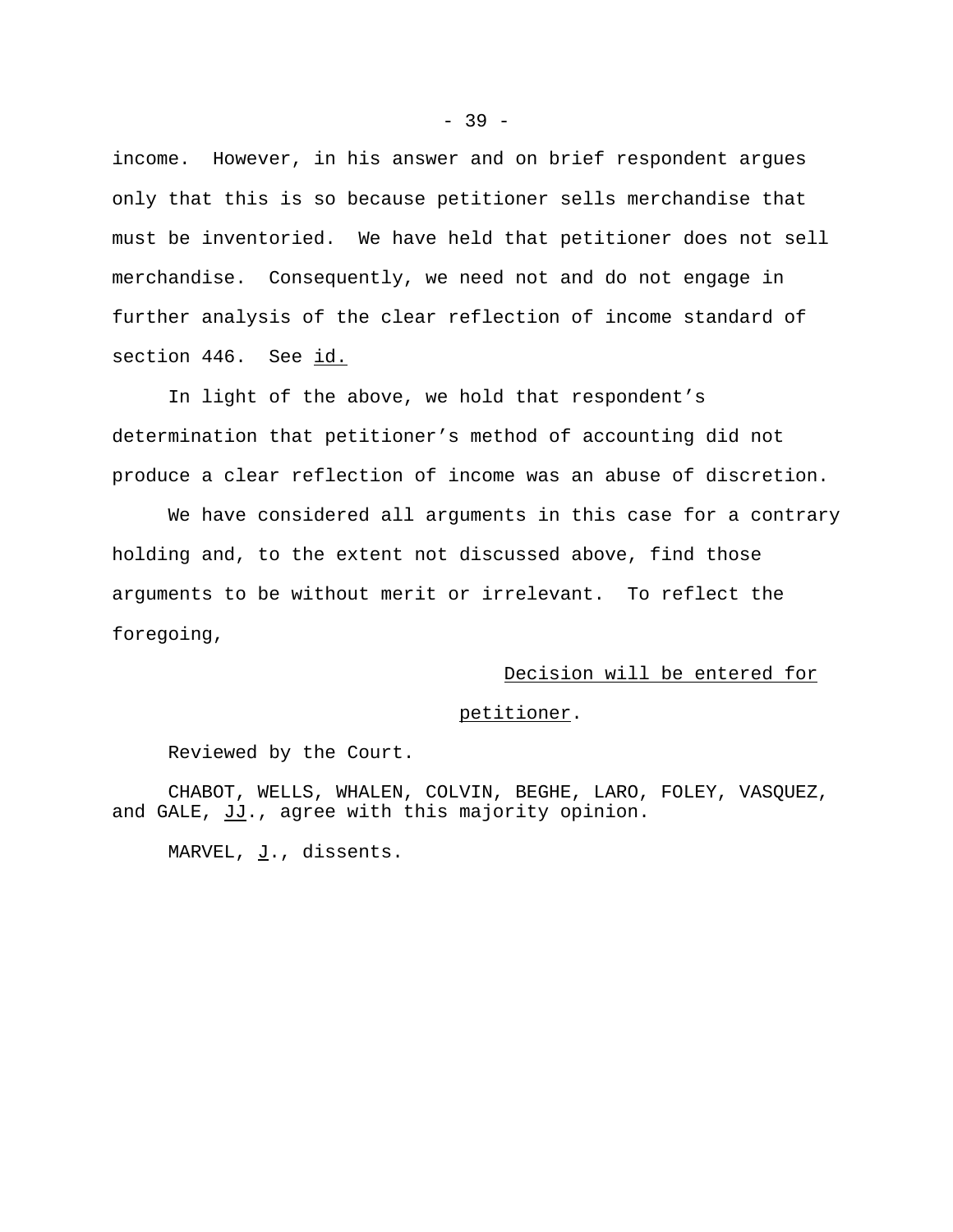income. However, in his answer and on brief respondent argues only that this is so because petitioner sells merchandise that must be inventoried. We have held that petitioner does not sell merchandise. Consequently, we need not and do not engage in further analysis of the clear reflection of income standard of section 446. See id.

In light of the above, we hold that respondent's determination that petitioner's method of accounting did not produce a clear reflection of income was an abuse of discretion.

We have considered all arguments in this case for a contrary holding and, to the extent not discussed above, find those arguments to be without merit or irrelevant. To reflect the foregoing,

Decision will be entered for petitioner.

Reviewed by the Court.

CHABOT, WELLS, WHALEN, COLVIN, BEGHE, LARO, FOLEY, VASQUEZ, and GALE, JJ., agree with this majority opinion.

MARVEL, J., dissents.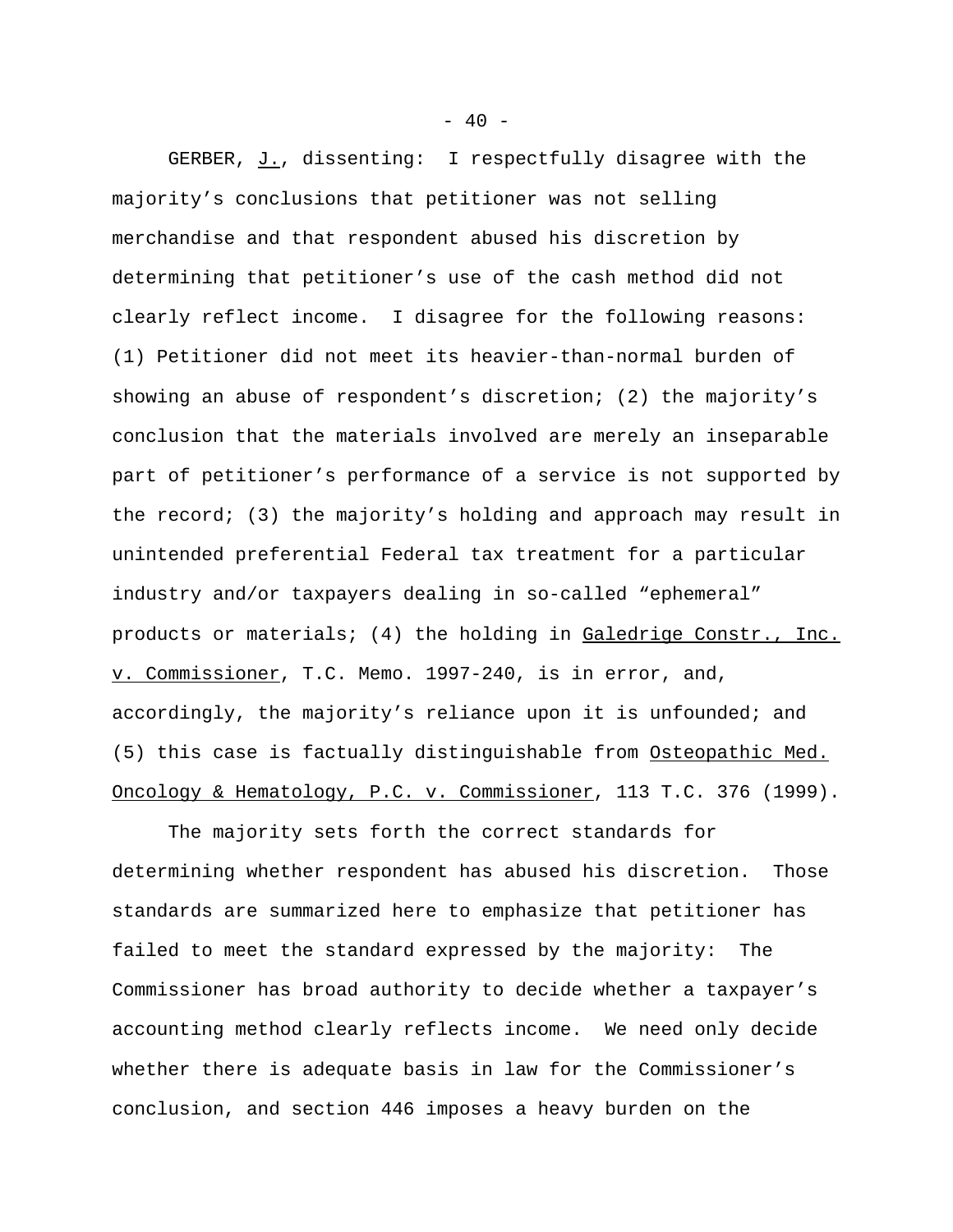GERBER, J., dissenting: I respectfully disagree with the majority's conclusions that petitioner was not selling merchandise and that respondent abused his discretion by determining that petitioner's use of the cash method did not clearly reflect income. I disagree for the following reasons: (1) Petitioner did not meet its heavier-than-normal burden of showing an abuse of respondent's discretion; (2) the majority's conclusion that the materials involved are merely an inseparable part of petitioner's performance of a service is not supported by the record; (3) the majority's holding and approach may result in unintended preferential Federal tax treatment for a particular industry and/or taxpayers dealing in so-called "ephemeral" products or materials; (4) the holding in Galedrige Constr., Inc. v. Commissioner, T.C. Memo. 1997-240, is in error, and, accordingly, the majority's reliance upon it is unfounded; and (5) this case is factually distinguishable from Osteopathic Med. Oncology & Hematology, P.C. v. Commissioner, 113 T.C. 376 (1999).

The majority sets forth the correct standards for determining whether respondent has abused his discretion. Those standards are summarized here to emphasize that petitioner has failed to meet the standard expressed by the majority: The Commissioner has broad authority to decide whether a taxpayer's accounting method clearly reflects income. We need only decide whether there is adequate basis in law for the Commissioner's conclusion, and section 446 imposes a heavy burden on the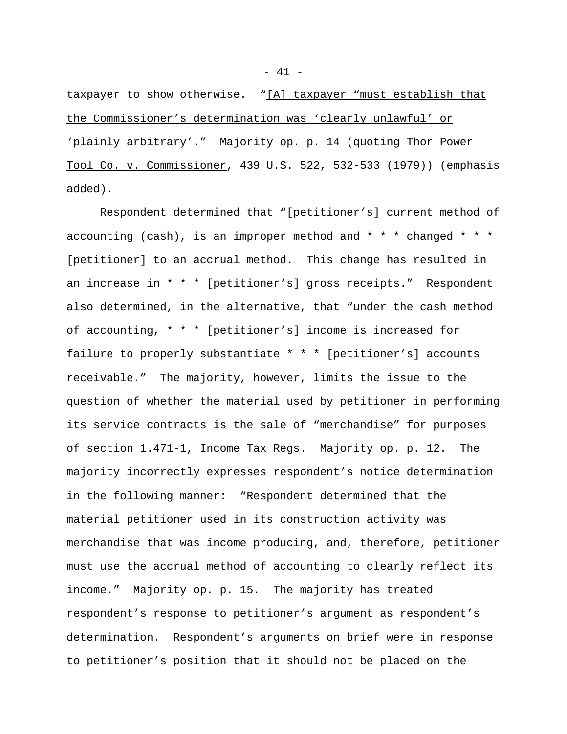taxpayer to show otherwise. "[A] taxpayer "must establish that the Commissioner's determination was 'clearly unlawful' or 'plainly arbitrary'." Majority op. p. 14 (quoting Thor Power Tool Co. v. Commissioner, 439 U.S. 522, 532-533 (1979)) (emphasis added).

Respondent determined that "[petitioner's] current method of accounting (cash), is an improper method and * * * changed * * * [petitioner] to an accrual method. This change has resulted in an increase in * * * [petitioner's] gross receipts." Respondent also determined, in the alternative, that "under the cash method of accounting, * * * [petitioner's] income is increased for failure to properly substantiate * * * [petitioner's] accounts receivable." The majority, however, limits the issue to the question of whether the material used by petitioner in performing its service contracts is the sale of "merchandise" for purposes of section 1.471-1, Income Tax Regs. Majority op. p. 12. The majority incorrectly expresses respondent's notice determination in the following manner: "Respondent determined that the material petitioner used in its construction activity was merchandise that was income producing, and, therefore, petitioner must use the accrual method of accounting to clearly reflect its income." Majority op. p. 15. The majority has treated respondent's response to petitioner's argument as respondent's determination. Respondent's arguments on brief were in response to petitioner's position that it should not be placed on the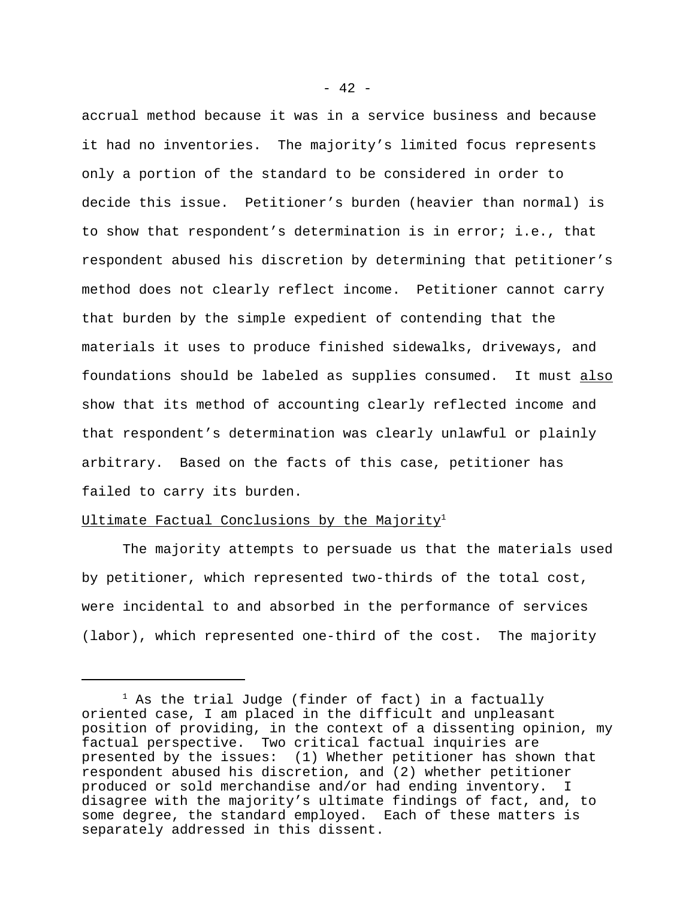accrual method because it was in a service business and because it had no inventories. The majority's limited focus represents only a portion of the standard to be considered in order to decide this issue. Petitioner's burden (heavier than normal) is to show that respondent's determination is in error; i.e., that respondent abused his discretion by determining that petitioner's method does not clearly reflect income. Petitioner cannot carry that burden by the simple expedient of contending that the materials it uses to produce finished sidewalks, driveways, and foundations should be labeled as supplies consumed. It must <u>also</u> show that its method of accounting clearly reflected income and that respondent's determination was clearly unlawful or plainly arbitrary. Based on the facts of this case, petitioner has failed to carry its burden.

<u>Ultimate Factual Conclusions by the Majority</u>[1]

The majority attempts to persuade us that the materials used by petitioner, which represented two-thirds of the total cost, were incidental to and absorbed in the performance of services (labor), which represented one-third of the cost. The majority

---

[1] As the trial Judge (finder of fact) in a factually oriented case, I am placed in the difficult and unpleasant position of providing, in the context of a dissenting opinion, my factual perspective. Two critical factual inquiries are presented by the issues: (1) Whether petitioner has shown that respondent abused his discretion, and (2) whether petitioner produced or sold merchandise and/or had ending inventory. I disagree with the majority's ultimate findings of fact, and, to some degree, the standard employed. Each of these matters is separately addressed in this dissent.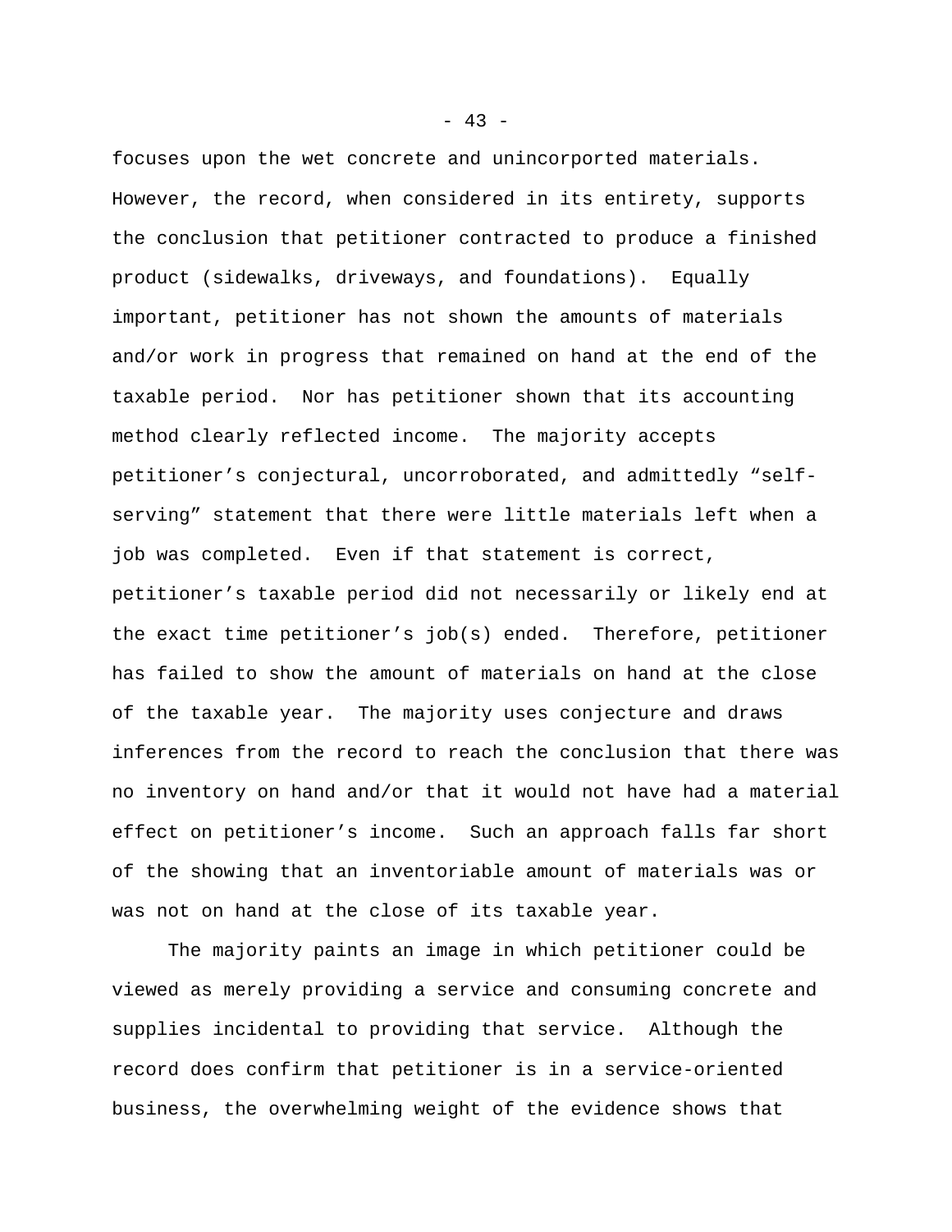focuses upon the wet concrete and unincorported materials. However, the record, when considered in its entirety, supports the conclusion that petitioner contracted to produce a finished product (sidewalks, driveways, and foundations). Equally important, petitioner has not shown the amounts of materials and/or work in progress that remained on hand at the end of the taxable period. Nor has petitioner shown that its accounting method clearly reflected income. The majority accepts petitioner's conjectural, uncorroborated, and admittedly "self-serving" statement that there were little materials left when a job was completed. Even if that statement is correct, petitioner's taxable period did not necessarily or likely end at the exact time petitioner's job(s) ended. Therefore, petitioner has failed to show the amount of materials on hand at the close of the taxable year. The majority uses conjecture and draws inferences from the record to reach the conclusion that there was no inventory on hand and/or that it would not have had a material effect on petitioner's income. Such an approach falls far short of the showing that an inventoriable amount of materials was or was not on hand at the close of its taxable year.

The majority paints an image in which petitioner could be viewed as merely providing a service and consuming concrete and supplies incidental to providing that service. Although the record does confirm that petitioner is in a service-oriented business, the overwhelming weight of the evidence shows that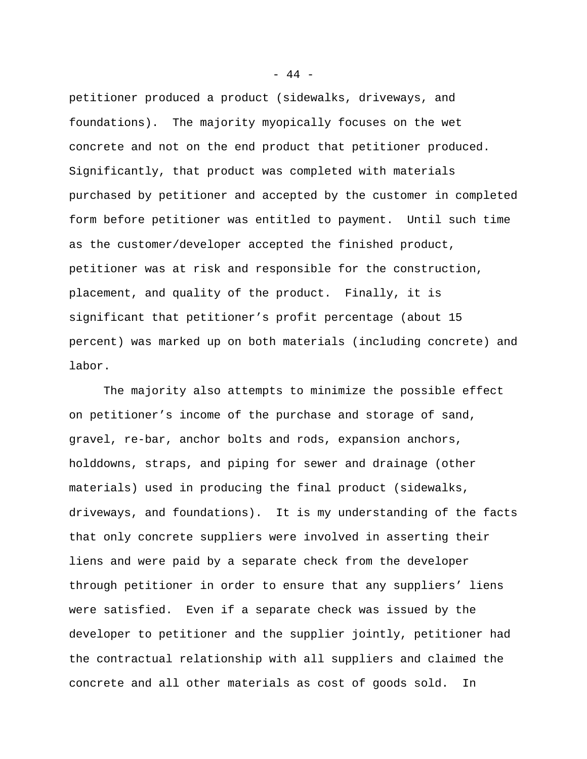petitioner produced a product (sidewalks, driveways, and foundations). The majority myopically focuses on the wet concrete and not on the end product that petitioner produced. Significantly, that product was completed with materials purchased by petitioner and accepted by the customer in completed form before petitioner was entitled to payment. Until such time as the customer/developer accepted the finished product, petitioner was at risk and responsible for the construction, placement, and quality of the product. Finally, it is significant that petitioner's profit percentage (about 15 percent) was marked up on both materials (including concrete) and labor.

The majority also attempts to minimize the possible effect on petitioner's income of the purchase and storage of sand, gravel, re-bar, anchor bolts and rods, expansion anchors, holddowns, straps, and piping for sewer and drainage (other materials) used in producing the final product (sidewalks, driveways, and foundations). It is my understanding of the facts that only concrete suppliers were involved in asserting their liens and were paid by a separate check from the developer through petitioner in order to ensure that any suppliers' liens were satisfied. Even if a separate check was issued by the developer to petitioner and the supplier jointly, petitioner had the contractual relationship with all suppliers and claimed the concrete and all other materials as cost of goods sold. In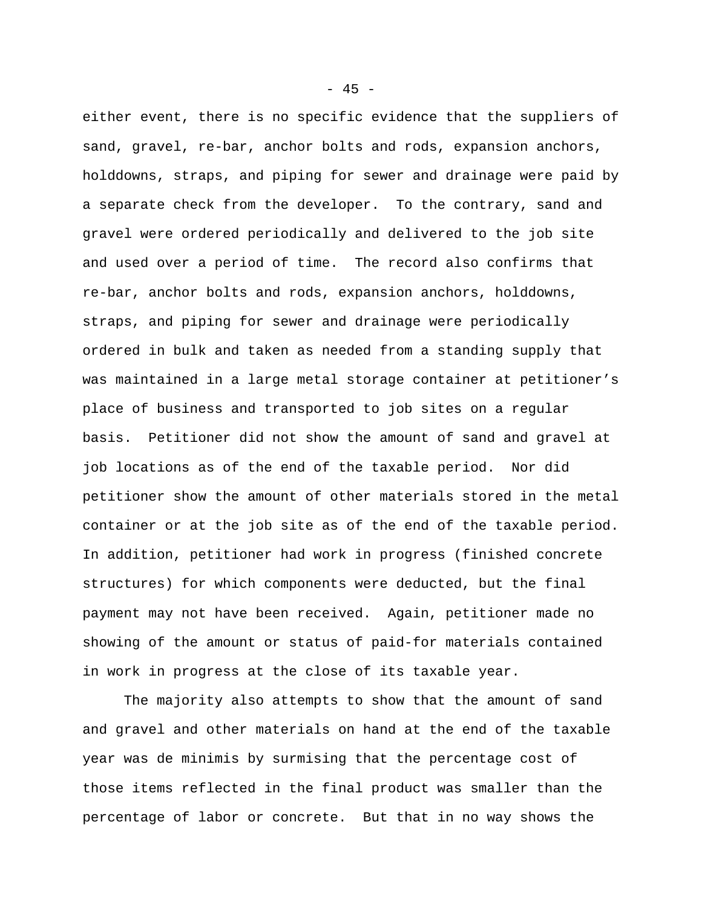either event, there is no specific evidence that the suppliers of sand, gravel, re-bar, anchor bolts and rods, expansion anchors, holddowns, straps, and piping for sewer and drainage were paid by a separate check from the developer. To the contrary, sand and gravel were ordered periodically and delivered to the job site and used over a period of time. The record also confirms that re-bar, anchor bolts and rods, expansion anchors, holddowns, straps, and piping for sewer and drainage were periodically ordered in bulk and taken as needed from a standing supply that was maintained in a large metal storage container at petitioner's place of business and transported to job sites on a regular basis. Petitioner did not show the amount of sand and gravel at job locations as of the end of the taxable period. Nor did petitioner show the amount of other materials stored in the metal container or at the job site as of the end of the taxable period. In addition, petitioner had work in progress (finished concrete structures) for which components were deducted, but the final payment may not have been received. Again, petitioner made no showing of the amount or status of paid-for materials contained in work in progress at the close of its taxable year.

The majority also attempts to show that the amount of sand and gravel and other materials on hand at the end of the taxable year was de minimis by surmising that the percentage cost of those items reflected in the final product was smaller than the percentage of labor or concrete. But that in no way shows the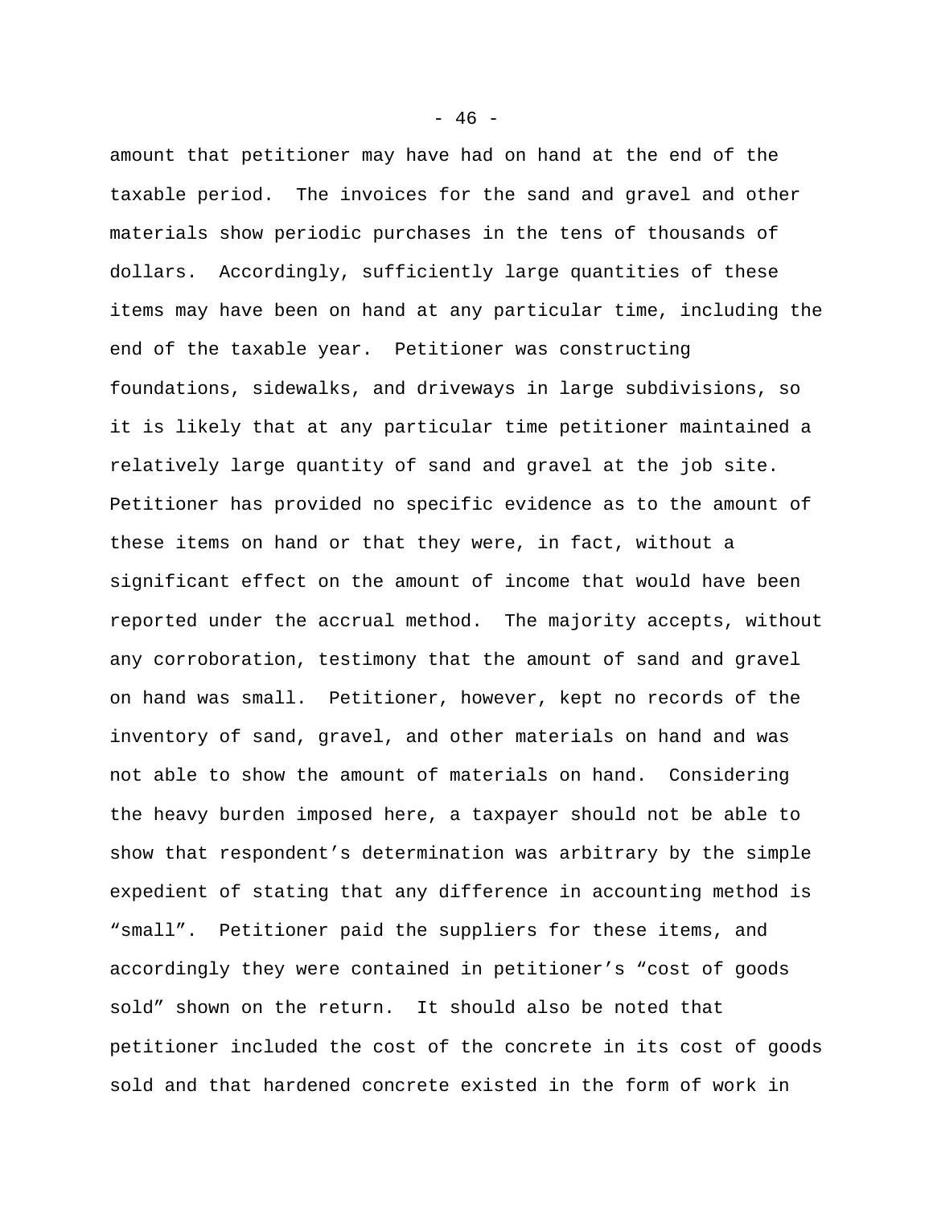amount that petitioner may have had on hand at the end of the taxable period. The invoices for the sand and gravel and other materials show periodic purchases in the tens of thousands of dollars. Accordingly, sufficiently large quantities of these items may have been on hand at any particular time, including the end of the taxable year. Petitioner was constructing foundations, sidewalks, and driveways in large subdivisions, so it is likely that at any particular time petitioner maintained a relatively large quantity of sand and gravel at the job site. Petitioner has provided no specific evidence as to the amount of these items on hand or that they were, in fact, without a significant effect on the amount of income that would have been reported under the accrual method. The majority accepts, without any corroboration, testimony that the amount of sand and gravel on hand was small. Petitioner, however, kept no records of the inventory of sand, gravel, and other materials on hand and was not able to show the amount of materials on hand. Considering the heavy burden imposed here, a taxpayer should not be able to show that respondent's determination was arbitrary by the simple expedient of stating that any difference in accounting method is "small". Petitioner paid the suppliers for these items, and accordingly they were contained in petitioner's "cost of goods sold" shown on the return. It should also be noted that petitioner included the cost of the concrete in its cost of goods sold and that hardened concrete existed in the form of work in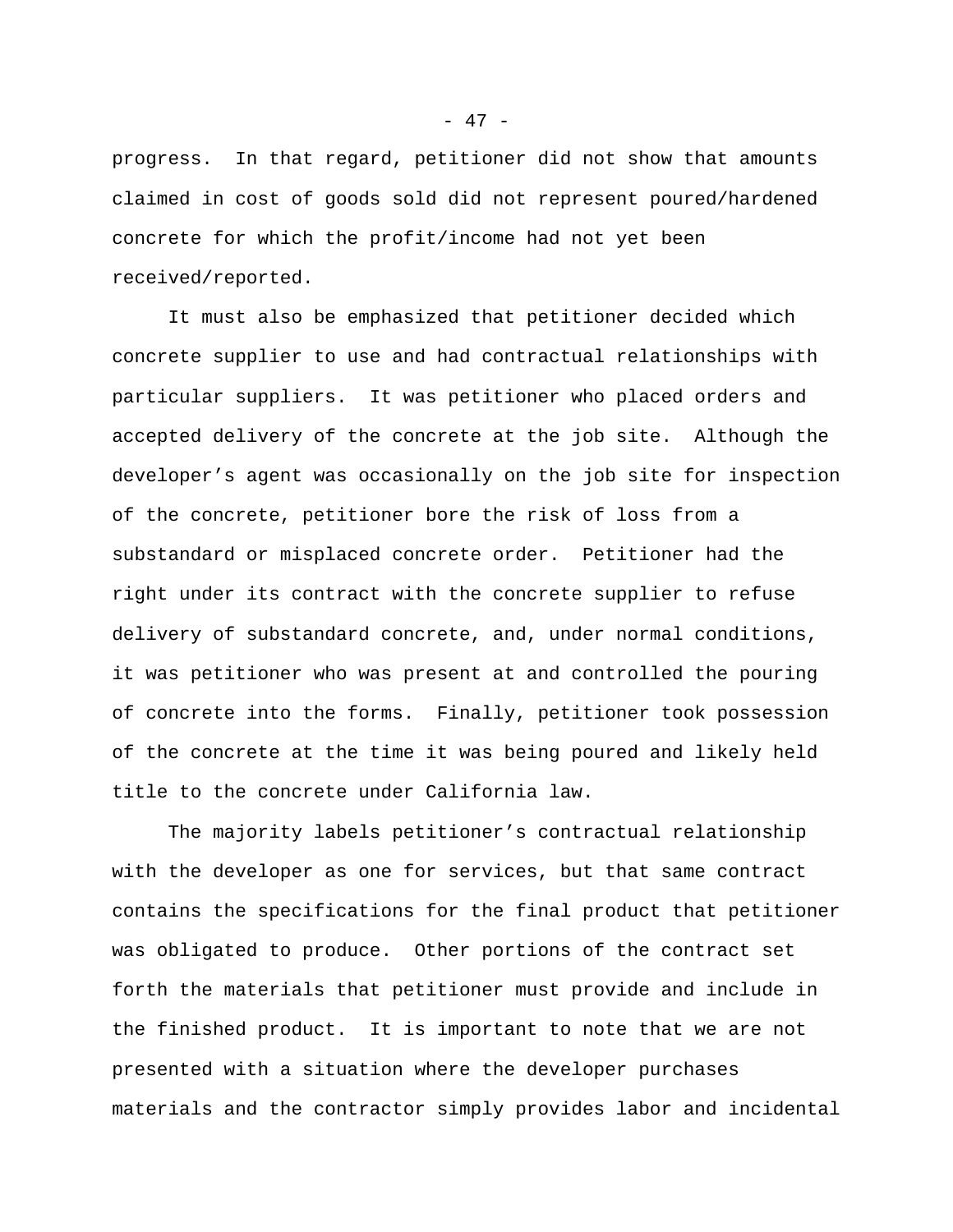progress. In that regard, petitioner did not show that amounts claimed in cost of goods sold did not represent poured/hardened concrete for which the profit/income had not yet been received/reported.

It must also be emphasized that petitioner decided which concrete supplier to use and had contractual relationships with particular suppliers. It was petitioner who placed orders and accepted delivery of the concrete at the job site. Although the developer's agent was occasionally on the job site for inspection of the concrete, petitioner bore the risk of loss from a substandard or misplaced concrete order. Petitioner had the right under its contract with the concrete supplier to refuse delivery of substandard concrete, and, under normal conditions, it was petitioner who was present at and controlled the pouring of concrete into the forms. Finally, petitioner took possession of the concrete at the time it was being poured and likely held title to the concrete under California law.

The majority labels petitioner's contractual relationship with the developer as one for services, but that same contract contains the specifications for the final product that petitioner was obligated to produce. Other portions of the contract set forth the materials that petitioner must provide and include in the finished product. It is important to note that we are not presented with a situation where the developer purchases materials and the contractor simply provides labor and incidental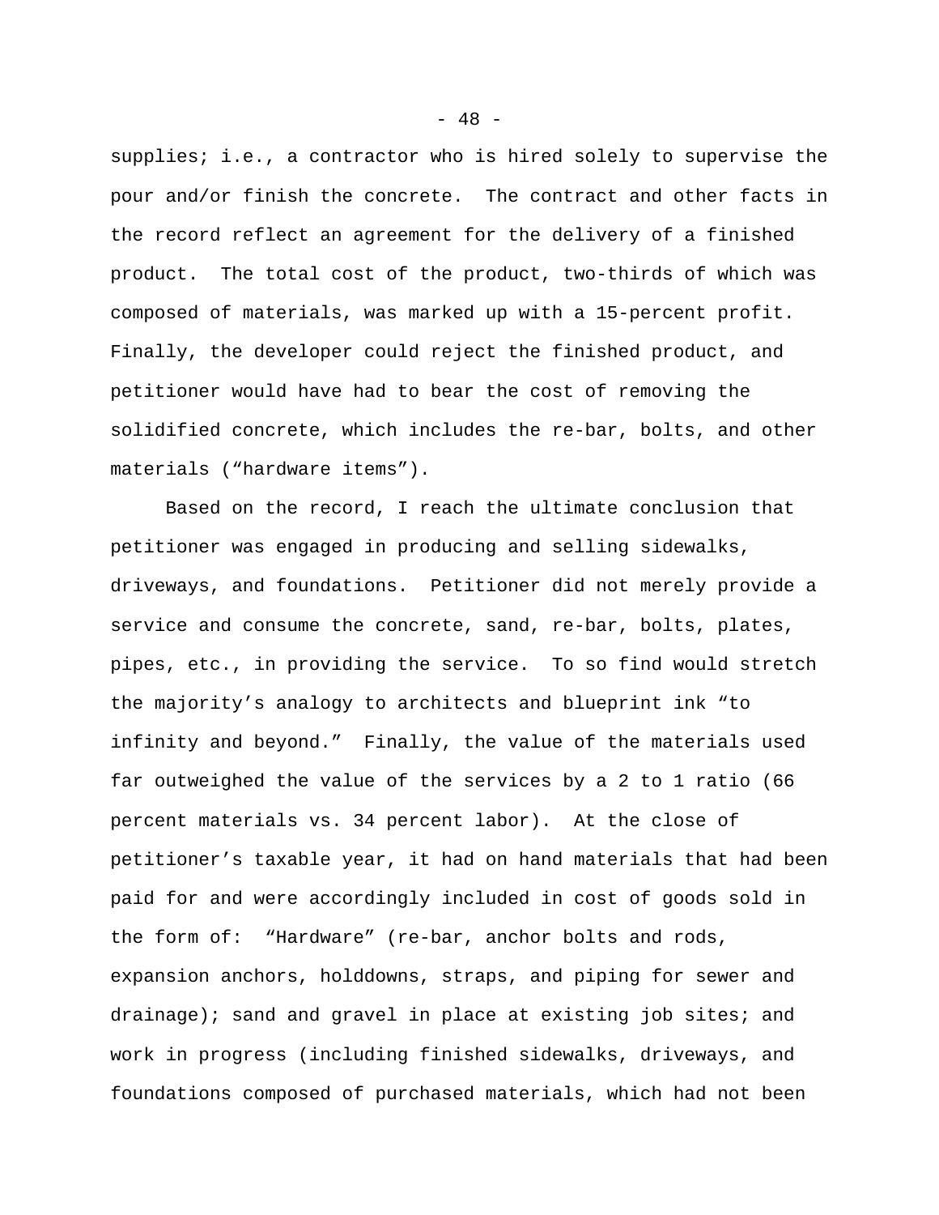supplies; i.e., a contractor who is hired solely to supervise the pour and/or finish the concrete. The contract and other facts in the record reflect an agreement for the delivery of a finished product. The total cost of the product, two-thirds of which was composed of materials, was marked up with a 15-percent profit. Finally, the developer could reject the finished product, and petitioner would have had to bear the cost of removing the solidified concrete, which includes the re-bar, bolts, and other materials ("hardware items").

Based on the record, I reach the ultimate conclusion that petitioner was engaged in producing and selling sidewalks, driveways, and foundations. Petitioner did not merely provide a service and consume the concrete, sand, re-bar, bolts, plates, pipes, etc., in providing the service. To so find would stretch the majority's analogy to architects and blueprint ink "to infinity and beyond." Finally, the value of the materials used far outweighed the value of the services by a 2 to 1 ratio (66 percent materials vs. 34 percent labor). At the close of petitioner's taxable year, it had on hand materials that had been paid for and were accordingly included in cost of goods sold in the form of: "Hardware" (re-bar, anchor bolts and rods, expansion anchors, holddowns, straps, and piping for sewer and drainage); sand and gravel in place at existing job sites; and work in progress (including finished sidewalks, driveways, and foundations composed of purchased materials, which had not been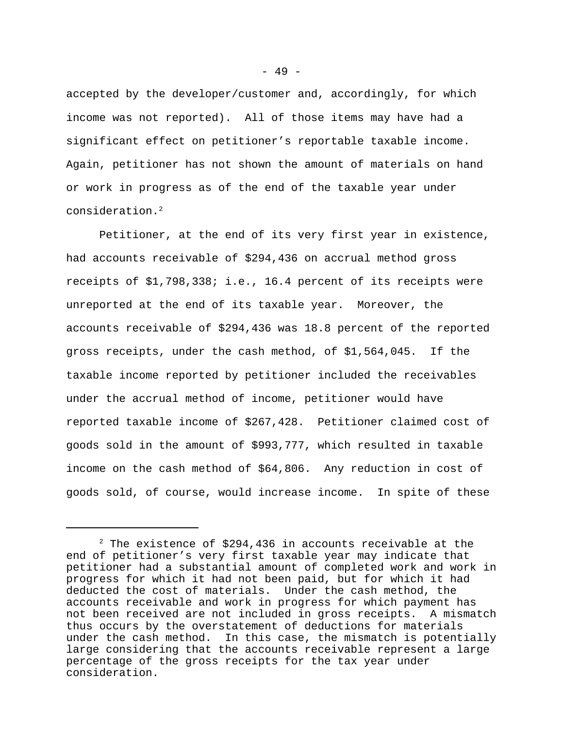accepted by the developer/customer and, accordingly, for which income was not reported). All of those items may have had a significant effect on petitioner's reportable taxable income. Again, petitioner has not shown the amount of materials on hand or work in progress as of the end of the taxable year under consideration.[2]

Petitioner, at the end of its very first year in existence, had accounts receivable of $294,436 on accrual method gross receipts of $1,798,338; i.e., 16.4 percent of its receipts were unreported at the end of its taxable year. Moreover, the accounts receivable of $294,436 was 18.8 percent of the reported gross receipts, under the cash method, of $1,564,045. If the taxable income reported by petitioner included the receivables under the accrual method of income, petitioner would have reported taxable income of $267,428. Petitioner claimed cost of goods sold in the amount of $993,777, which resulted in taxable income on the cash method of $64,806. Any reduction in cost of goods sold, of course, would increase income. In spite of these

---

[2] The existence of $294,436 in accounts receivable at the end of petitioner's very first taxable year may indicate that petitioner had a substantial amount of completed work and work in progress for which it had not been paid, but for which it had deducted the cost of materials. Under the cash method, the accounts receivable and work in progress for which payment has not been received are not included in gross receipts. A mismatch thus occurs by the overstatement of deductions for materials under the cash method. In this case, the mismatch is potentially large considering that the accounts receivable represent a large percentage of the gross receipts for the tax year under consideration.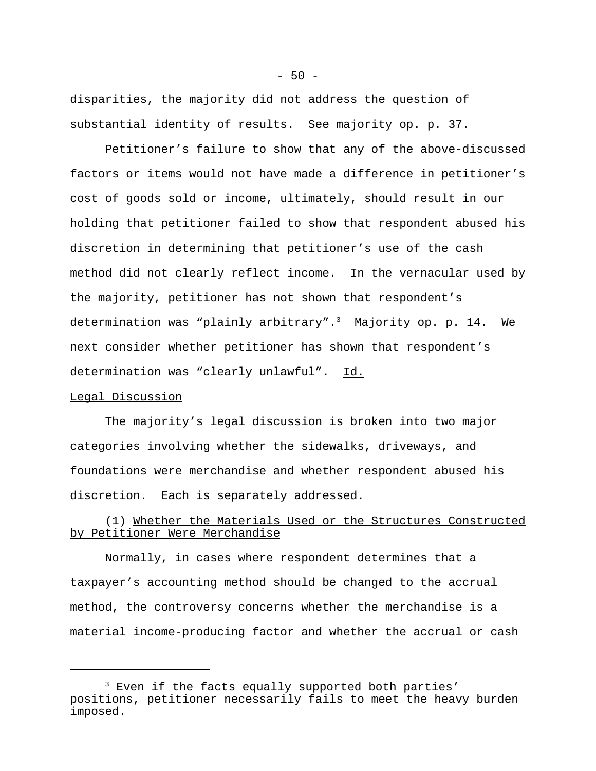disparities, the majority did not address the question of substantial identity of results. See majority op. p. 37.

Petitioner's failure to show that any of the above-discussed factors or items would not have made a difference in petitioner's cost of goods sold or income, ultimately, should result in our holding that petitioner failed to show that respondent abused his discretion in determining that petitioner's use of the cash method did not clearly reflect income. In the vernacular used by the majority, petitioner has not shown that respondent's determination was "plainly arbitrary".[3] Majority op. p. 14. We next consider whether petitioner has shown that respondent's determination was "clearly unlawful". Id.

Legal Discussion

The majority's legal discussion is broken into two major categories involving whether the sidewalks, driveways, and foundations were merchandise and whether respondent abused his discretion. Each is separately addressed.

(1) Whether the Materials Used or the Structures Constructed by Petitioner Were Merchandise

Normally, in cases where respondent determines that a taxpayer's accounting method should be changed to the accrual method, the controversy concerns whether the merchandise is a material income-producing factor and whether the accrual or cash

---

[3] Even if the facts equally supported both parties' positions, petitioner necessarily fails to meet the heavy burden imposed.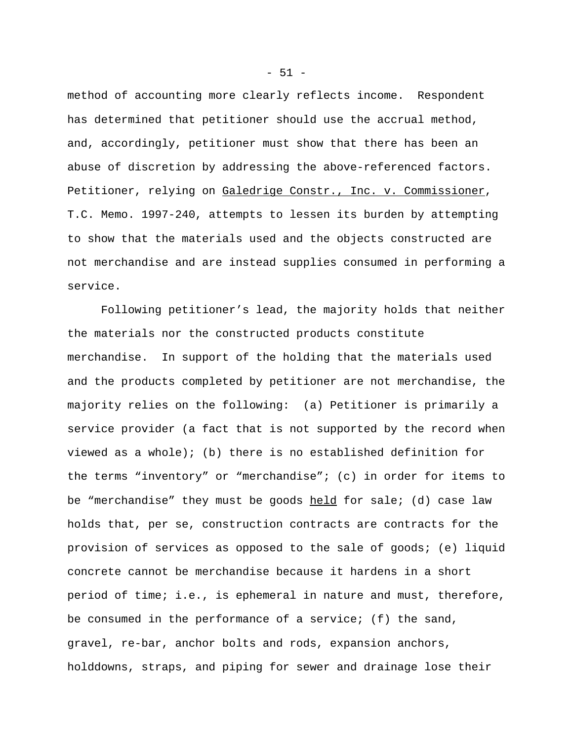method of accounting more clearly reflects income. Respondent has determined that petitioner should use the accrual method, and, accordingly, petitioner must show that there has been an abuse of discretion by addressing the above-referenced factors. Petitioner, relying on Galedrige Constr., Inc. v. Commissioner, T.C. Memo. 1997-240, attempts to lessen its burden by attempting to show that the materials used and the objects constructed are not merchandise and are instead supplies consumed in performing a service.

Following petitioner's lead, the majority holds that neither the materials nor the constructed products constitute merchandise. In support of the holding that the materials used and the products completed by petitioner are not merchandise, the majority relies on the following: (a) Petitioner is primarily a service provider (a fact that is not supported by the record when viewed as a whole); (b) there is no established definition for the terms "inventory" or "merchandise"; (c) in order for items to be "merchandise" they must be goods held for sale; (d) case law holds that, per se, construction contracts are contracts for the provision of services as opposed to the sale of goods; (e) liquid concrete cannot be merchandise because it hardens in a short period of time; i.e., is ephemeral in nature and must, therefore, be consumed in the performance of a service; (f) the sand, gravel, re-bar, anchor bolts and rods, expansion anchors, holddowns, straps, and piping for sewer and drainage lose their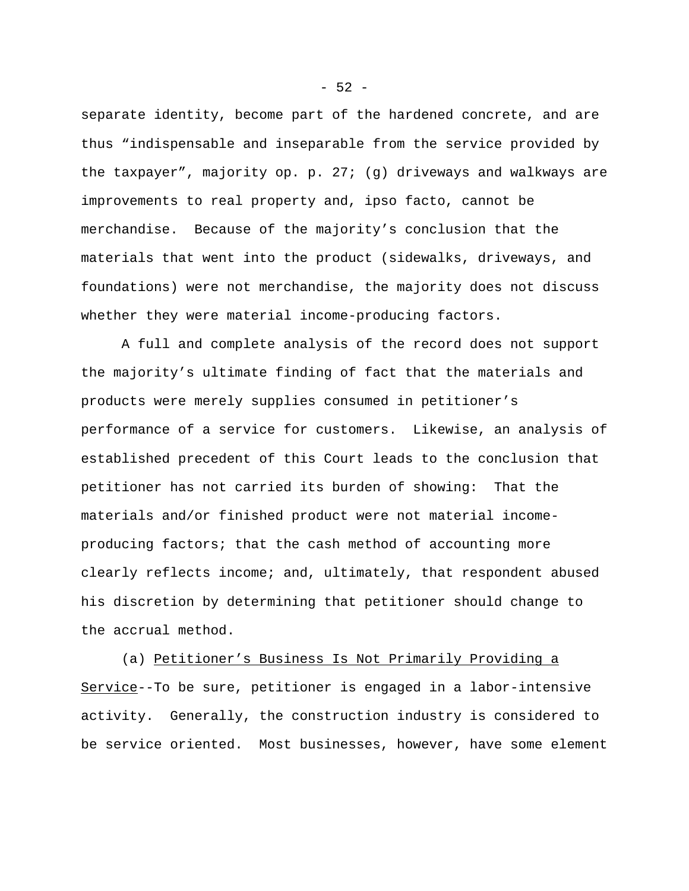separate identity, become part of the hardened concrete, and are thus “indispensable and inseparable from the service provided by the taxpayer”, majority op. p. 27; (g) driveways and walkways are improvements to real property and, ipso facto, cannot be merchandise. Because of the majority’s conclusion that the materials that went into the product (sidewalks, driveways, and foundations) were not merchandise, the majority does not discuss whether they were material income-producing factors.

A full and complete analysis of the record does not support the majority’s ultimate finding of fact that the materials and products were merely supplies consumed in petitioner’s performance of a service for customers. Likewise, an analysis of established precedent of this Court leads to the conclusion that petitioner has not carried its burden of showing: That the materials and/or finished product were not material income-producing factors; that the cash method of accounting more clearly reflects income; and, ultimately, that respondent abused his discretion by determining that petitioner should change to the accrual method.

(a) Petitioner’s Business Is Not Primarily Providing a Service--To be sure, petitioner is engaged in a labor-intensive activity. Generally, the construction industry is considered to be service oriented. Most businesses, however, have some element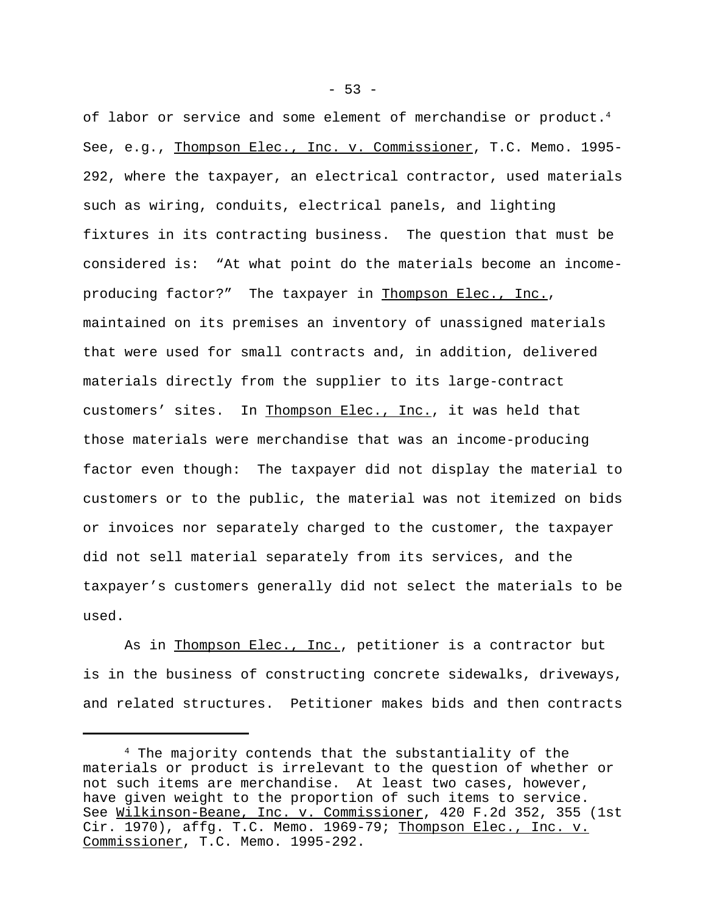of labor or service and some element of merchandise or product.[4] See, e.g., Thompson Elec., Inc. v. Commissioner, T.C. Memo. 1995-292, where the taxpayer, an electrical contractor, used materials such as wiring, conduits, electrical panels, and lighting fixtures in its contracting business. The question that must be considered is: "At what point do the materials become an income-producing factor?" The taxpayer in Thompson Elec., Inc., maintained on its premises an inventory of unassigned materials that were used for small contracts and, in addition, delivered materials directly from the supplier to its large-contract customers' sites. In Thompson Elec., Inc., it was held that those materials were merchandise that was an income-producing factor even though: The taxpayer did not display the material to customers or to the public, the material was not itemized on bids or invoices nor separately charged to the customer, the taxpayer did not sell material separately from its services, and the taxpayer's customers generally did not select the materials to be used.

As in Thompson Elec., Inc., petitioner is a contractor but is in the business of constructing concrete sidewalks, driveways, and related structures. Petitioner makes bids and then contracts

---

[4] The majority contends that the substantiality of the materials or product is irrelevant to the question of whether or not such items are merchandise. At least two cases, however, have given weight to the proportion of such items to service. See Wilkinson-Beane, Inc. v. Commissioner, 420 F.2d 352, 355 (1st Cir. 1970), affg. T.C. Memo. 1969-79; Thompson Elec., Inc. v. Commissioner, T.C. Memo. 1995-292.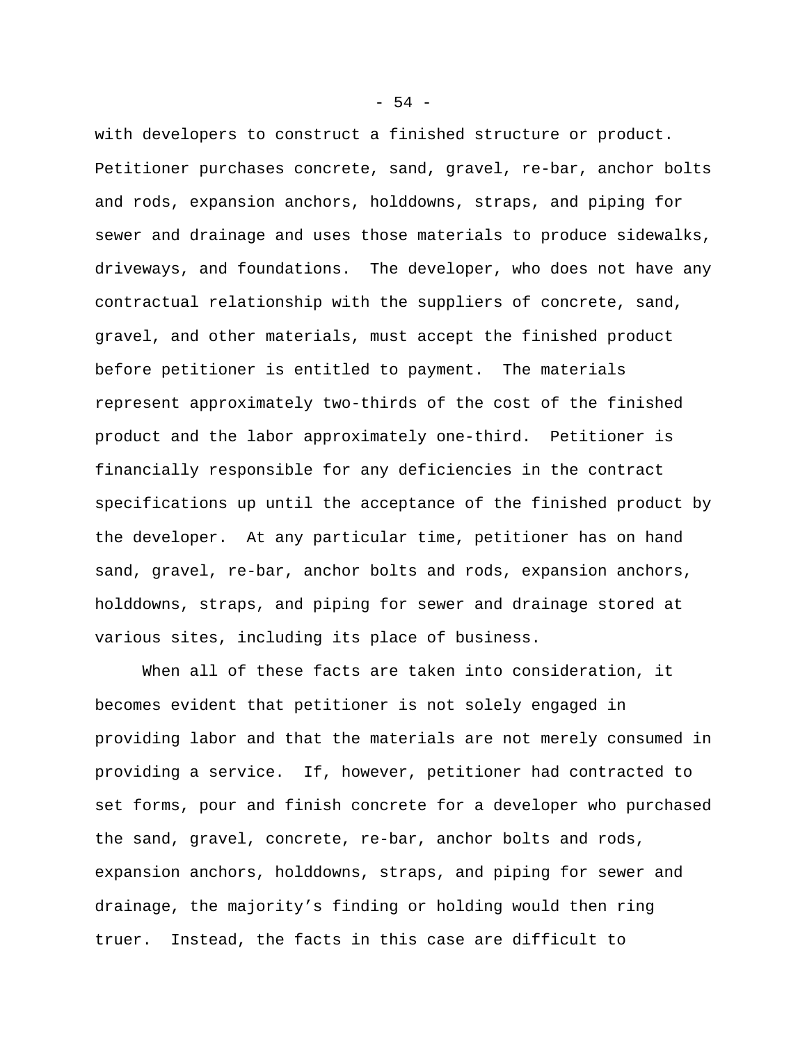with developers to construct a finished structure or product. Petitioner purchases concrete, sand, gravel, re-bar, anchor bolts and rods, expansion anchors, holddowns, straps, and piping for sewer and drainage and uses those materials to produce sidewalks, driveways, and foundations. The developer, who does not have any contractual relationship with the suppliers of concrete, sand, gravel, and other materials, must accept the finished product before petitioner is entitled to payment. The materials represent approximately two-thirds of the cost of the finished product and the labor approximately one-third. Petitioner is financially responsible for any deficiencies in the contract specifications up until the acceptance of the finished product by the developer. At any particular time, petitioner has on hand sand, gravel, re-bar, anchor bolts and rods, expansion anchors, holddowns, straps, and piping for sewer and drainage stored at various sites, including its place of business.

When all of these facts are taken into consideration, it becomes evident that petitioner is not solely engaged in providing labor and that the materials are not merely consumed in providing a service. If, however, petitioner had contracted to set forms, pour and finish concrete for a developer who purchased the sand, gravel, concrete, re-bar, anchor bolts and rods, expansion anchors, holddowns, straps, and piping for sewer and drainage, the majority's finding or holding would then ring truer. Instead, the facts in this case are difficult to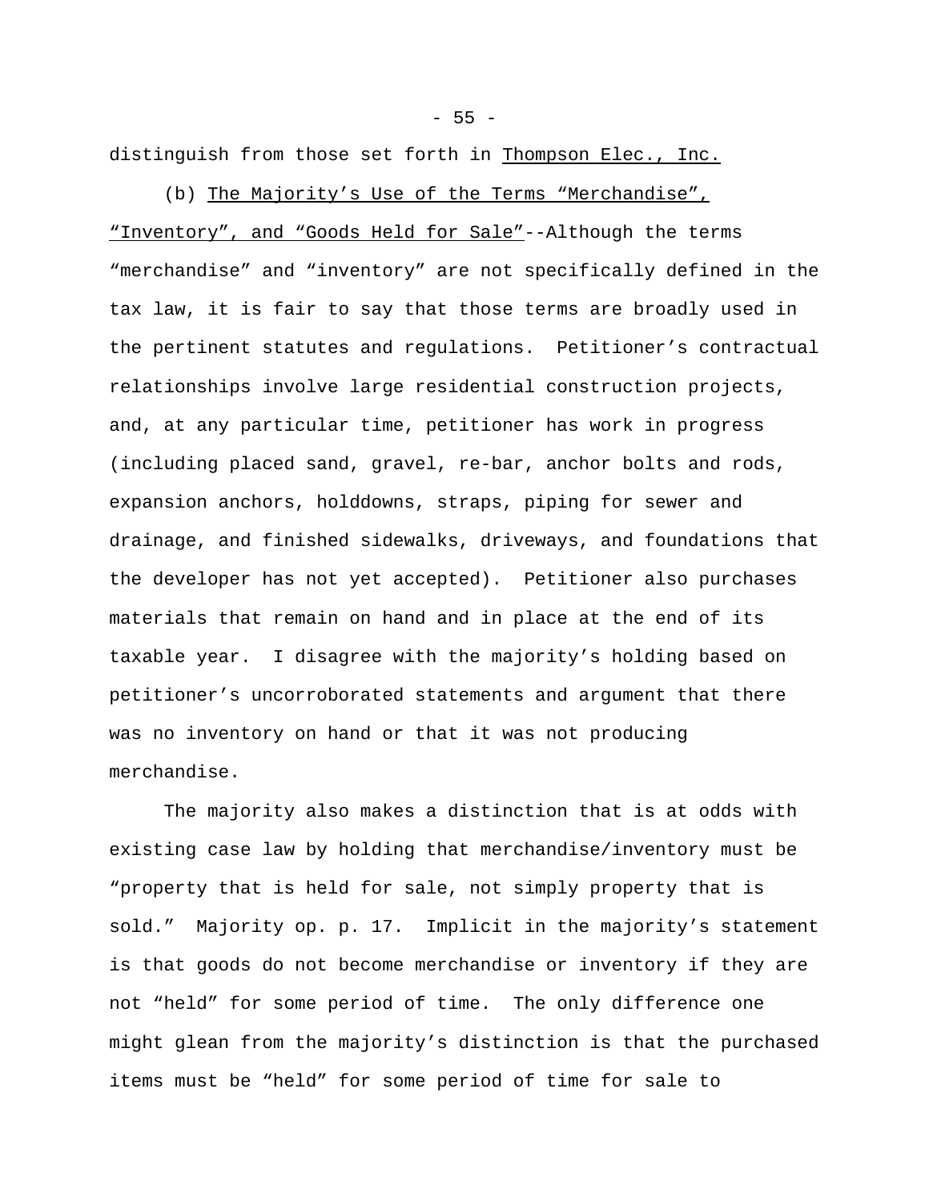distinguish from those set forth in <u>Thompson Elec., Inc.</u>

(b) <u>The Majority's Use of the Terms "Merchandise", "Inventory", and "Goods Held for Sale"</u>--Although the terms "merchandise" and "inventory" are not specifically defined in the tax law, it is fair to say that those terms are broadly used in the pertinent statutes and regulations. Petitioner's contractual relationships involve large residential construction projects, and, at any particular time, petitioner has work in progress (including placed sand, gravel, re-bar, anchor bolts and rods, expansion anchors, holddowns, straps, piping for sewer and drainage, and finished sidewalks, driveways, and foundations that the developer has not yet accepted). Petitioner also purchases materials that remain on hand and in place at the end of its taxable year. I disagree with the majority's holding based on petitioner's uncorroborated statements and argument that there was no inventory on hand or that it was not producing merchandise.

The majority also makes a distinction that is at odds with existing case law by holding that merchandise/inventory must be "property that is held for sale, not simply property that is sold." Majority op. p. 17. Implicit in the majority's statement is that goods do not become merchandise or inventory if they are not "held" for some period of time. The only difference one might glean from the majority's distinction is that the purchased items must be "held" for some period of time for sale to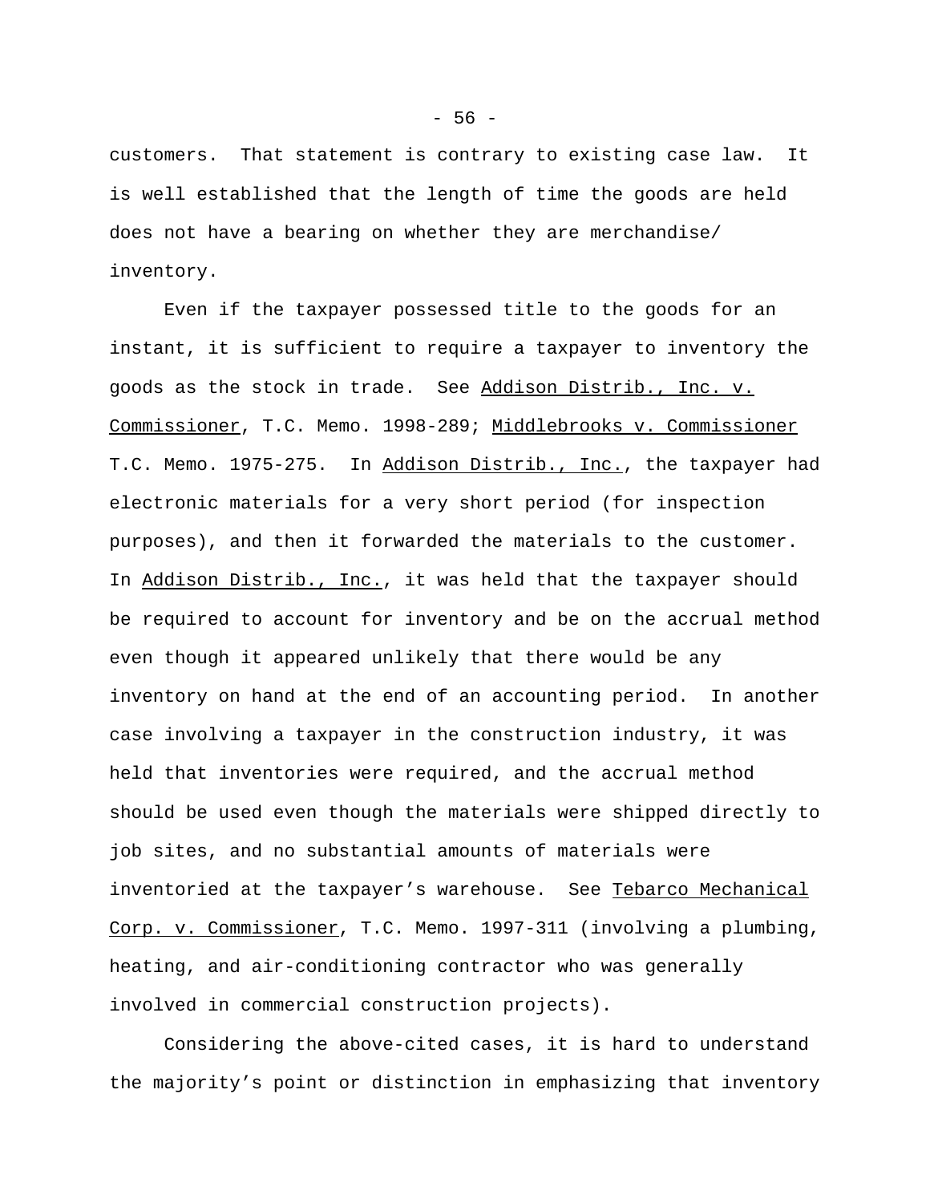customers. That statement is contrary to existing case law. It is well established that the length of time the goods are held does not have a bearing on whether they are merchandise/ inventory.

Even if the taxpayer possessed title to the goods for an instant, it is sufficient to require a taxpayer to inventory the goods as the stock in trade. See Addison Distrib., Inc. v. Commissioner, T.C. Memo. 1998-289; Middlebrooks v. Commissioner T.C. Memo. 1975-275. In Addison Distrib., Inc., the taxpayer had electronic materials for a very short period (for inspection purposes), and then it forwarded the materials to the customer. In Addison Distrib., Inc., it was held that the taxpayer should be required to account for inventory and be on the accrual method even though it appeared unlikely that there would be any inventory on hand at the end of an accounting period. In another case involving a taxpayer in the construction industry, it was held that inventories were required, and the accrual method should be used even though the materials were shipped directly to job sites, and no substantial amounts of materials were inventoried at the taxpayer's warehouse. See Tebarco Mechanical Corp. v. Commissioner, T.C. Memo. 1997-311 (involving a plumbing, heating, and air-conditioning contractor who was generally involved in commercial construction projects).

Considering the above-cited cases, it is hard to understand the majority's point or distinction in emphasizing that inventory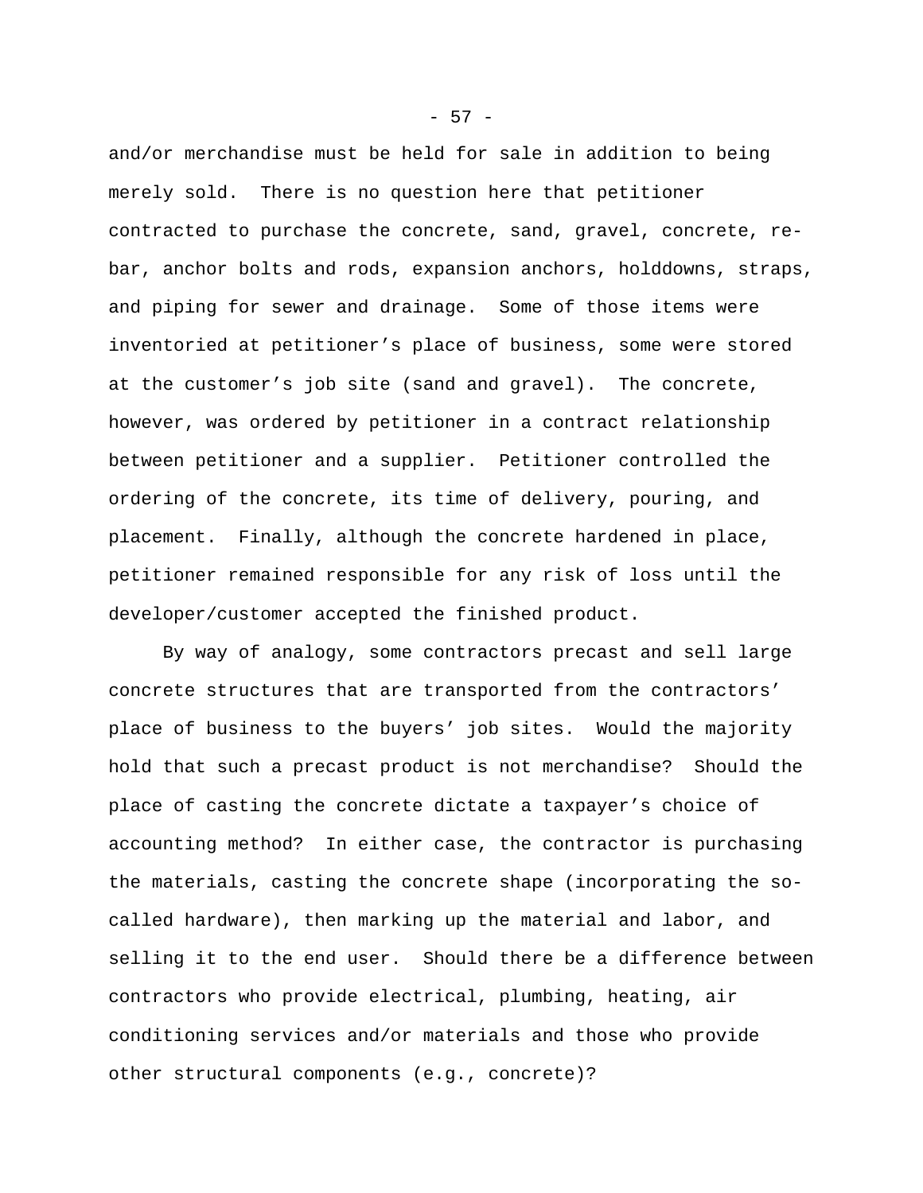and/or merchandise must be held for sale in addition to being merely sold. There is no question here that petitioner contracted to purchase the concrete, sand, gravel, concrete, re-bar, anchor bolts and rods, expansion anchors, holddowns, straps, and piping for sewer and drainage. Some of those items were inventoried at petitioner's place of business, some were stored at the customer's job site (sand and gravel). The concrete, however, was ordered by petitioner in a contract relationship between petitioner and a supplier. Petitioner controlled the ordering of the concrete, its time of delivery, pouring, and placement. Finally, although the concrete hardened in place, petitioner remained responsible for any risk of loss until the developer/customer accepted the finished product.

By way of analogy, some contractors precast and sell large concrete structures that are transported from the contractors' place of business to the buyers' job sites. Would the majority hold that such a precast product is not merchandise? Should the place of casting the concrete dictate a taxpayer's choice of accounting method? In either case, the contractor is purchasing the materials, casting the concrete shape (incorporating the so-called hardware), then marking up the material and labor, and selling it to the end user. Should there be a difference between contractors who provide electrical, plumbing, heating, air conditioning services and/or materials and those who provide other structural components (e.g., concrete)?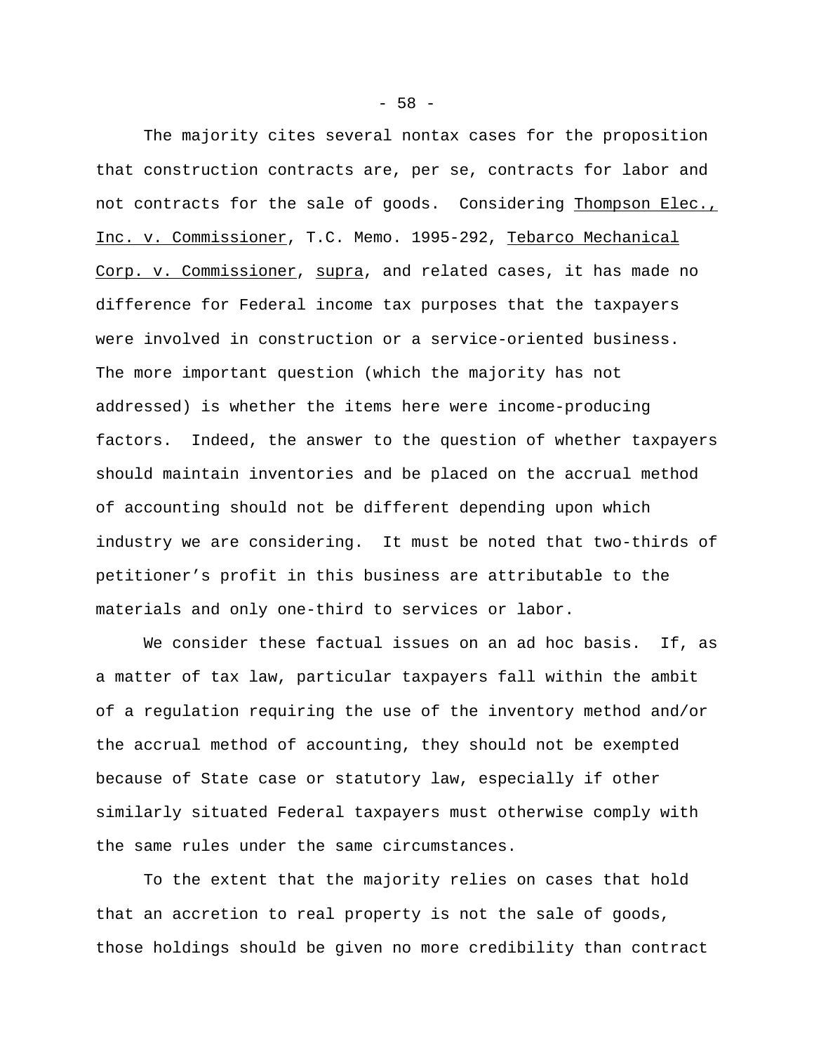The majority cites several nontax cases for the proposition that construction contracts are, per se, contracts for labor and not contracts for the sale of goods. Considering Thompson Elec., Inc. v. Commissioner, T.C. Memo. 1995-292, Tebarco Mechanical Corp. v. Commissioner, supra, and related cases, it has made no difference for Federal income tax purposes that the taxpayers were involved in construction or a service-oriented business. The more important question (which the majority has not addressed) is whether the items here were income-producing factors. Indeed, the answer to the question of whether taxpayers should maintain inventories and be placed on the accrual method of accounting should not be different depending upon which industry we are considering. It must be noted that two-thirds of petitioner's profit in this business are attributable to the materials and only one-third to services or labor.

We consider these factual issues on an ad hoc basis. If, as a matter of tax law, particular taxpayers fall within the ambit of a regulation requiring the use of the inventory method and/or the accrual method of accounting, they should not be exempted because of State case or statutory law, especially if other similarly situated Federal taxpayers must otherwise comply with the same rules under the same circumstances.

To the extent that the majority relies on cases that hold that an accretion to real property is not the sale of goods, those holdings should be given no more credibility than contract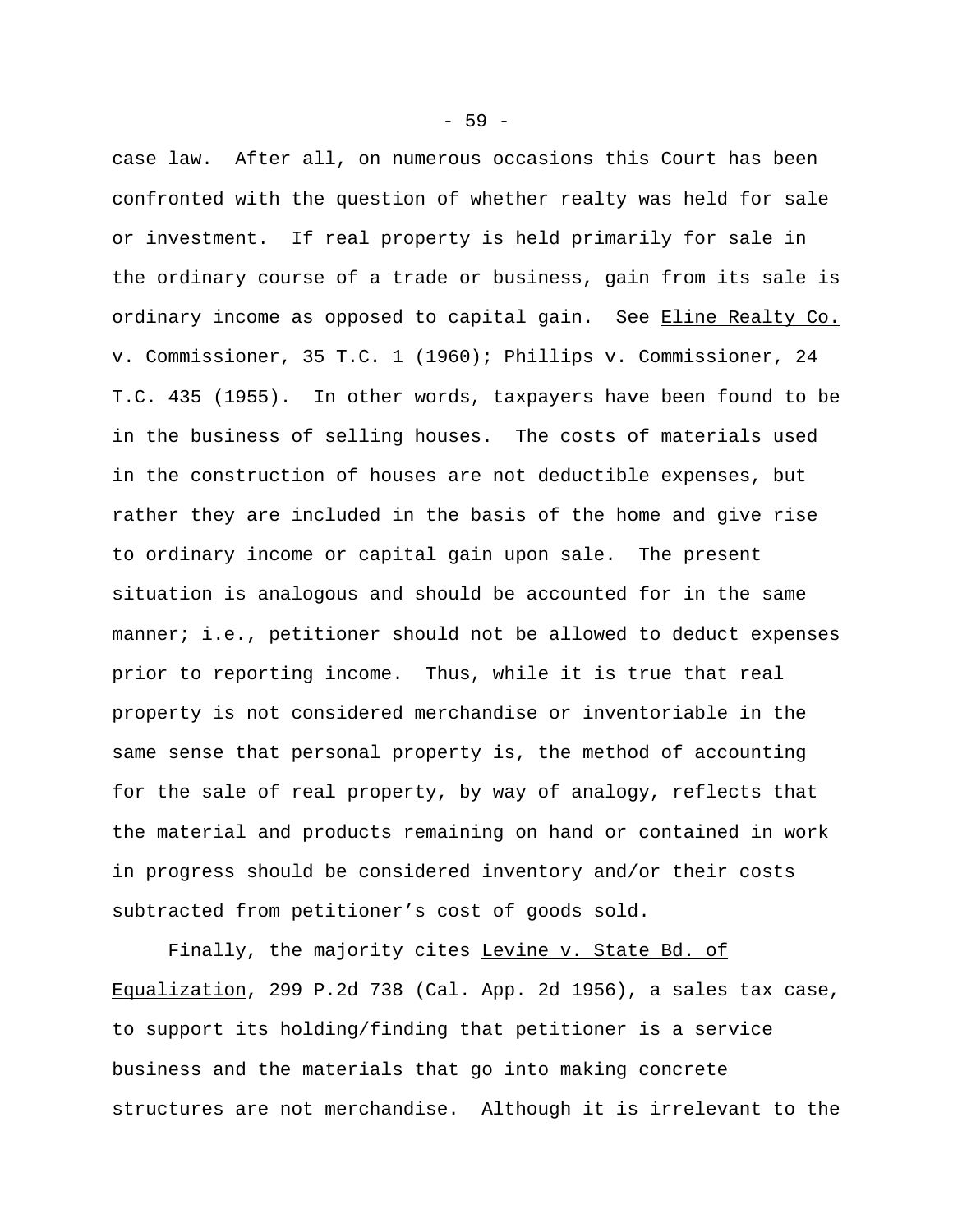case law. After all, on numerous occasions this Court has been confronted with the question of whether realty was held for sale or investment. If real property is held primarily for sale in the ordinary course of a trade or business, gain from its sale is ordinary income as opposed to capital gain. See Eline Realty Co. v. Commissioner, 35 T.C. 1 (1960); Phillips v. Commissioner, 24 T.C. 435 (1955). In other words, taxpayers have been found to be in the business of selling houses. The costs of materials used in the construction of houses are not deductible expenses, but rather they are included in the basis of the home and give rise to ordinary income or capital gain upon sale. The present situation is analogous and should be accounted for in the same manner; i.e., petitioner should not be allowed to deduct expenses prior to reporting income. Thus, while it is true that real property is not considered merchandise or inventoriable in the same sense that personal property is, the method of accounting for the sale of real property, by way of analogy, reflects that the material and products remaining on hand or contained in work in progress should be considered inventory and/or their costs subtracted from petitioner's cost of goods sold.

Finally, the majority cites Levine v. State Bd. of Equalization, 299 P.2d 738 (Cal. App. 2d 1956), a sales tax case, to support its holding/finding that petitioner is a service business and the materials that go into making concrete structures are not merchandise. Although it is irrelevant to the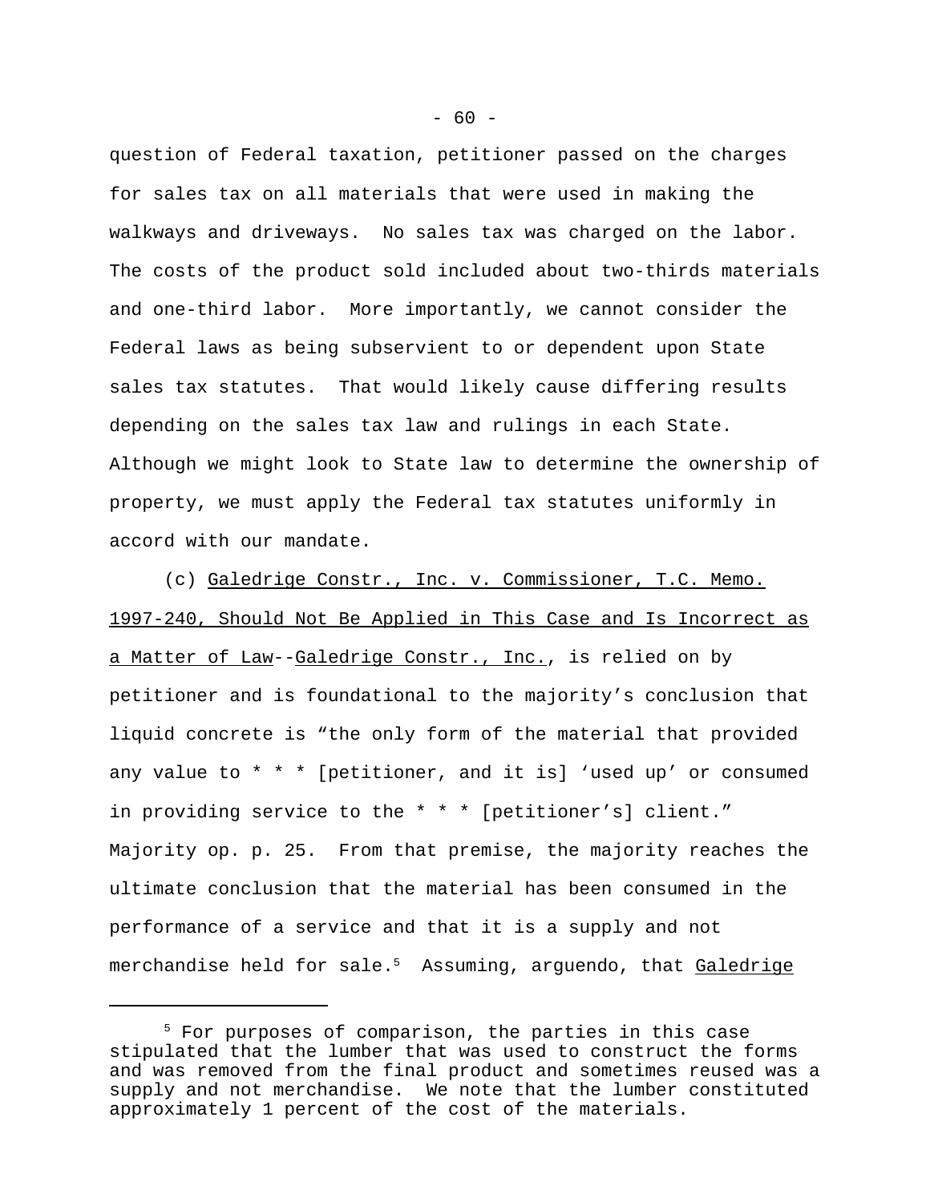question of Federal taxation, petitioner passed on the charges for sales tax on all materials that were used in making the walkways and driveways. No sales tax was charged on the labor. The costs of the product sold included about two-thirds materials and one-third labor. More importantly, we cannot consider the Federal laws as being subservient to or dependent upon State sales tax statutes. That would likely cause differing results depending on the sales tax law and rulings in each State. Although we might look to State law to determine the ownership of property, we must apply the Federal tax statutes uniformly in accord with our mandate.

(c) Galedrige Constr., Inc. v. Commissioner, T.C. Memo. 1997-240, Should Not Be Applied in This Case and Is Incorrect as a Matter of Law--Galedrige Constr., Inc., is relied on by petitioner and is foundational to the majority's conclusion that liquid concrete is "the only form of the material that provided any value to * * * [petitioner, and it is] 'used up' or consumed in providing service to the * * * [petitioner's] client." Majority op. p. 25. From that premise, the majority reaches the ultimate conclusion that the material has been consumed in the performance of a service and that it is a supply and not merchandise held for sale.[5] Assuming, arguendo, that Galedrige

[5] For purposes of comparison, the parties in this case stipulated that the lumber that was used to construct the forms and was removed from the final product and sometimes reused was a supply and not merchandise. We note that the lumber constituted approximately 1 percent of the cost of the materials.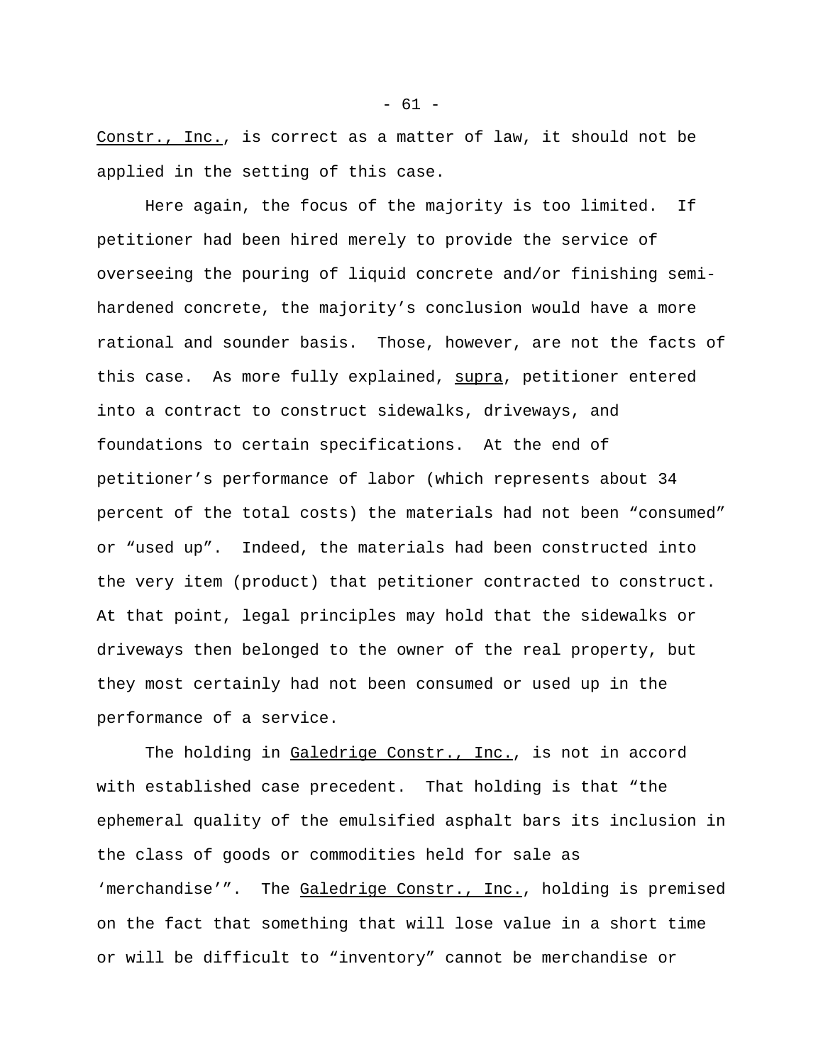Constr., Inc., is correct as a matter of law, it should not be applied in the setting of this case.

Here again, the focus of the majority is too limited. If petitioner had been hired merely to provide the service of overseeing the pouring of liquid concrete and/or finishing semi-hardened concrete, the majority's conclusion would have a more rational and sounder basis. Those, however, are not the facts of this case. As more fully explained, supra, petitioner entered into a contract to construct sidewalks, driveways, and foundations to certain specifications. At the end of petitioner's performance of labor (which represents about 34 percent of the total costs) the materials had not been "consumed" or "used up". Indeed, the materials had been constructed into the very item (product) that petitioner contracted to construct. At that point, legal principles may hold that the sidewalks or driveways then belonged to the owner of the real property, but they most certainly had not been consumed or used up in the performance of a service.

The holding in Galedrige Constr., Inc., is not in accord with established case precedent. That holding is that "the ephemeral quality of the emulsified asphalt bars its inclusion in the class of goods or commodities held for sale as 'merchandise'". The Galedrige Constr., Inc., holding is premised on the fact that something that will lose value in a short time or will be difficult to "inventory" cannot be merchandise or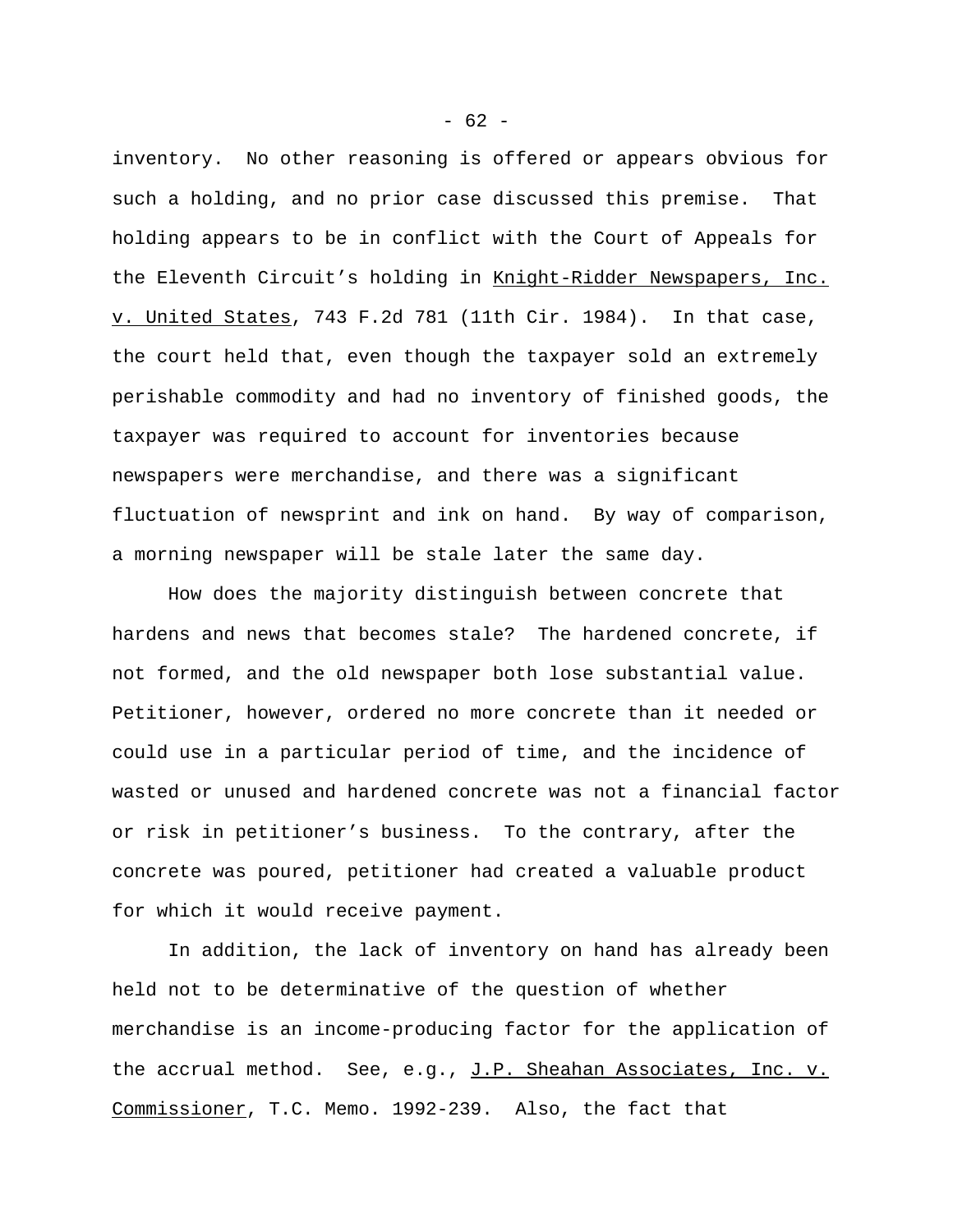inventory. No other reasoning is offered or appears obvious for such a holding, and no prior case discussed this premise. That holding appears to be in conflict with the Court of Appeals for the Eleventh Circuit's holding in Knight-Ridder Newspapers, Inc. v. United States, 743 F.2d 781 (11th Cir. 1984). In that case, the court held that, even though the taxpayer sold an extremely perishable commodity and had no inventory of finished goods, the taxpayer was required to account for inventories because newspapers were merchandise, and there was a significant fluctuation of newsprint and ink on hand. By way of comparison, a morning newspaper will be stale later the same day.

How does the majority distinguish between concrete that hardens and news that becomes stale? The hardened concrete, if not formed, and the old newspaper both lose substantial value. Petitioner, however, ordered no more concrete than it needed or could use in a particular period of time, and the incidence of wasted or unused and hardened concrete was not a financial factor or risk in petitioner's business. To the contrary, after the concrete was poured, petitioner had created a valuable product for which it would receive payment.

In addition, the lack of inventory on hand has already been held not to be determinative of the question of whether merchandise is an income-producing factor for the application of the accrual method. See, e.g., J.P. Sheahan Associates, Inc. v. Commissioner, T.C. Memo. 1992-239. Also, the fact that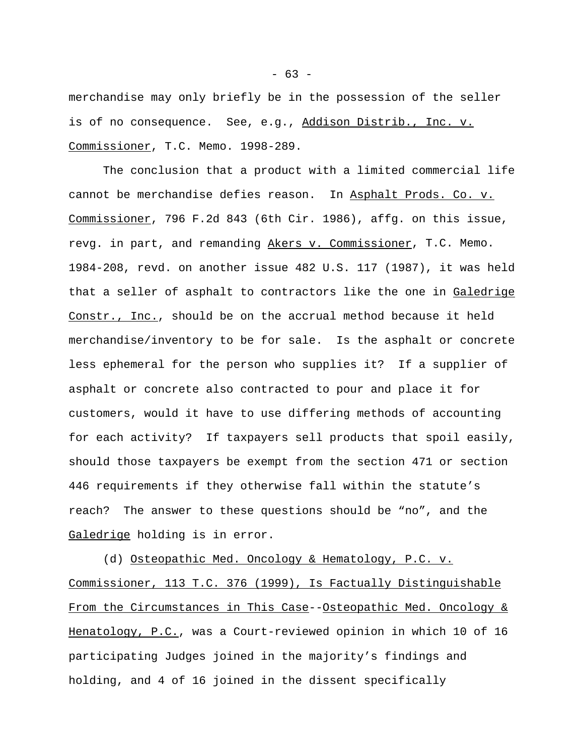merchandise may only briefly be in the possession of the seller is of no consequence. See, e.g., Addison Distrib., Inc. v. Commissioner, T.C. Memo. 1998-289.

The conclusion that a product with a limited commercial life cannot be merchandise defies reason. In Asphalt Prods. Co. v. Commissioner, 796 F.2d 843 (6th Cir. 1986), affg. on this issue, revg. in part, and remanding Akers v. Commissioner, T.C. Memo. 1984-208, revd. on another issue 482 U.S. 117 (1987), it was held that a seller of asphalt to contractors like the one in Galedrige Constr., Inc., should be on the accrual method because it held merchandise/inventory to be for sale. Is the asphalt or concrete less ephemeral for the person who supplies it? If a supplier of asphalt or concrete also contracted to pour and place it for customers, would it have to use differing methods of accounting for each activity? If taxpayers sell products that spoil easily, should those taxpayers be exempt from the section 471 or section 446 requirements if they otherwise fall within the statute's reach? The answer to these questions should be "no", and the Galedrige holding is in error.

(d) Osteopathic Med. Oncology & Hematology, P.C. v. Commissioner, 113 T.C. 376 (1999), Is Factually Distinguishable From the Circumstances in This Case--Osteopathic Med. Oncology & Henatology, P.C., was a Court-reviewed opinion in which 10 of 16 participating Judges joined in the majority's findings and holding, and 4 of 16 joined in the dissent specifically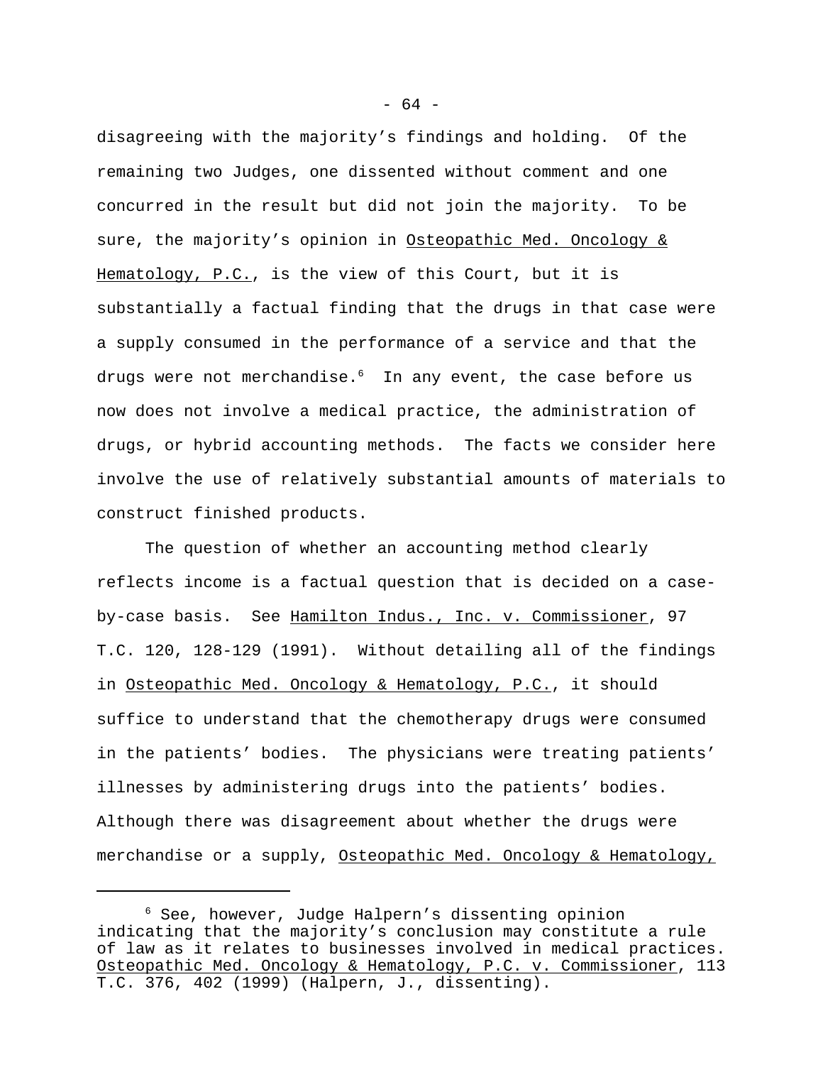disagreeing with the majority’s findings and holding. Of the remaining two Judges, one dissented without comment and one concurred in the result but did not join the majority. To be sure, the majority’s opinion in Osteopathic Med. Oncology & Hematology, P.C., is the view of this Court, but it is substantially a factual finding that the drugs in that case were a supply consumed in the performance of a service and that the drugs were not merchandise.[6] In any event, the case before us now does not involve a medical practice, the administration of drugs, or hybrid accounting methods. The facts we consider here involve the use of relatively substantial amounts of materials to construct finished products.

The question of whether an accounting method clearly reflects income is a factual question that is decided on a case-by-case basis. See Hamilton Indus., Inc. v. Commissioner, 97 T.C. 120, 128-129 (1991). Without detailing all of the findings in Osteopathic Med. Oncology & Hematology, P.C., it should suffice to understand that the chemotherapy drugs were consumed in the patients’ bodies. The physicians were treating patients’ illnesses by administering drugs into the patients’ bodies. Although there was disagreement about whether the drugs were merchandise or a supply, Osteopathic Med. Oncology & Hematology,

---

[6] See, however, Judge Halpern’s dissenting opinion indicating that the majority’s conclusion may constitute a rule of law as it relates to businesses involved in medical practices. Osteopathic Med. Oncology & Hematology, P.C. v. Commissioner, 113 T.C. 376, 402 (1999) (Halpern, J., dissenting).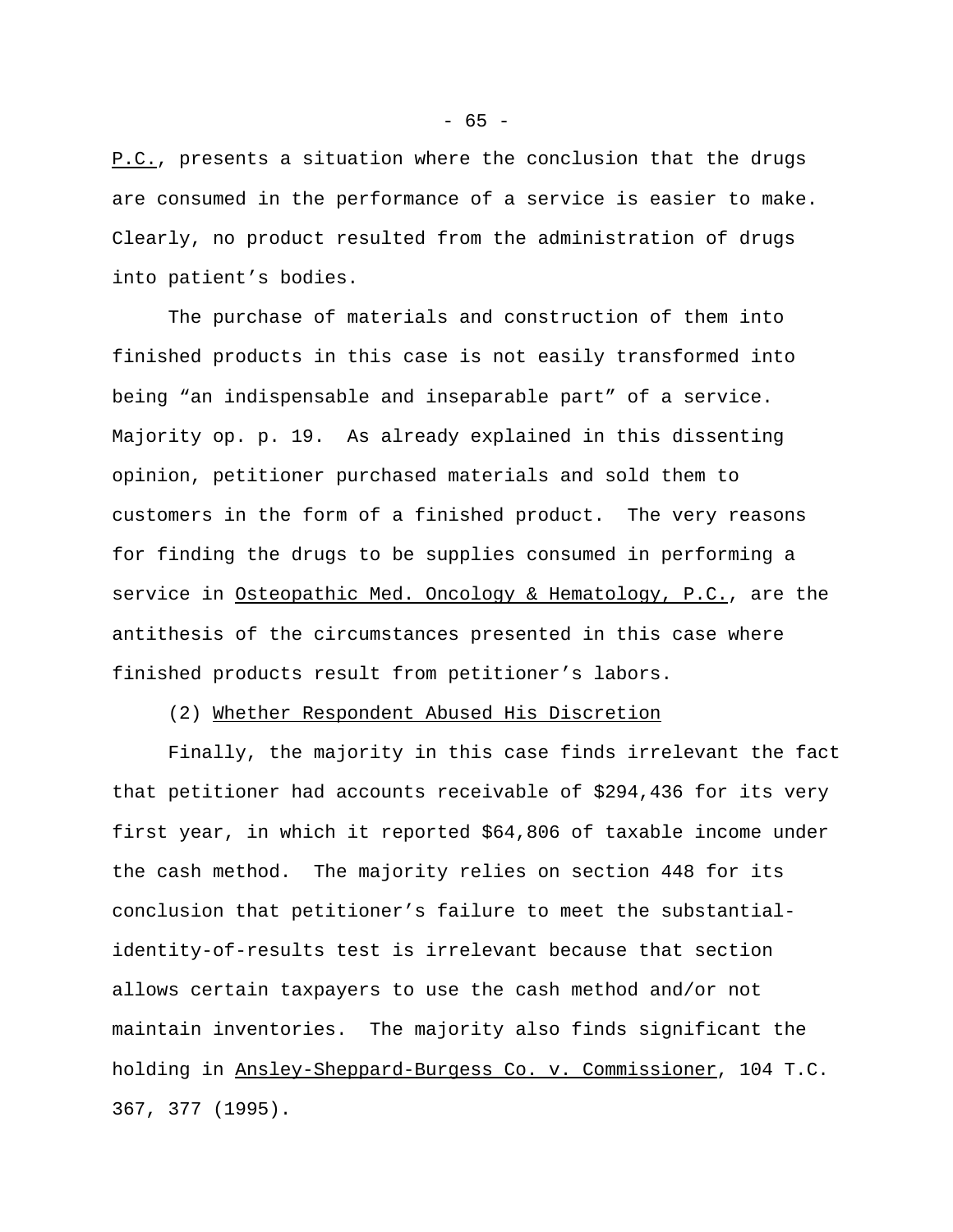P.C., presents a situation where the conclusion that the drugs are consumed in the performance of a service is easier to make. Clearly, no product resulted from the administration of drugs into patient's bodies.

The purchase of materials and construction of them into finished products in this case is not easily transformed into being "an indispensable and inseparable part" of a service. Majority op. p. 19. As already explained in this dissenting opinion, petitioner purchased materials and sold them to customers in the form of a finished product. The very reasons for finding the drugs to be supplies consumed in performing a service in Osteopathic Med. Oncology & Hematology, P.C., are the antithesis of the circumstances presented in this case where finished products result from petitioner's labors.

(2) Whether Respondent Abused His Discretion

Finally, the majority in this case finds irrelevant the fact that petitioner had accounts receivable of $294,436 for its very first year, in which it reported $64,806 of taxable income under the cash method. The majority relies on section 448 for its conclusion that petitioner's failure to meet the substantial-identity-of-results test is irrelevant because that section allows certain taxpayers to use the cash method and/or not maintain inventories. The majority also finds significant the holding in Ansley-Sheppard-Burgess Co. v. Commissioner, 104 T.C. 367, 377 (1995).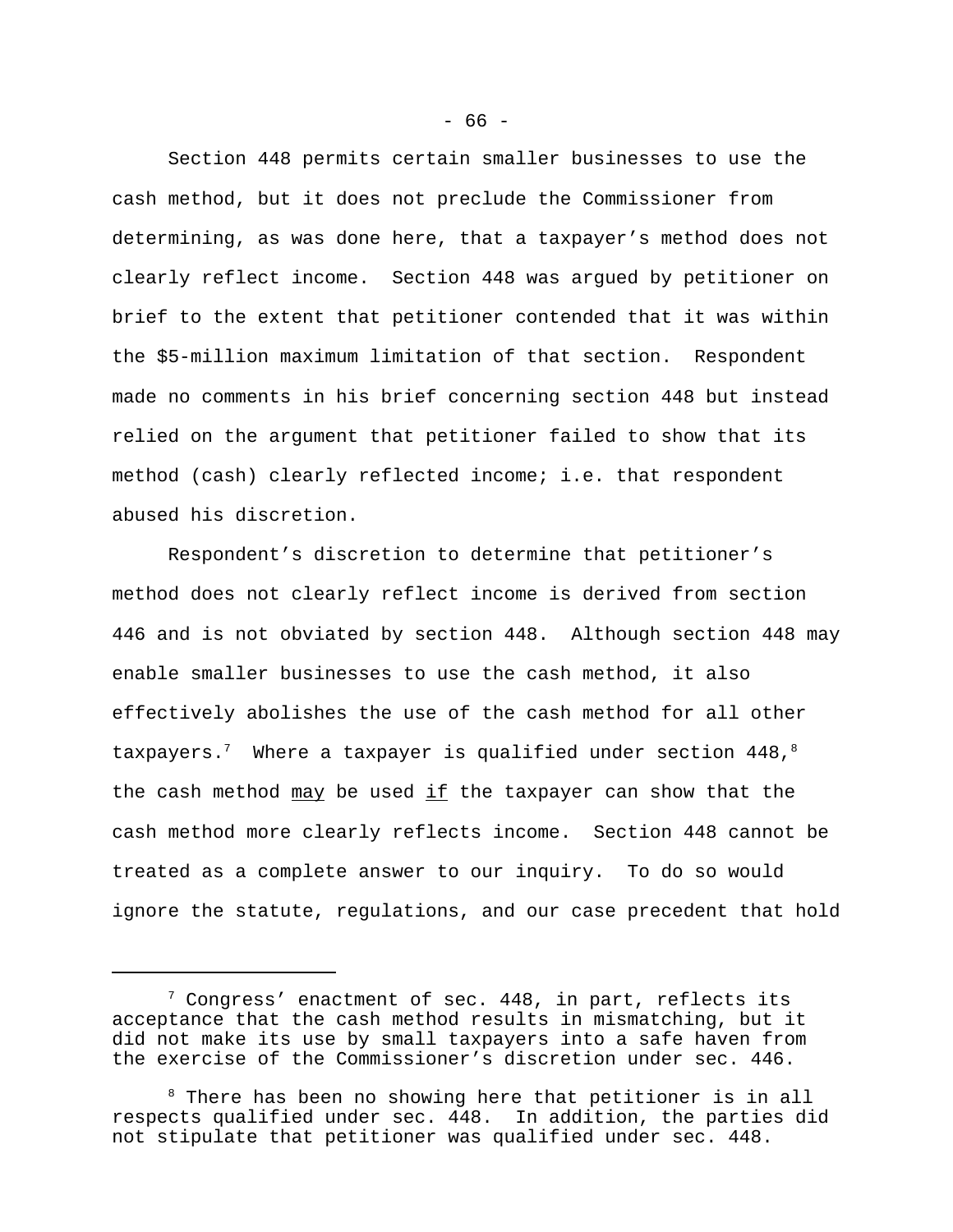Section 448 permits certain smaller businesses to use the cash method, but it does not preclude the Commissioner from determining, as was done here, that a taxpayer's method does not clearly reflect income. Section 448 was argued by petitioner on brief to the extent that petitioner contended that it was within the $5-million maximum limitation of that section. Respondent made no comments in his brief concerning section 448 but instead relied on the argument that petitioner failed to show that its method (cash) clearly reflected income; i.e. that respondent abused his discretion.

Respondent's discretion to determine that petitioner's method does not clearly reflect income is derived from section 446 and is not obviated by section 448. Although section 448 may enable smaller businesses to use the cash method, it also effectively abolishes the use of the cash method for all other taxpayers.[7] Where a taxpayer is qualified under section 448,[8] the cash method <u>may</u> be used <u>if</u> the taxpayer can show that the cash method more clearly reflects income. Section 448 cannot be treated as a complete answer to our inquiry. To do so would ignore the statute, regulations, and our case precedent that hold

---

[7] Congress' enactment of sec. 448, in part, reflects its acceptance that the cash method results in mismatching, but it did not make its use by small taxpayers into a safe haven from the exercise of the Commissioner's discretion under sec. 446.

[8] There has been no showing here that petitioner is in all respects qualified under sec. 448. In addition, the parties did not stipulate that petitioner was qualified under sec. 448.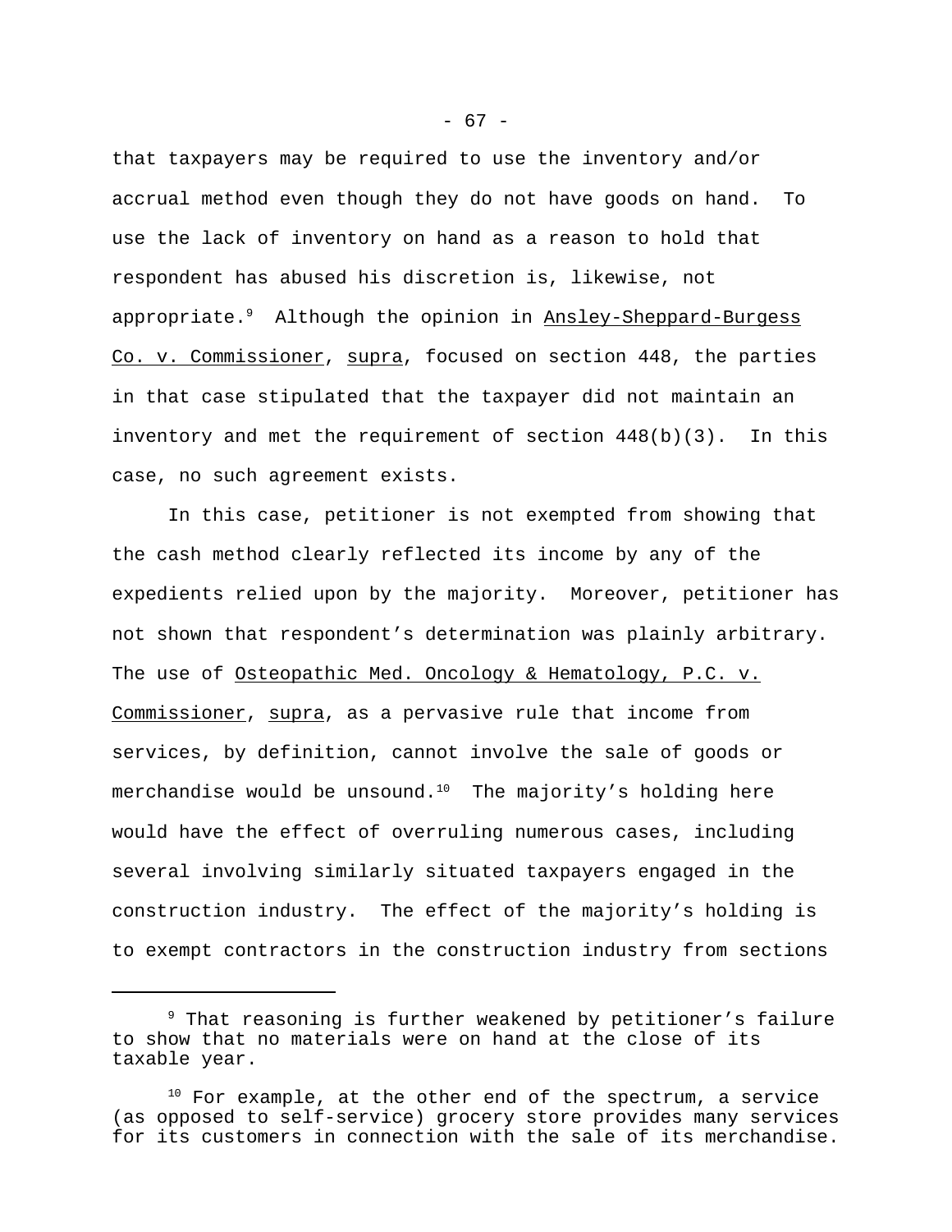that taxpayers may be required to use the inventory and/or accrual method even though they do not have goods on hand. To use the lack of inventory on hand as a reason to hold that respondent has abused his discretion is, likewise, not appropriate.[9] Although the opinion in Ansley-Sheppard-Burgess Co. v. Commissioner, supra, focused on section 448, the parties in that case stipulated that the taxpayer did not maintain an inventory and met the requirement of section 448(b)(3). In this case, no such agreement exists.

In this case, petitioner is not exempted from showing that the cash method clearly reflected its income by any of the expedients relied upon by the majority. Moreover, petitioner has not shown that respondent's determination was plainly arbitrary. The use of Osteopathic Med. Oncology & Hematology, P.C. v. Commissioner, supra, as a pervasive rule that income from services, by definition, cannot involve the sale of goods or merchandise would be unsound.[10] The majority's holding here would have the effect of overruling numerous cases, including several involving similarly situated taxpayers engaged in the construction industry. The effect of the majority's holding is to exempt contractors in the construction industry from sections

---

[9] That reasoning is further weakened by petitioner's failure to show that no materials were on hand at the close of its taxable year.

[10] For example, at the other end of the spectrum, a service (as opposed to self-service) grocery store provides many services for its customers in connection with the sale of its merchandise.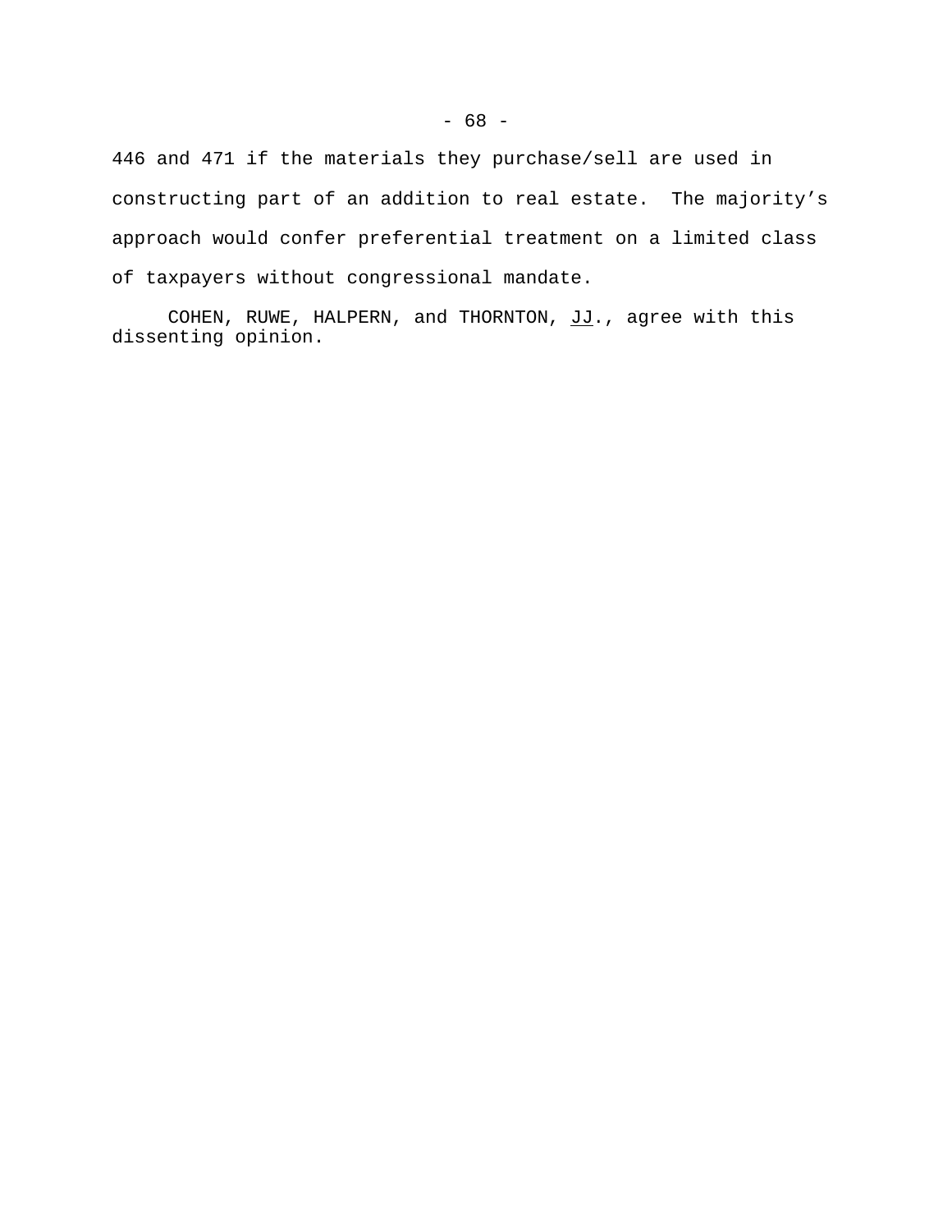446 and 471 if the materials they purchase/sell are used in constructing part of an addition to real estate. The majority's approach would confer preferential treatment on a limited class of taxpayers without congressional mandate.

COHEN, RUWE, HALPERN, and THORNTON, JJ., agree with this dissenting opinion.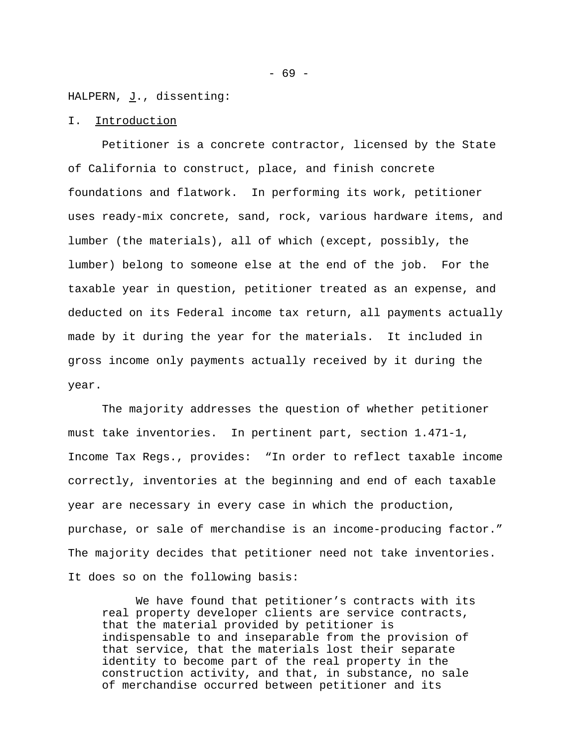HALPERN, J., dissenting:

I. Introduction

Petitioner is a concrete contractor, licensed by the State of California to construct, place, and finish concrete foundations and flatwork. In performing its work, petitioner uses ready-mix concrete, sand, rock, various hardware items, and lumber (the materials), all of which (except, possibly, the lumber) belong to someone else at the end of the job. For the taxable year in question, petitioner treated as an expense, and deducted on its Federal income tax return, all payments actually made by it during the year for the materials. It included in gross income only payments actually received by it during the year.

The majority addresses the question of whether petitioner must take inventories. In pertinent part, section 1.471-1, Income Tax Regs., provides: "In order to reflect taxable income correctly, inventories at the beginning and end of each taxable year are necessary in every case in which the production, purchase, or sale of merchandise is an income-producing factor." The majority decides that petitioner need not take inventories. It does so on the following basis:

> We have found that petitioner's contracts with its real property developer clients are service contracts, that the material provided by petitioner is indispensable to and inseparable from the provision of that service, that the materials lost their separate identity to become part of the real property in the construction activity, and that, in substance, no sale of merchandise occurred between petitioner and its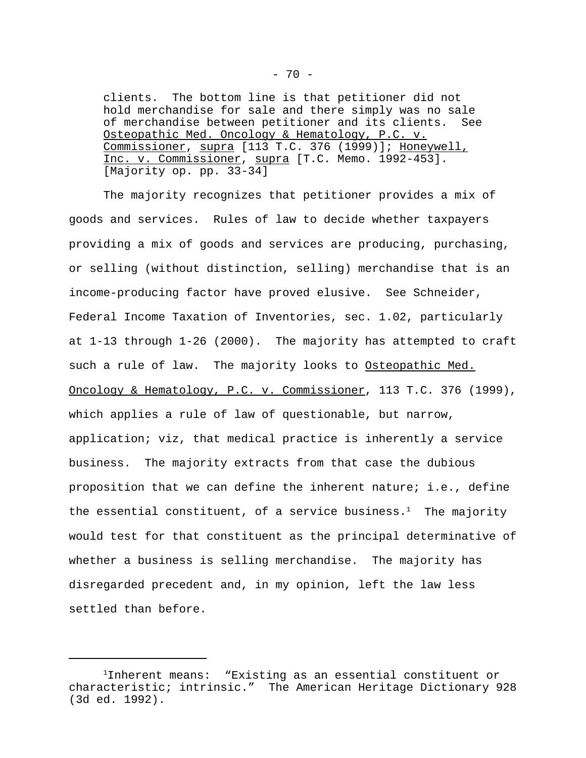> clients. The bottom line is that petitioner did not hold merchandise for sale and there simply was no sale of merchandise between petitioner and its clients. See Osteopathic Med. Oncology & Hematology, P.C. v. Commissioner, supra [113 T.C. 376 (1999)]; Honeywell, Inc. v. Commissioner, supra [T.C. Memo. 1992-453]. [Majority op. pp. 33-34]

The majority recognizes that petitioner provides a mix of goods and services. Rules of law to decide whether taxpayers providing a mix of goods and services are producing, purchasing, or selling (without distinction, selling) merchandise that is an income-producing factor have proved elusive. See Schneider, Federal Income Taxation of Inventories, sec. 1.02, particularly at 1-13 through 1-26 (2000). The majority has attempted to craft such a rule of law. The majority looks to Osteopathic Med. Oncology & Hematology, P.C. v. Commissioner, 113 T.C. 376 (1999), which applies a rule of law of questionable, but narrow, application; viz, that medical practice is inherently a service business. The majority extracts from that case the dubious proposition that we can define the inherent nature; i.e., define the essential constituent, of a service business.[1] The majority would test for that constituent as the principal determinative of whether a business is selling merchandise. The majority has disregarded precedent and, in my opinion, left the law less settled than before.

---

[1]Inherent means: "Existing as an essential constituent or characteristic; intrinsic." The American Heritage Dictionary 928 (3d ed. 1992).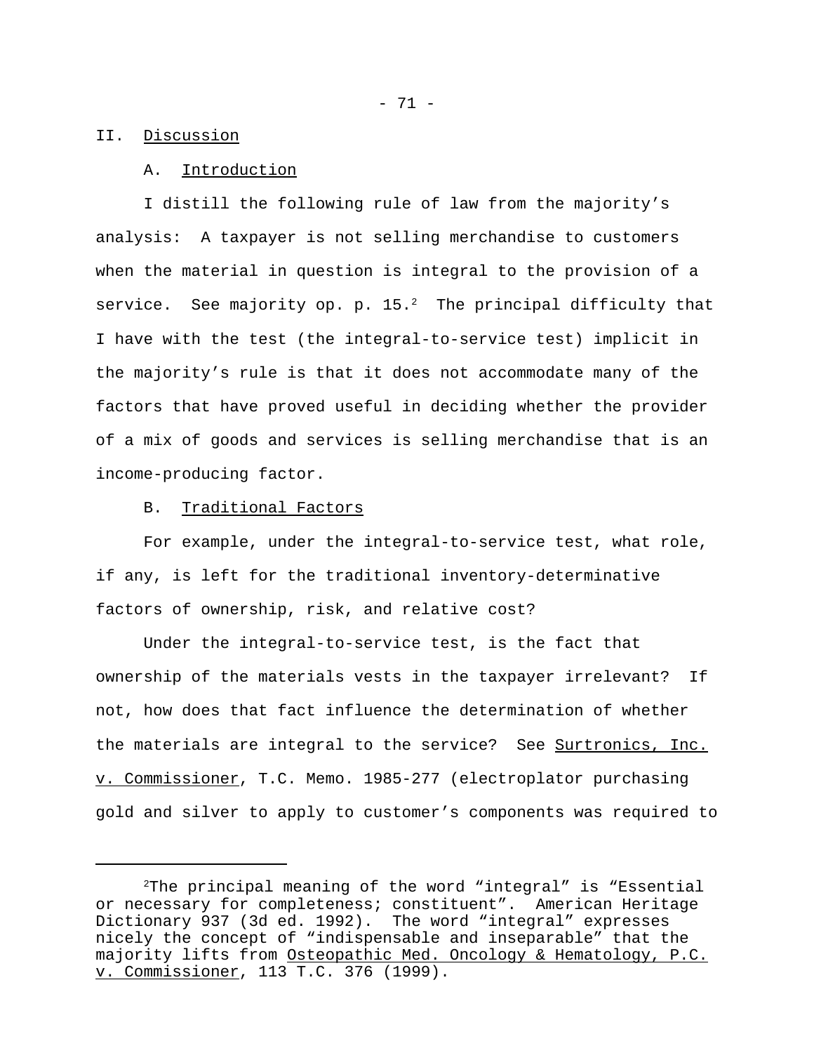## II. Discussion

### A. Introduction

I distill the following rule of law from the majority's analysis: A taxpayer is not selling merchandise to customers when the material in question is integral to the provision of a service. See majority op. p. 15.[2] The principal difficulty that I have with the test (the integral-to-service test) implicit in the majority's rule is that it does not accommodate many of the factors that have proved useful in deciding whether the provider of a mix of goods and services is selling merchandise that is an income-producing factor.

### B. Traditional Factors

For example, under the integral-to-service test, what role, if any, is left for the traditional inventory-determinative factors of ownership, risk, and relative cost?

Under the integral-to-service test, is the fact that ownership of the materials vests in the taxpayer irrelevant? If not, how does that fact influence the determination of whether the materials are integral to the service? See Surtronics, Inc. v. Commissioner, T.C. Memo. 1985-277 (electroplator purchasing gold and silver to apply to customer's components was required to

---

[2]The principal meaning of the word "integral" is "Essential or necessary for completeness; constituent". American Heritage Dictionary 937 (3d ed. 1992). The word "integral" expresses nicely the concept of "indispensable and inseparable" that the majority lifts from Osteopathic Med. Oncology & Hematology, P.C. v. Commissioner, 113 T.C. 376 (1999).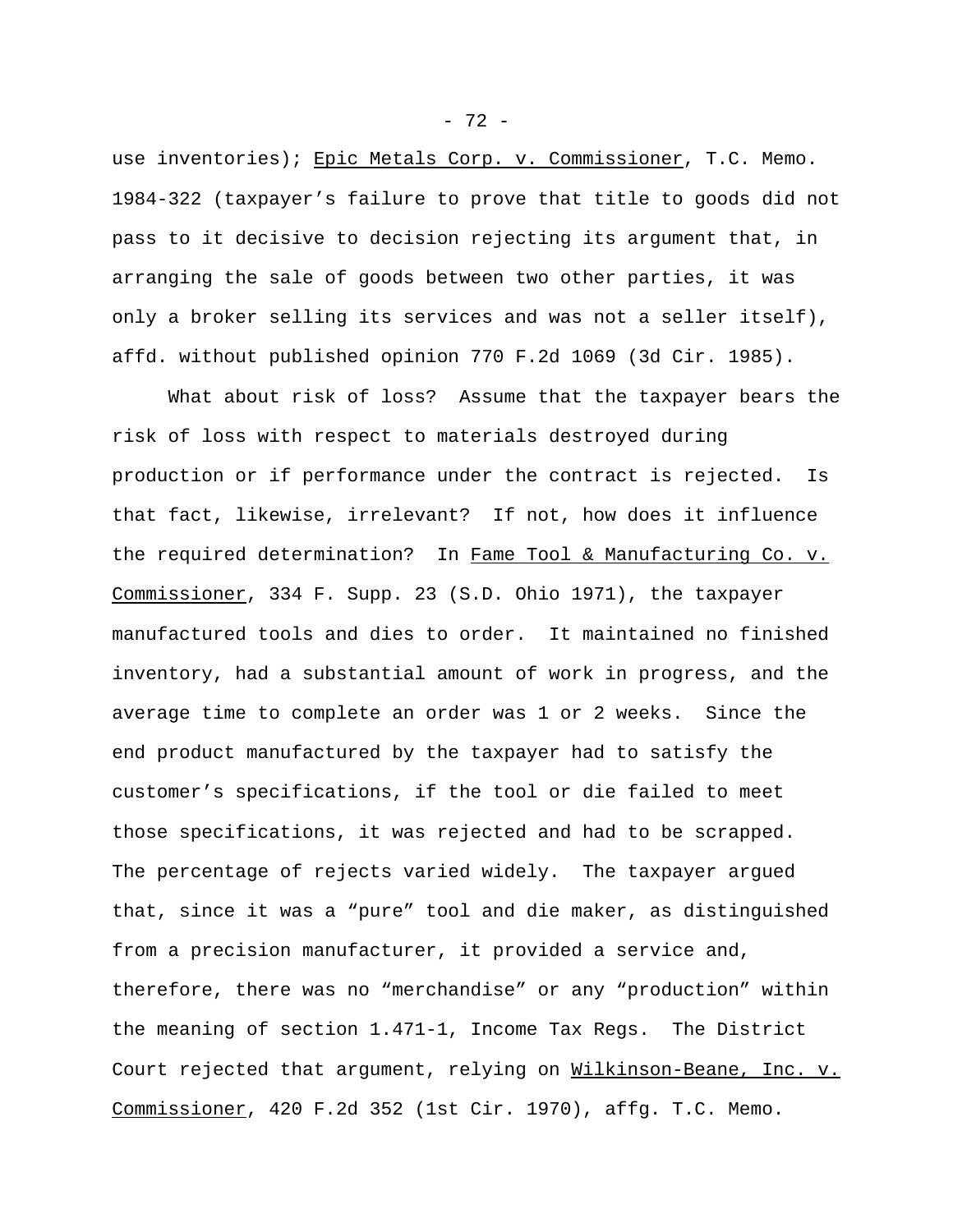use inventories); Epic Metals Corp. v. Commissioner, T.C. Memo. 1984-322 (taxpayer's failure to prove that title to goods did not pass to it decisive to decision rejecting its argument that, in arranging the sale of goods between two other parties, it was only a broker selling its services and was not a seller itself), affd. without published opinion 770 F.2d 1069 (3d Cir. 1985).

What about risk of loss? Assume that the taxpayer bears the risk of loss with respect to materials destroyed during production or if performance under the contract is rejected. Is that fact, likewise, irrelevant? If not, how does it influence the required determination? In Fame Tool & Manufacturing Co. v. Commissioner, 334 F. Supp. 23 (S.D. Ohio 1971), the taxpayer manufactured tools and dies to order. It maintained no finished inventory, had a substantial amount of work in progress, and the average time to complete an order was 1 or 2 weeks. Since the end product manufactured by the taxpayer had to satisfy the customer's specifications, if the tool or die failed to meet those specifications, it was rejected and had to be scrapped. The percentage of rejects varied widely. The taxpayer argued that, since it was a "pure" tool and die maker, as distinguished from a precision manufacturer, it provided a service and, therefore, there was no "merchandise" or any "production" within the meaning of section 1.471-1, Income Tax Regs. The District Court rejected that argument, relying on Wilkinson-Beane, Inc. v. Commissioner, 420 F.2d 352 (1st Cir. 1970), affg. T.C. Memo.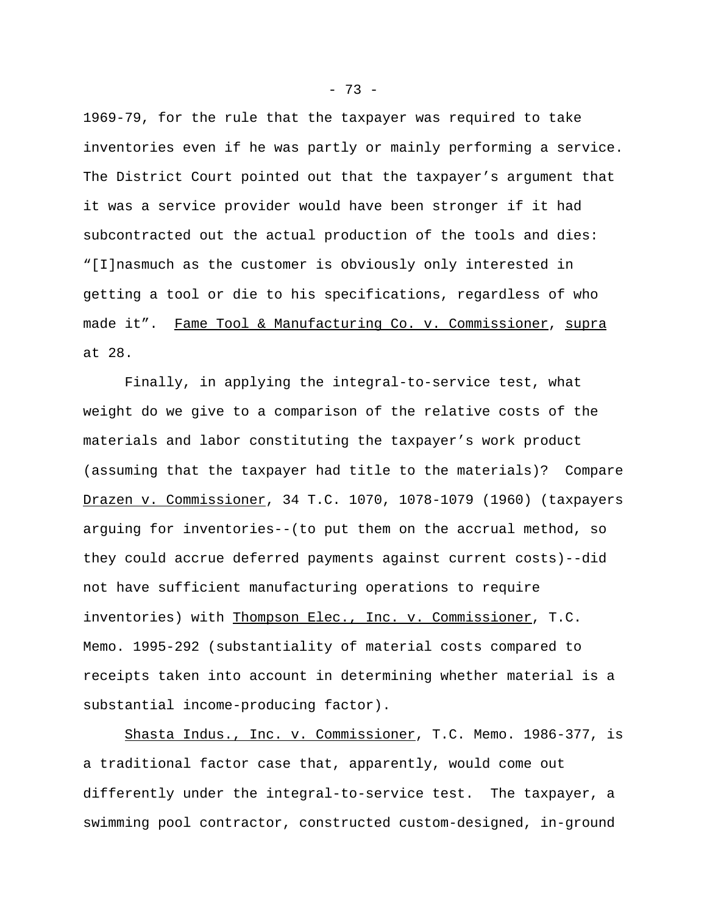1969-79, for the rule that the taxpayer was required to take inventories even if he was partly or mainly performing a service. The District Court pointed out that the taxpayer's argument that it was a service provider would have been stronger if it had subcontracted out the actual production of the tools and dies: "[I]nasmuch as the customer is obviously only interested in getting a tool or die to his specifications, regardless of who made it". Fame Tool & Manufacturing Co. v. Commissioner, supra at 28.

Finally, in applying the integral-to-service test, what weight do we give to a comparison of the relative costs of the materials and labor constituting the taxpayer's work product (assuming that the taxpayer had title to the materials)? Compare Drazen v. Commissioner, 34 T.C. 1070, 1078-1079 (1960) (taxpayers arguing for inventories--(to put them on the accrual method, so they could accrue deferred payments against current costs)--did not have sufficient manufacturing operations to require inventories) with Thompson Elec., Inc. v. Commissioner, T.C. Memo. 1995-292 (substantiality of material costs compared to receipts taken into account in determining whether material is a substantial income-producing factor).

Shasta Indus., Inc. v. Commissioner, T.C. Memo. 1986-377, is a traditional factor case that, apparently, would come out differently under the integral-to-service test. The taxpayer, a swimming pool contractor, constructed custom-designed, in-ground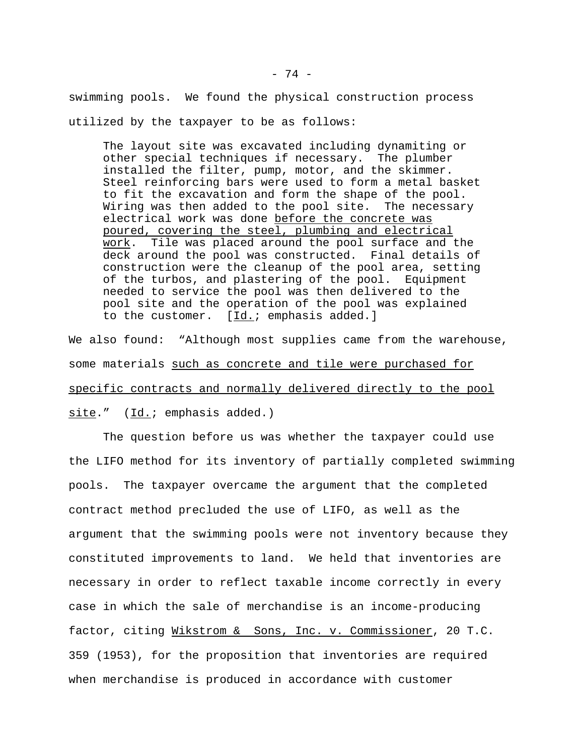swimming pools. We found the physical construction process utilized by the taxpayer to be as follows:

> The layout site was excavated including dynamiting or other special techniques if necessary. The plumber installed the filter, pump, motor, and the skimmer. Steel reinforcing bars were used to form a metal basket to fit the excavation and form the shape of the pool. Wiring was then added to the pool site. The necessary electrical work was done <u>before the concrete was poured, covering the steel, plumbing and electrical work</u>. Tile was placed around the pool surface and the deck around the pool was constructed. Final details of construction were the cleanup of the pool area, setting of the turbos, and plastering of the pool. Equipment needed to service the pool was then delivered to the pool site and the operation of the pool was explained to the customer. [<u>Id.</u>; emphasis added.]

We also found: "Although most supplies came from the warehouse, some materials <u>such as concrete and tile were purchased for specific contracts and normally delivered directly to the pool site</u>." (<u>Id.</u>; emphasis added.)

The question before us was whether the taxpayer could use the LIFO method for its inventory of partially completed swimming pools. The taxpayer overcame the argument that the completed contract method precluded the use of LIFO, as well as the argument that the swimming pools were not inventory because they constituted improvements to land. We held that inventories are necessary in order to reflect taxable income correctly in every case in which the sale of merchandise is an income-producing factor, citing <u>Wikstrom & Sons, Inc. v. Commissioner</u>, 20 T.C. 359 (1953), for the proposition that inventories are required when merchandise is produced in accordance with customer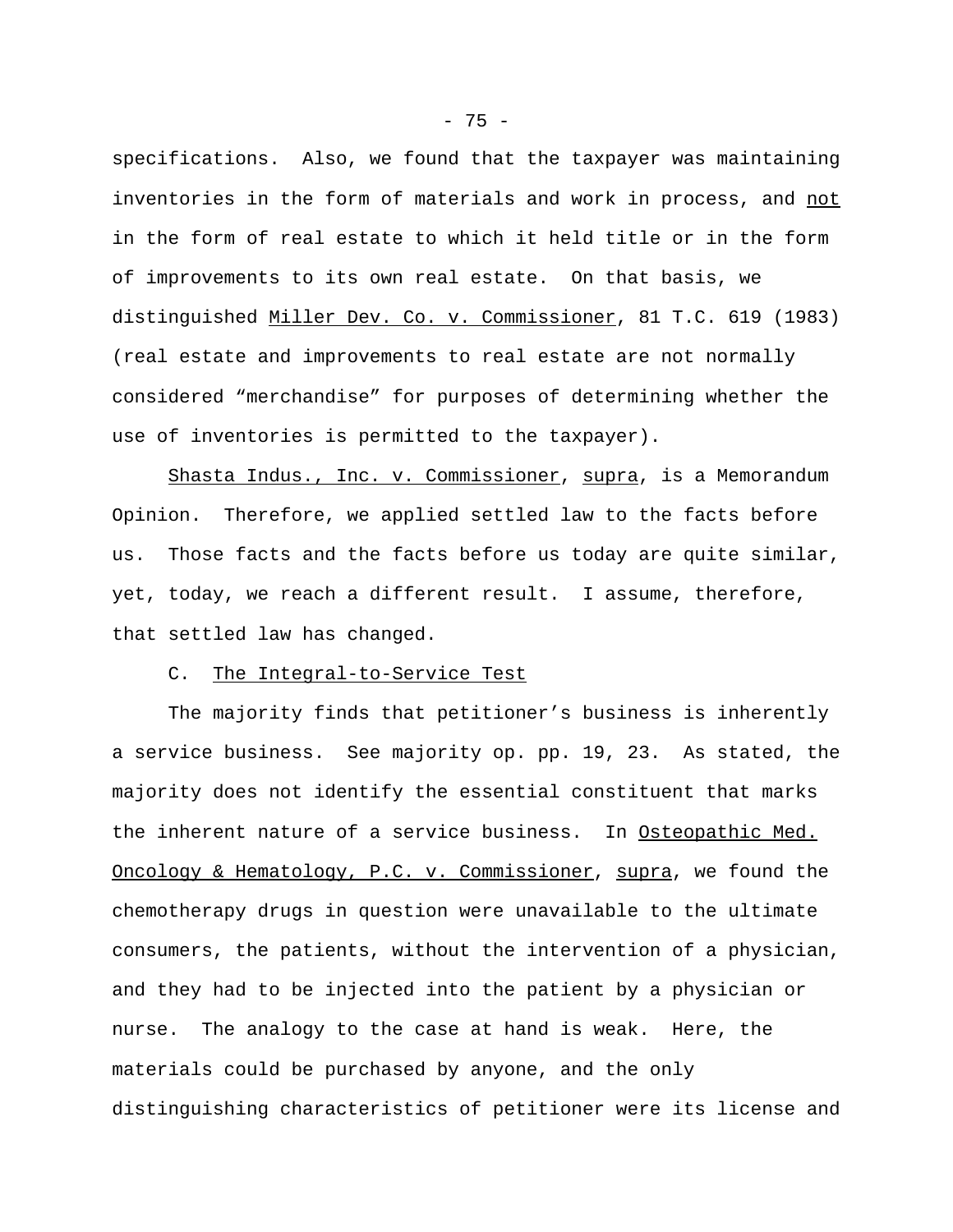specifications. Also, we found that the taxpayer was maintaining inventories in the form of materials and work in process, and <u>not</u> in the form of real estate to which it held title or in the form of improvements to its own real estate. On that basis, we distinguished <u>Miller Dev. Co. v. Commissioner</u>, 81 T.C. 619 (1983) (real estate and improvements to real estate are not normally considered “merchandise” for purposes of determining whether the use of inventories is permitted to the taxpayer).

<u>Shasta Indus., Inc. v. Commissioner</u>, <u>supra</u>, is a Memorandum Opinion. Therefore, we applied settled law to the facts before us. Those facts and the facts before us today are quite similar, yet, today, we reach a different result. I assume, therefore, that settled law has changed.

C. <u>The Integral-to-Service Test</u>

The majority finds that petitioner’s business is inherently a service business. See majority op. pp. 19, 23. As stated, the majority does not identify the essential constituent that marks the inherent nature of a service business. In <u>Osteopathic Med. Oncology & Hematology, P.C. v. Commissioner</u>, <u>supra</u>, we found the chemotherapy drugs in question were unavailable to the ultimate consumers, the patients, without the intervention of a physician, and they had to be injected into the patient by a physician or nurse. The analogy to the case at hand is weak. Here, the materials could be purchased by anyone, and the only distinguishing characteristics of petitioner were its license and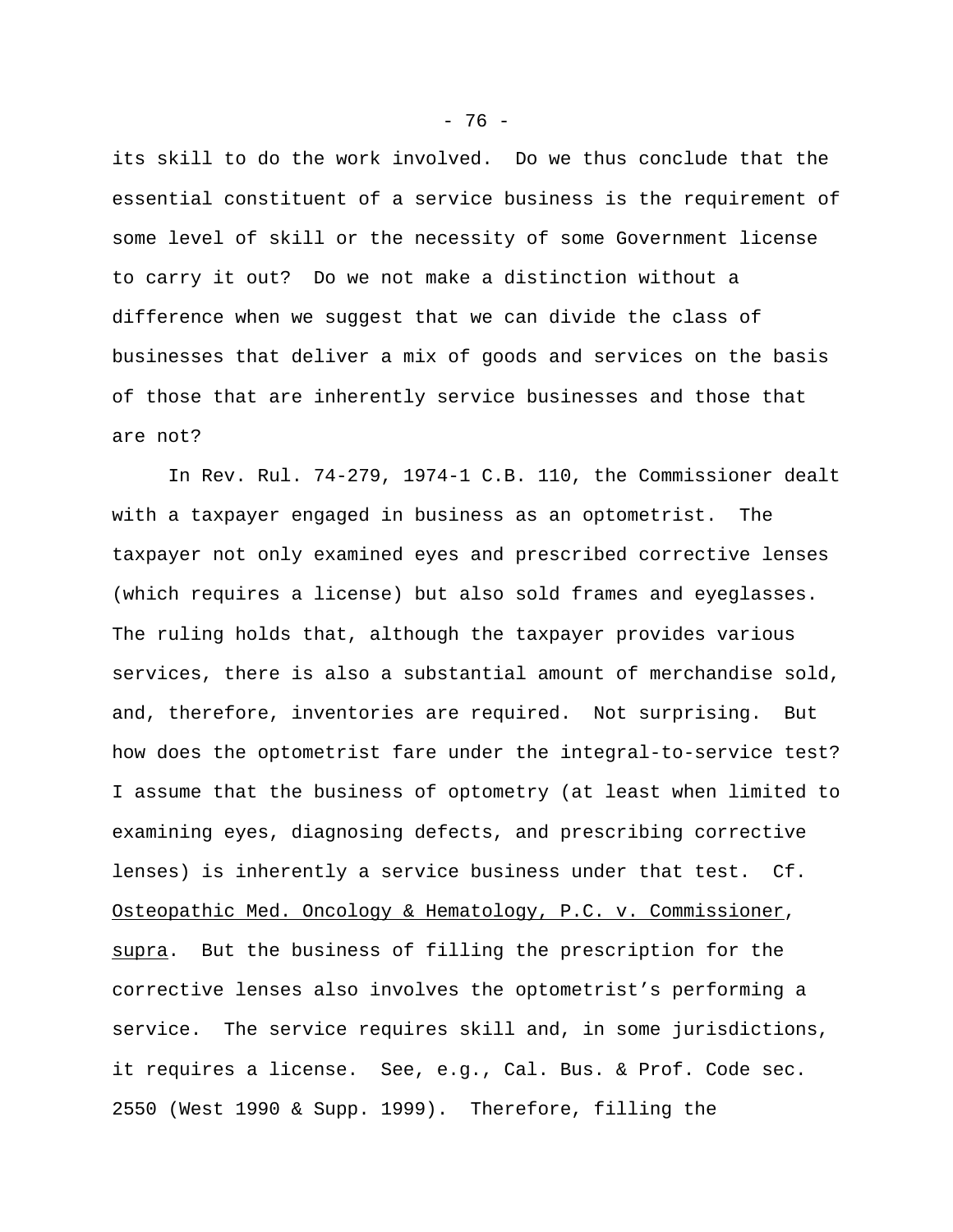its skill to do the work involved. Do we thus conclude that the essential constituent of a service business is the requirement of some level of skill or the necessity of some Government license to carry it out? Do we not make a distinction without a difference when we suggest that we can divide the class of businesses that deliver a mix of goods and services on the basis of those that are inherently service businesses and those that are not?

In Rev. Rul. 74-279, 1974-1 C.B. 110, the Commissioner dealt with a taxpayer engaged in business as an optometrist. The taxpayer not only examined eyes and prescribed corrective lenses (which requires a license) but also sold frames and eyeglasses. The ruling holds that, although the taxpayer provides various services, there is also a substantial amount of merchandise sold, and, therefore, inventories are required. Not surprising. But how does the optometrist fare under the integral-to-service test? I assume that the business of optometry (at least when limited to examining eyes, diagnosing defects, and prescribing corrective lenses) is inherently a service business under that test. Cf. Osteopathic Med. Oncology & Hematology, P.C. v. Commissioner, supra. But the business of filling the prescription for the corrective lenses also involves the optometrist's performing a service. The service requires skill and, in some jurisdictions, it requires a license. See, e.g., Cal. Bus. & Prof. Code sec. 2550 (West 1990 & Supp. 1999). Therefore, filling the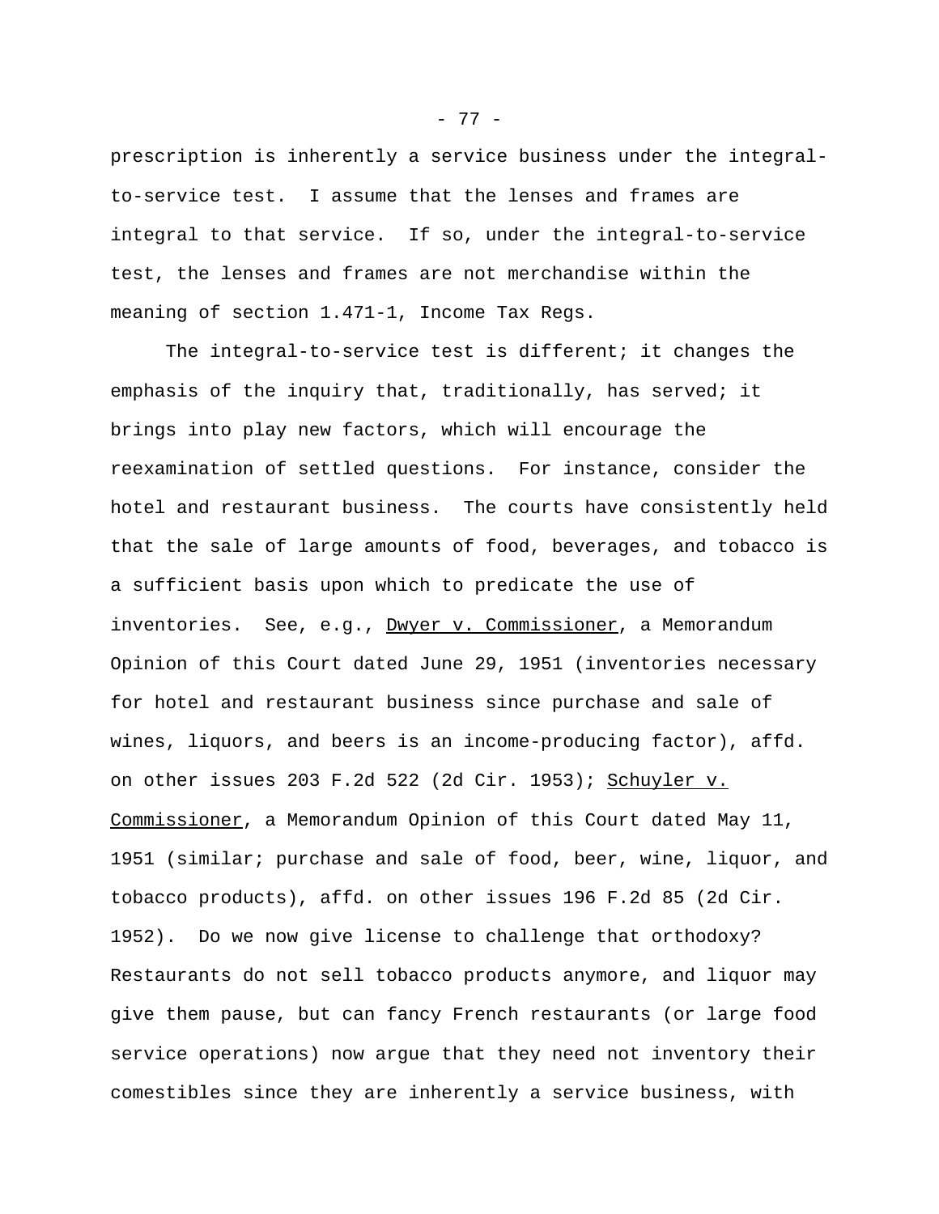prescription is inherently a service business under the integral-to-service test. I assume that the lenses and frames are integral to that service. If so, under the integral-to-service test, the lenses and frames are not merchandise within the meaning of section 1.471-1, Income Tax Regs.

The integral-to-service test is different; it changes the emphasis of the inquiry that, traditionally, has served; it brings into play new factors, which will encourage the reexamination of settled questions. For instance, consider the hotel and restaurant business. The courts have consistently held that the sale of large amounts of food, beverages, and tobacco is a sufficient basis upon which to predicate the use of inventories. See, e.g., Dwyer v. Commissioner, a Memorandum Opinion of this Court dated June 29, 1951 (inventories necessary for hotel and restaurant business since purchase and sale of wines, liquors, and beers is an income-producing factor), affd. on other issues 203 F.2d 522 (2d Cir. 1953); Schuyler v. Commissioner, a Memorandum Opinion of this Court dated May 11, 1951 (similar; purchase and sale of food, beer, wine, liquor, and tobacco products), affd. on other issues 196 F.2d 85 (2d Cir. 1952). Do we now give license to challenge that orthodoxy? Restaurants do not sell tobacco products anymore, and liquor may give them pause, but can fancy French restaurants (or large food service operations) now argue that they need not inventory their comestibles since they are inherently a service business, with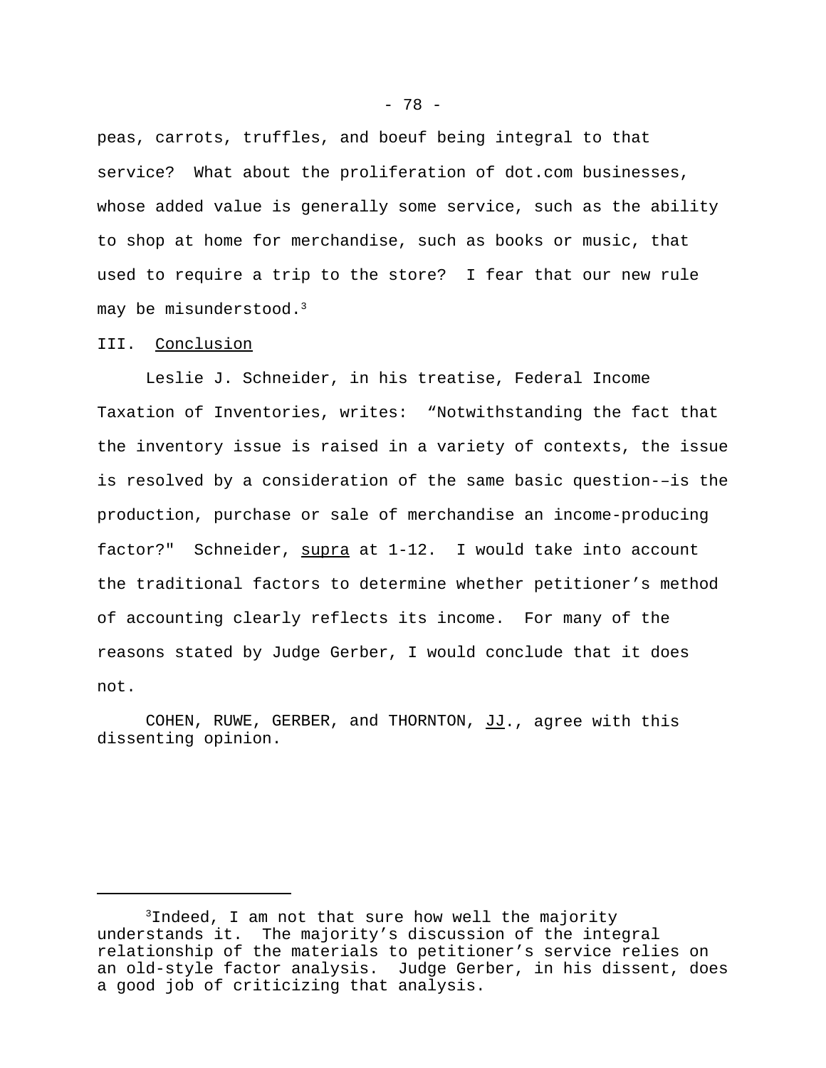peas, carrots, truffles, and boeuf being integral to that service? What about the proliferation of dot.com businesses, whose added value is generally some service, such as the ability to shop at home for merchandise, such as books or music, that used to require a trip to the store? I fear that our new rule may be misunderstood.[3]

III. Conclusion

Leslie J. Schneider, in his treatise, Federal Income Taxation of Inventories, writes: “Notwithstanding the fact that the inventory issue is raised in a variety of contexts, the issue is resolved by a consideration of the same basic question-–is the production, purchase or sale of merchandise an income-producing factor?" Schneider, supra at 1-12. I would take into account the traditional factors to determine whether petitioner’s method of accounting clearly reflects its income. For many of the reasons stated by Judge Gerber, I would conclude that it does not.

COHEN, RUWE, GERBER, and THORNTON, JJ., agree with this dissenting opinion.

---

[3]Indeed, I am not that sure how well the majority understands it. The majority’s discussion of the integral relationship of the materials to petitioner’s service relies on an old-style factor analysis. Judge Gerber, in his dissent, does a good job of criticizing that analysis.